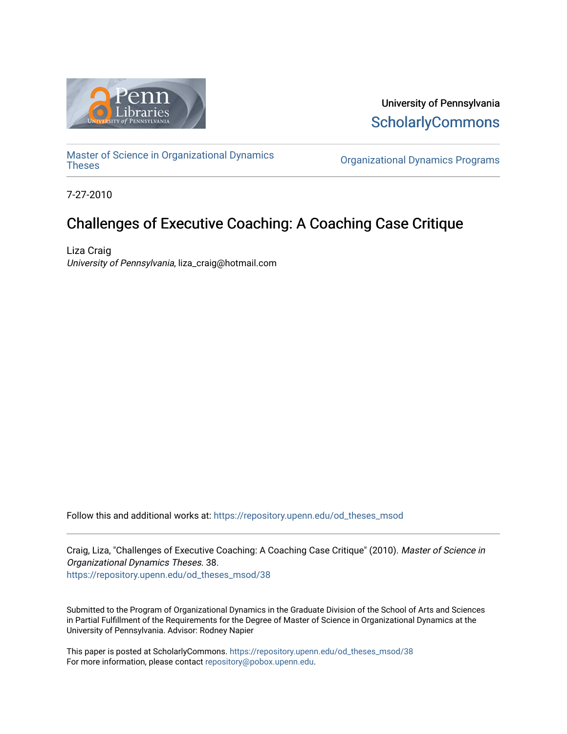University of Pennsylvania
ScholarlyCommons

Master of Science in Organizational Dynamics Theses

Organizational Dynamics Programs

7-27-2010

# Challenges of Executive Coaching: A Coaching Case Critique

Liza Craig
*University of Pennsylvania*, liza_craig@hotmail.com

Follow this and additional works at: https://repository.upenn.edu/od_theses_msod

Craig, Liza, "Challenges of Executive Coaching: A Coaching Case Critique" (2010). *Master of Science in Organizational Dynamics Theses*. 38.
https://repository.upenn.edu/od_theses_msod/38

Submitted to the Program of Organizational Dynamics in the Graduate Division of the School of Arts and Sciences in Partial Fulfillment of the Requirements for the Degree of Master of Science in Organizational Dynamics at the University of Pennsylvania. Advisor: Rodney Napier

This paper is posted at ScholarlyCommons. https://repository.upenn.edu/od_theses_msod/38
For more information, please contact repository@pobox.upenn.edu.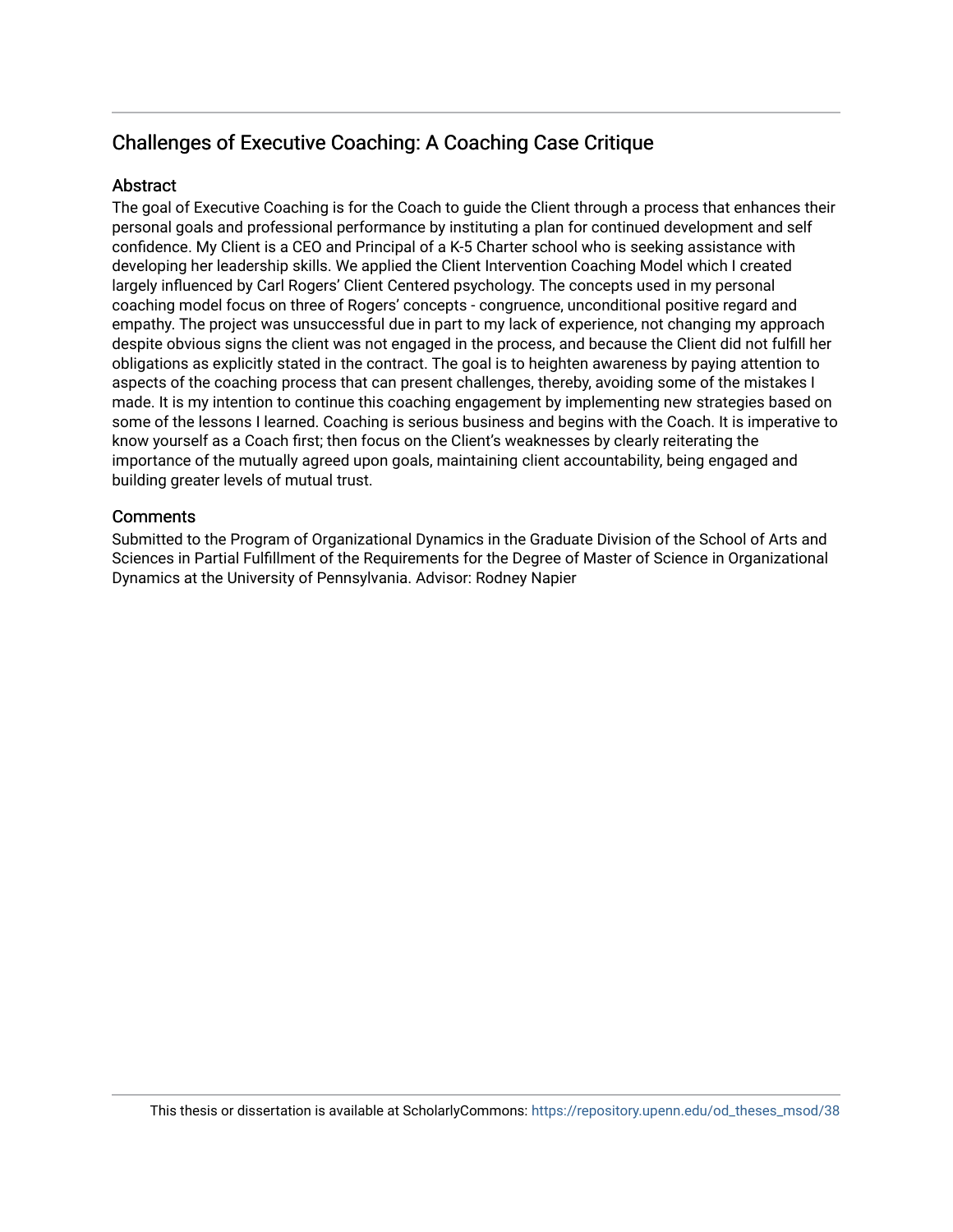## Challenges of Executive Coaching: A Coaching Case Critique

### Abstract

The goal of Executive Coaching is for the Coach to guide the Client through a process that enhances their personal goals and professional performance by instituting a plan for continued development and self confidence. My Client is a CEO and Principal of a K-5 Charter school who is seeking assistance with developing her leadership skills. We applied the Client Intervention Coaching Model which I created largely influenced by Carl Rogers' Client Centered psychology. The concepts used in my personal coaching model focus on three of Rogers' concepts - congruence, unconditional positive regard and empathy. The project was unsuccessful due in part to my lack of experience, not changing my approach despite obvious signs the client was not engaged in the process, and because the Client did not fulfill her obligations as explicitly stated in the contract. The goal is to heighten awareness by paying attention to aspects of the coaching process that can present challenges, thereby, avoiding some of the mistakes I made. It is my intention to continue this coaching engagement by implementing new strategies based on some of the lessons I learned. Coaching is serious business and begins with the Coach. It is imperative to know yourself as a Coach first; then focus on the Client's weaknesses by clearly reiterating the importance of the mutually agreed upon goals, maintaining client accountability, being engaged and building greater levels of mutual trust.

### Comments

Submitted to the Program of Organizational Dynamics in the Graduate Division of the School of Arts and Sciences in Partial Fulfillment of the Requirements for the Degree of Master of Science in Organizational Dynamics at the University of Pennsylvania. Advisor: Rodney Napier

This thesis or dissertation is available at ScholarlyCommons: https://repository.upenn.edu/od_theses_msod/38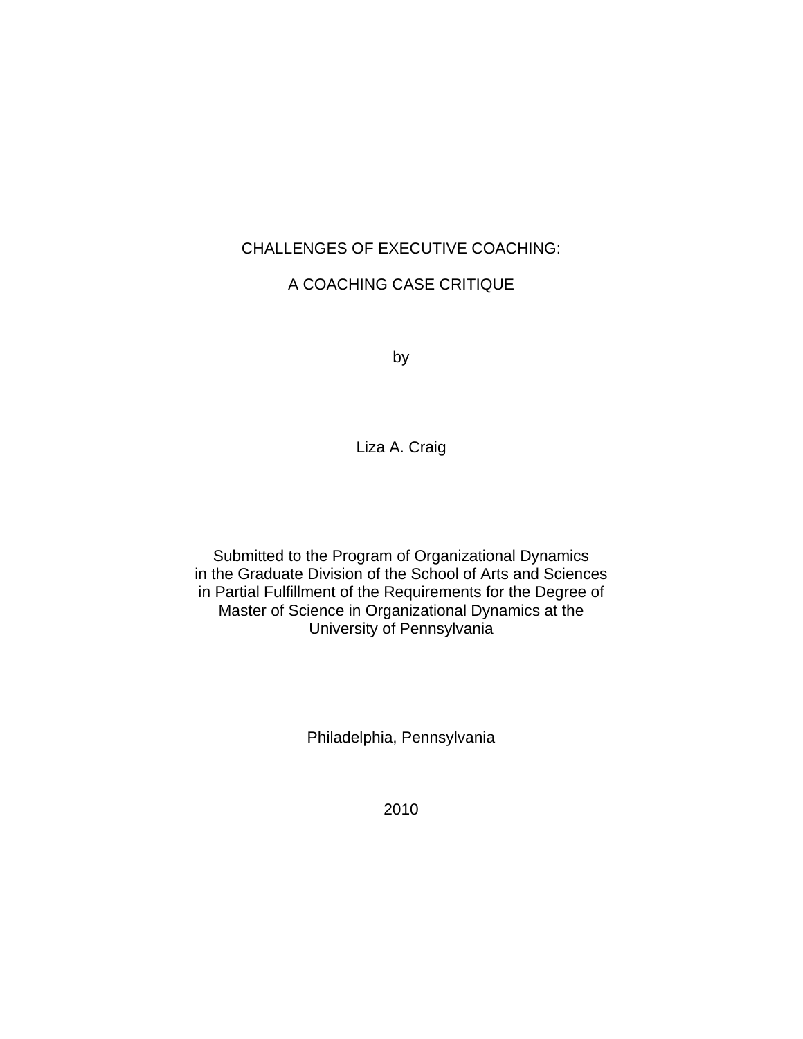# CHALLENGES OF EXECUTIVE COACHING:

# A COACHING CASE CRITIQUE

by

Liza A. Craig

Submitted to the Program of Organizational Dynamics
in the Graduate Division of the School of Arts and Sciences
in Partial Fulfillment of the Requirements for the Degree of
Master of Science in Organizational Dynamics at the
University of Pennsylvania

Philadelphia, Pennsylvania

2010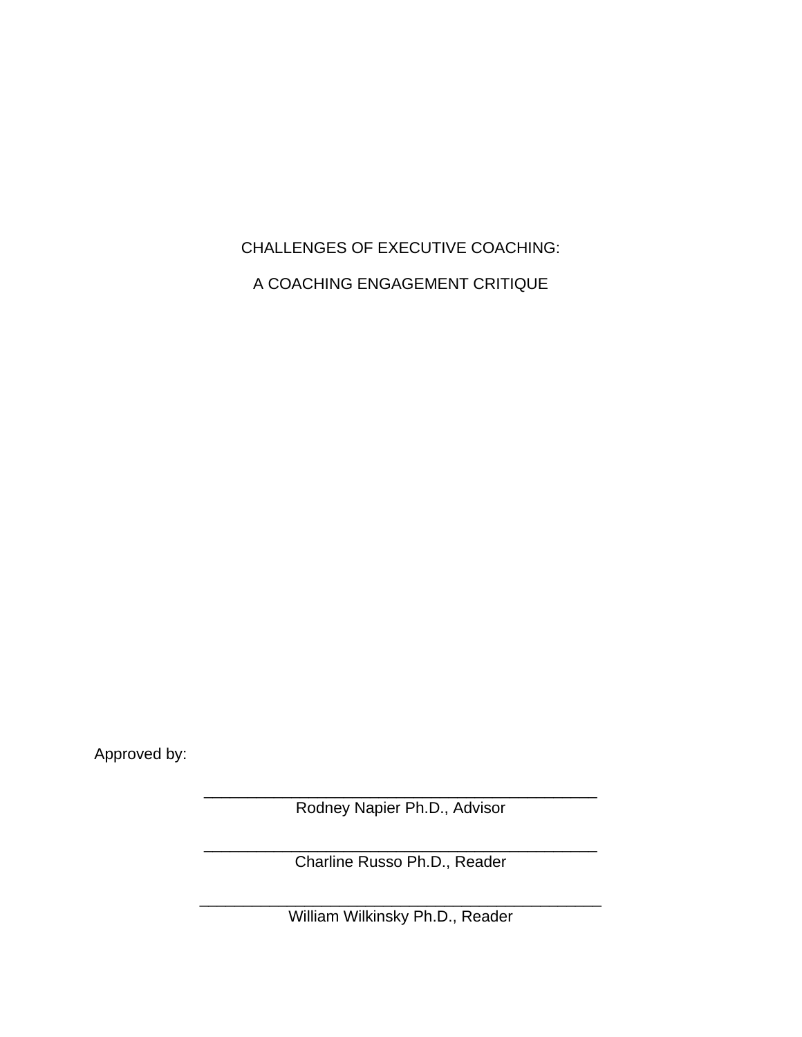CHALLENGES OF EXECUTIVE COACHING:

A COACHING ENGAGEMENT CRITIQUE

Approved by:

_______________________________________________
Rodney Napier Ph.D., Advisor

_______________________________________________
Charline Russo Ph.D., Reader

_______________________________________________
William Wilkinsky Ph.D., Reader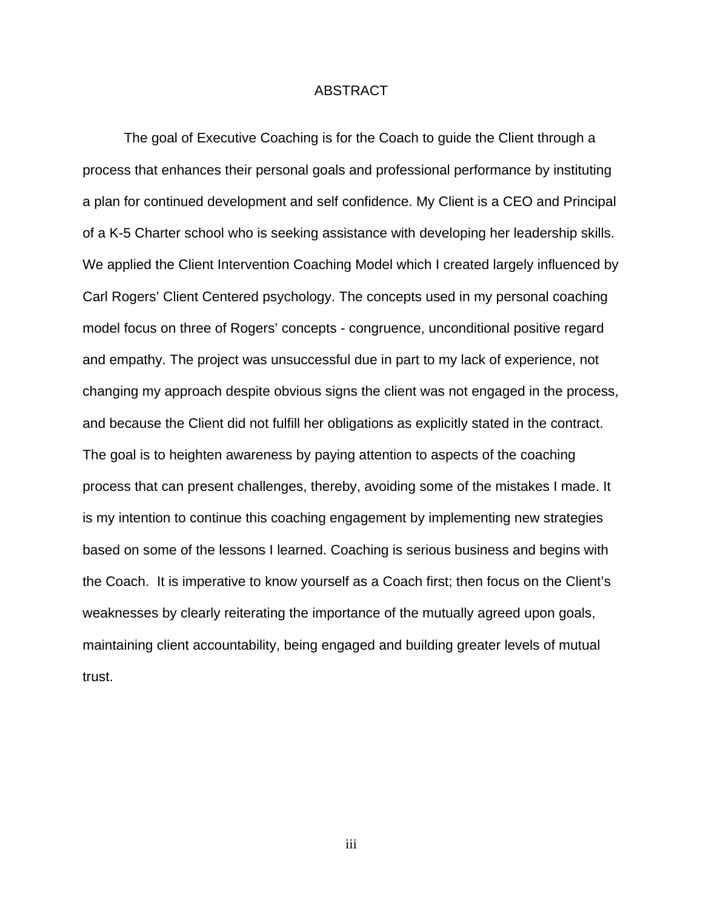# ABSTRACT

The goal of Executive Coaching is for the Coach to guide the Client through a process that enhances their personal goals and professional performance by instituting a plan for continued development and self confidence. My Client is a CEO and Principal of a K-5 Charter school who is seeking assistance with developing her leadership skills. We applied the Client Intervention Coaching Model which I created largely influenced by Carl Rogers' Client Centered psychology. The concepts used in my personal coaching model focus on three of Rogers' concepts - congruence, unconditional positive regard and empathy. The project was unsuccessful due in part to my lack of experience, not changing my approach despite obvious signs the client was not engaged in the process, and because the Client did not fulfill her obligations as explicitly stated in the contract. The goal is to heighten awareness by paying attention to aspects of the coaching process that can present challenges, thereby, avoiding some of the mistakes I made. It is my intention to continue this coaching engagement by implementing new strategies based on some of the lessons I learned. Coaching is serious business and begins with the Coach. It is imperative to know yourself as a Coach first; then focus on the Client's weaknesses by clearly reiterating the importance of the mutually agreed upon goals, maintaining client accountability, being engaged and building greater levels of mutual trust.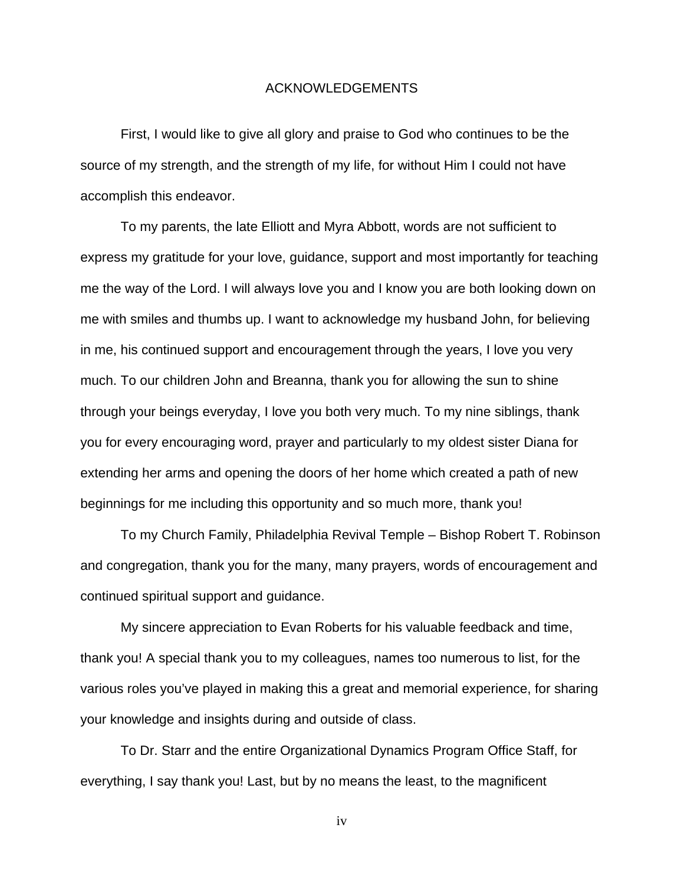# ACKNOWLEDGEMENTS

First, I would like to give all glory and praise to God who continues to be the source of my strength, and the strength of my life, for without Him I could not have accomplish this endeavor.

To my parents, the late Elliott and Myra Abbott, words are not sufficient to express my gratitude for your love, guidance, support and most importantly for teaching me the way of the Lord. I will always love you and I know you are both looking down on me with smiles and thumbs up. I want to acknowledge my husband John, for believing in me, his continued support and encouragement through the years, I love you very much. To our children John and Breanna, thank you for allowing the sun to shine through your beings everyday, I love you both very much. To my nine siblings, thank you for every encouraging word, prayer and particularly to my oldest sister Diana for extending her arms and opening the doors of her home which created a path of new beginnings for me including this opportunity and so much more, thank you!

To my Church Family, Philadelphia Revival Temple – Bishop Robert T. Robinson and congregation, thank you for the many, many prayers, words of encouragement and continued spiritual support and guidance.

My sincere appreciation to Evan Roberts for his valuable feedback and time, thank you! A special thank you to my colleagues, names too numerous to list, for the various roles you've played in making this a great and memorial experience, for sharing your knowledge and insights during and outside of class.

To Dr. Starr and the entire Organizational Dynamics Program Office Staff, for everything, I say thank you! Last, but by no means the least, to the magnificent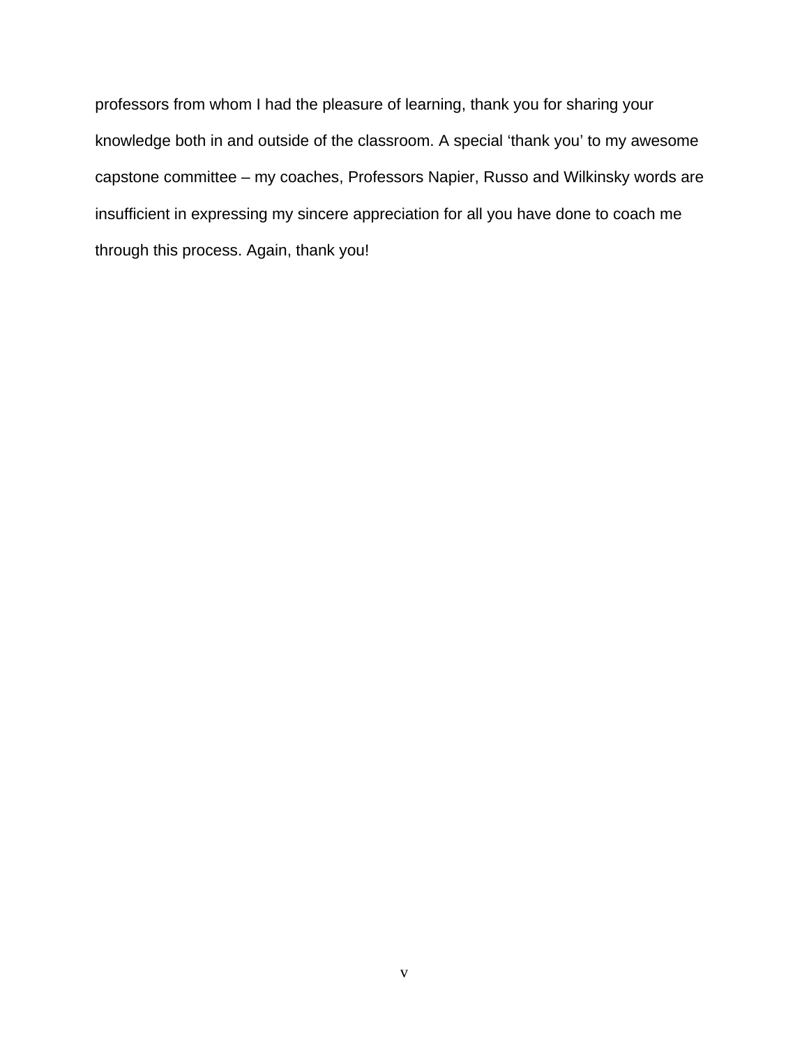professors from whom I had the pleasure of learning, thank you for sharing your knowledge both in and outside of the classroom. A special ‘thank you’ to my awesome capstone committee – my coaches, Professors Napier, Russo and Wilkinsky words are insufficient in expressing my sincere appreciation for all you have done to coach me through this process. Again, thank you!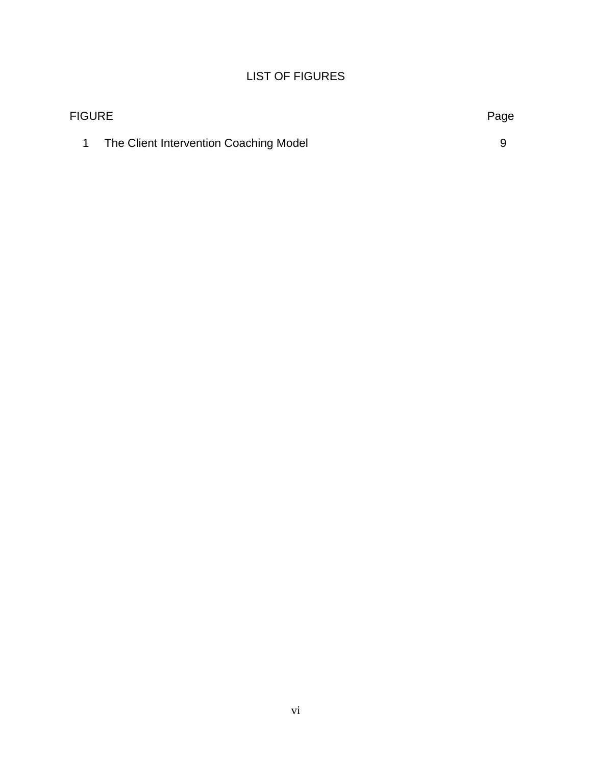# LIST OF FIGURES

| FIGURE | | Page |
|---|---|---|
| 1 | The Client Intervention Coaching Model | 9 |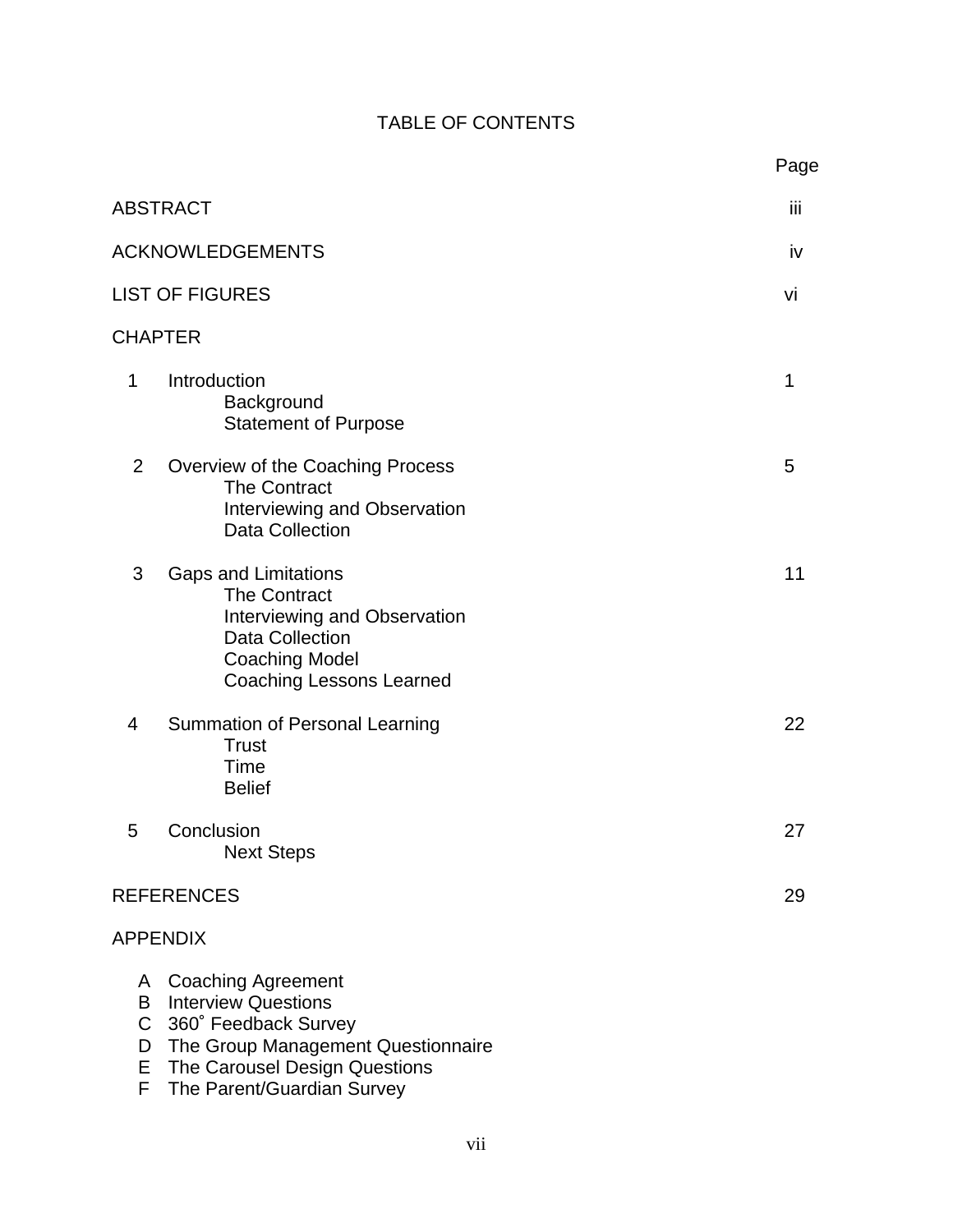# TABLE OF CONTENTS

| | | Page |
|---|---|---|
| ABSTRACT | | iii |
| ACKNOWLEDGEMENTS | | iv |
| LIST OF FIGURES | | vi |
| CHAPTER | | |
| 1 | Introduction<br>Background<br>Statement of Purpose | 1 |
| 2 | Overview of the Coaching Process<br>The Contract<br>Interviewing and Observation<br>Data Collection | 5 |
| 3 | Gaps and Limitations<br>The Contract<br>Interviewing and Observation<br>Data Collection<br>Coaching Model<br>Coaching Lessons Learned | 11 |
| 4 | Summation of Personal Learning<br>Trust<br>Time<br>Belief | 22 |
| 5 | Conclusion<br>Next Steps | 27 |
| REFERENCES | | 29 |
| APPENDIX | | |
| A | Coaching Agreement | |
| B | Interview Questions | |
| C | 360˚ Feedback Survey | |
| D | The Group Management Questionnaire | |
| E | The Carousel Design Questions | |
| F | The Parent/Guardian Survey | |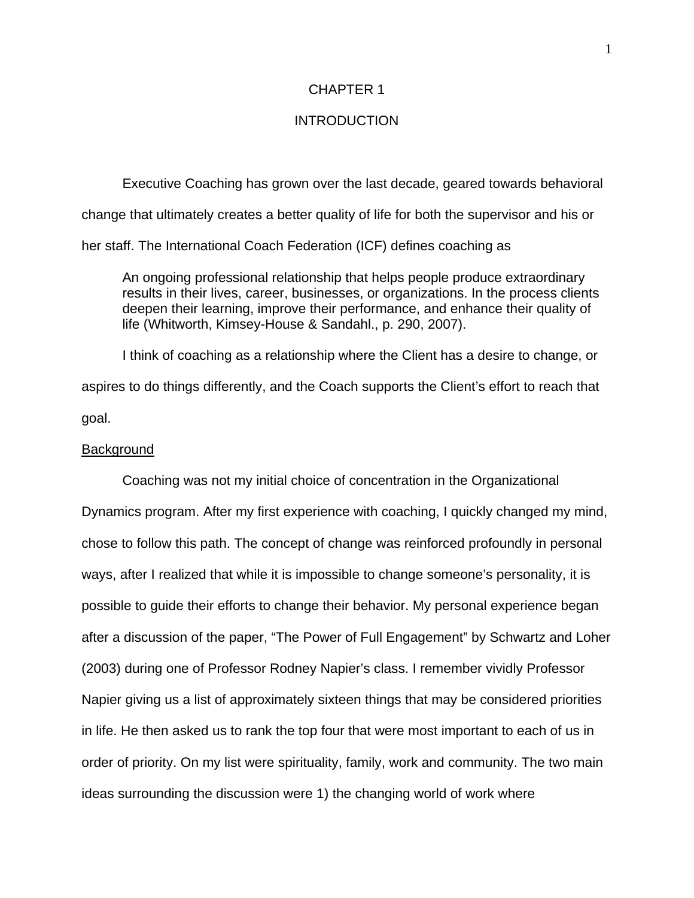# CHAPTER 1

# INTRODUCTION

Executive Coaching has grown over the last decade, geared towards behavioral change that ultimately creates a better quality of life for both the supervisor and his or her staff. The International Coach Federation (ICF) defines coaching as

> An ongoing professional relationship that helps people produce extraordinary results in their lives, career, businesses, or organizations. In the process clients deepen their learning, improve their performance, and enhance their quality of life (Whitworth, Kimsey-House & Sandahl., p. 290, 2007).

I think of coaching as a relationship where the Client has a desire to change, or aspires to do things differently, and the Coach supports the Client's effort to reach that goal.

<u>Background</u>

Coaching was not my initial choice of concentration in the Organizational Dynamics program. After my first experience with coaching, I quickly changed my mind, chose to follow this path. The concept of change was reinforced profoundly in personal ways, after I realized that while it is impossible to change someone's personality, it is possible to guide their efforts to change their behavior. My personal experience began after a discussion of the paper, "The Power of Full Engagement" by Schwartz and Loher (2003) during one of Professor Rodney Napier's class. I remember vividly Professor Napier giving us a list of approximately sixteen things that may be considered priorities in life. He then asked us to rank the top four that were most important to each of us in order of priority. On my list were spirituality, family, work and community. The two main ideas surrounding the discussion were 1) the changing world of work where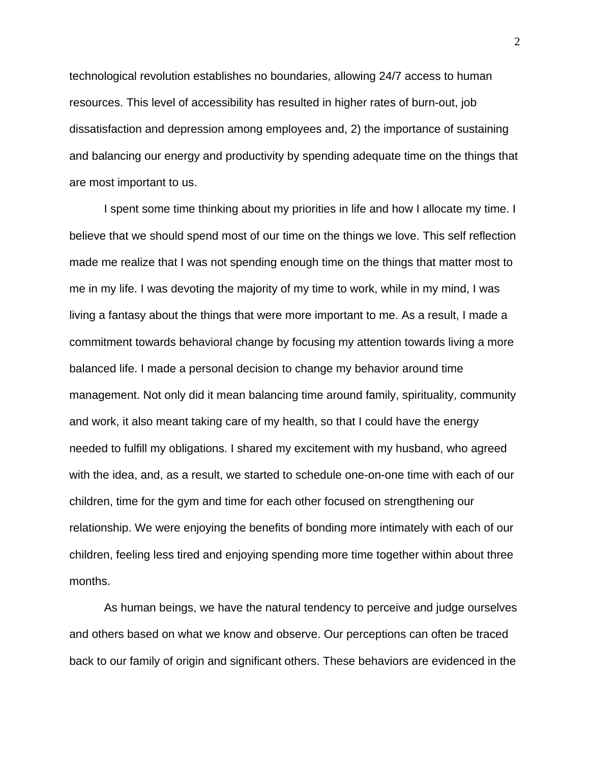technological revolution establishes no boundaries, allowing 24/7 access to human resources. This level of accessibility has resulted in higher rates of burn-out, job dissatisfaction and depression among employees and, 2) the importance of sustaining and balancing our energy and productivity by spending adequate time on the things that are most important to us.

I spent some time thinking about my priorities in life and how I allocate my time. I believe that we should spend most of our time on the things we love. This self reflection made me realize that I was not spending enough time on the things that matter most to me in my life. I was devoting the majority of my time to work, while in my mind, I was living a fantasy about the things that were more important to me. As a result, I made a commitment towards behavioral change by focusing my attention towards living a more balanced life. I made a personal decision to change my behavior around time management. Not only did it mean balancing time around family, spirituality, community and work, it also meant taking care of my health, so that I could have the energy needed to fulfill my obligations. I shared my excitement with my husband, who agreed with the idea, and, as a result, we started to schedule one-on-one time with each of our children, time for the gym and time for each other focused on strengthening our relationship. We were enjoying the benefits of bonding more intimately with each of our children, feeling less tired and enjoying spending more time together within about three months.

As human beings, we have the natural tendency to perceive and judge ourselves and others based on what we know and observe. Our perceptions can often be traced back to our family of origin and significant others. These behaviors are evidenced in the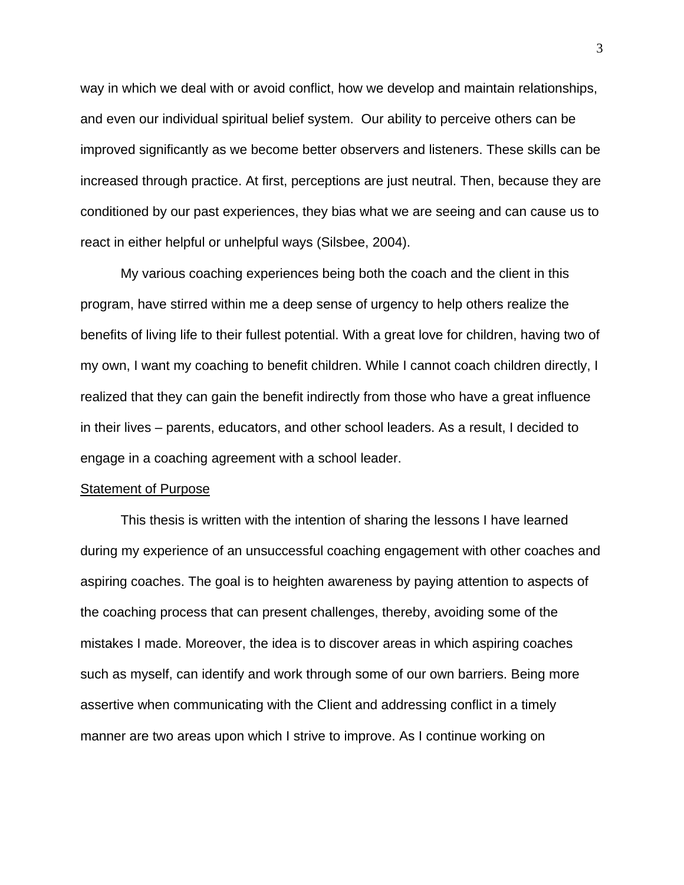way in which we deal with or avoid conflict, how we develop and maintain relationships, and even our individual spiritual belief system. Our ability to perceive others can be improved significantly as we become better observers and listeners. These skills can be increased through practice. At first, perceptions are just neutral. Then, because they are conditioned by our past experiences, they bias what we are seeing and can cause us to react in either helpful or unhelpful ways (Silsbee, 2004).

My various coaching experiences being both the coach and the client in this program, have stirred within me a deep sense of urgency to help others realize the benefits of living life to their fullest potential. With a great love for children, having two of my own, I want my coaching to benefit children. While I cannot coach children directly, I realized that they can gain the benefit indirectly from those who have a great influence in their lives – parents, educators, and other school leaders. As a result, I decided to engage in a coaching agreement with a school leader.

## Statement of Purpose

This thesis is written with the intention of sharing the lessons I have learned during my experience of an unsuccessful coaching engagement with other coaches and aspiring coaches. The goal is to heighten awareness by paying attention to aspects of the coaching process that can present challenges, thereby, avoiding some of the mistakes I made. Moreover, the idea is to discover areas in which aspiring coaches such as myself, can identify and work through some of our own barriers. Being more assertive when communicating with the Client and addressing conflict in a timely manner are two areas upon which I strive to improve. As I continue working on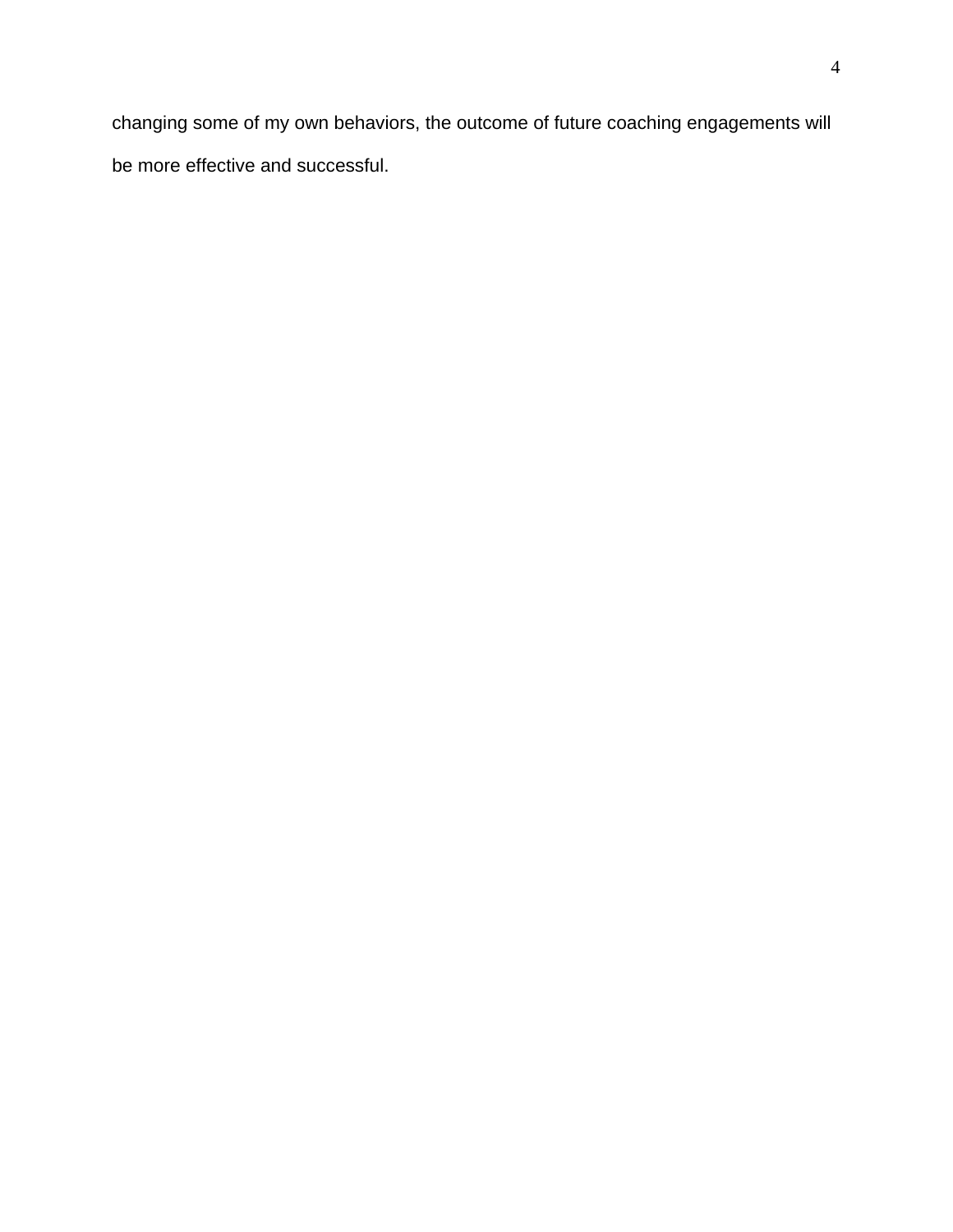changing some of my own behaviors, the outcome of future coaching engagements will be more effective and successful.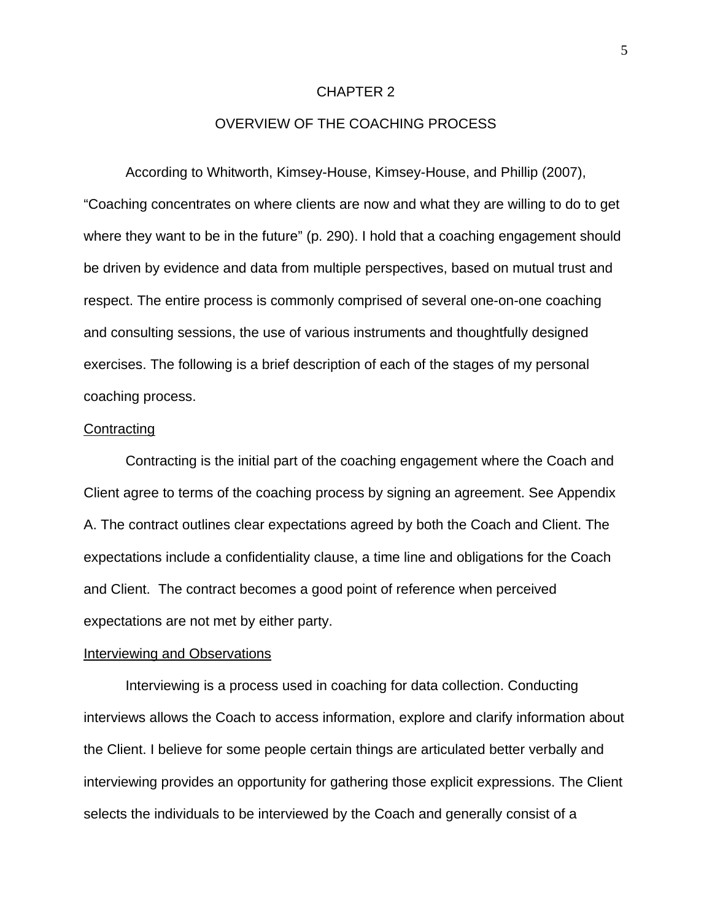# CHAPTER 2

# OVERVIEW OF THE COACHING PROCESS

According to Whitworth, Kimsey-House, Kimsey-House, and Phillip (2007), “Coaching concentrates on where clients are now and what they are willing to do to get where they want to be in the future” (p. 290). I hold that a coaching engagement should be driven by evidence and data from multiple perspectives, based on mutual trust and respect. The entire process is commonly comprised of several one-on-one coaching and consulting sessions, the use of various instruments and thoughtfully designed exercises. The following is a brief description of each of the stages of my personal coaching process.

## Contracting

Contracting is the initial part of the coaching engagement where the Coach and Client agree to terms of the coaching process by signing an agreement. See Appendix A. The contract outlines clear expectations agreed by both the Coach and Client. The expectations include a confidentiality clause, a time line and obligations for the Coach and Client. The contract becomes a good point of reference when perceived expectations are not met by either party.

## Interviewing and Observations

Interviewing is a process used in coaching for data collection. Conducting interviews allows the Coach to access information, explore and clarify information about the Client. I believe for some people certain things are articulated better verbally and interviewing provides an opportunity for gathering those explicit expressions. The Client selects the individuals to be interviewed by the Coach and generally consist of a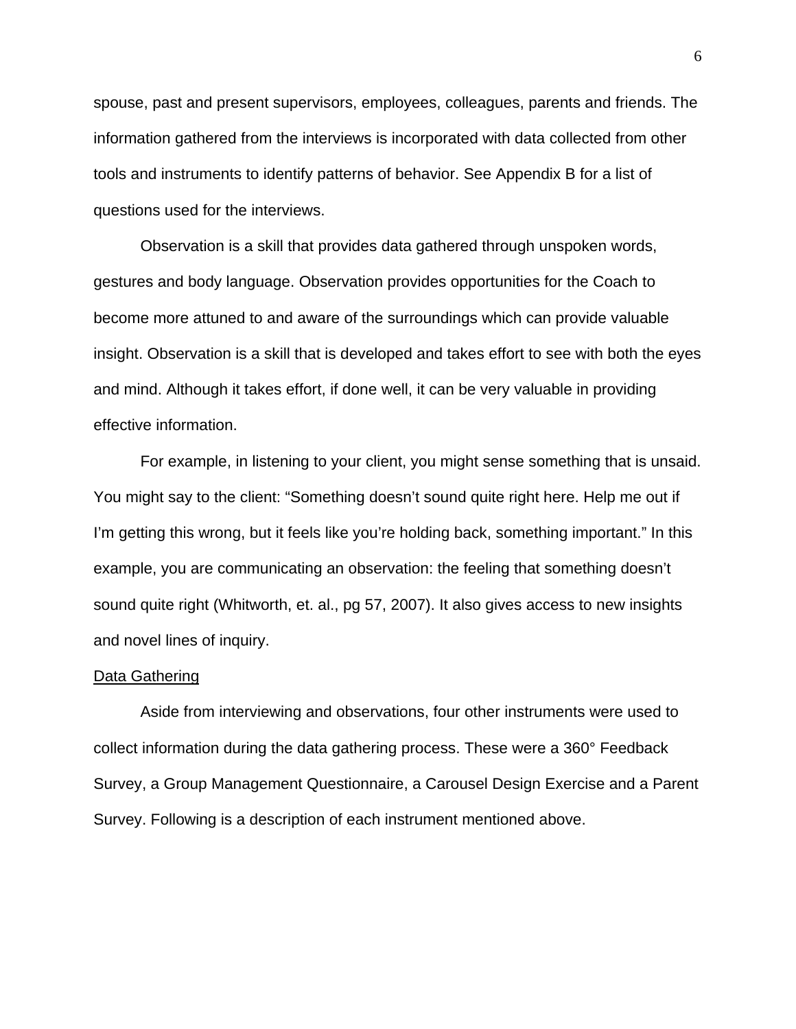spouse, past and present supervisors, employees, colleagues, parents and friends. The information gathered from the interviews is incorporated with data collected from other tools and instruments to identify patterns of behavior. See Appendix B for a list of questions used for the interviews.

Observation is a skill that provides data gathered through unspoken words, gestures and body language. Observation provides opportunities for the Coach to become more attuned to and aware of the surroundings which can provide valuable insight. Observation is a skill that is developed and takes effort to see with both the eyes and mind. Although it takes effort, if done well, it can be very valuable in providing effective information.

For example, in listening to your client, you might sense something that is unsaid. You might say to the client: "Something doesn't sound quite right here. Help me out if I'm getting this wrong, but it feels like you're holding back, something important." In this example, you are communicating an observation: the feeling that something doesn't sound quite right (Whitworth, et. al., pg 57, 2007). It also gives access to new insights and novel lines of inquiry.

<u>Data Gathering</u>

Aside from interviewing and observations, four other instruments were used to collect information during the data gathering process. These were a 360° Feedback Survey, a Group Management Questionnaire, a Carousel Design Exercise and a Parent Survey. Following is a description of each instrument mentioned above.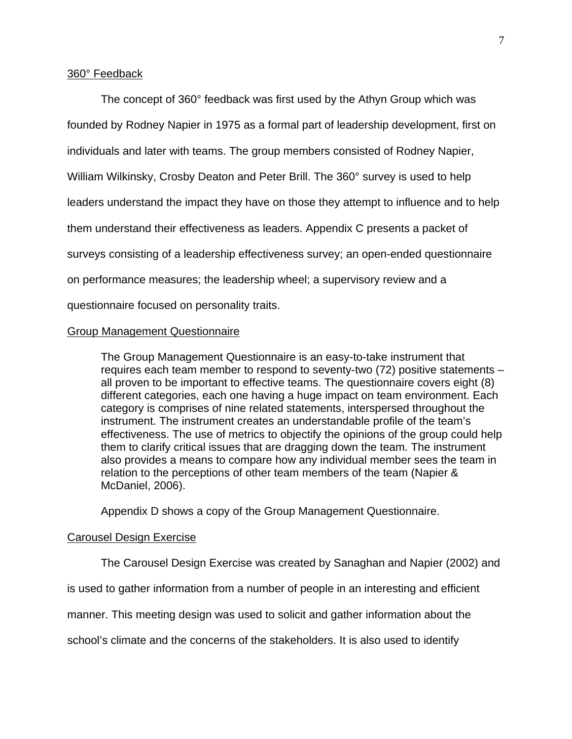360° Feedback

The concept of 360° feedback was first used by the Athyn Group which was founded by Rodney Napier in 1975 as a formal part of leadership development, first on individuals and later with teams. The group members consisted of Rodney Napier, William Wilkinsky, Crosby Deaton and Peter Brill. The 360° survey is used to help leaders understand the impact they have on those they attempt to influence and to help them understand their effectiveness as leaders. Appendix C presents a packet of surveys consisting of a leadership effectiveness survey; an open-ended questionnaire on performance measures; the leadership wheel; a supervisory review and a questionnaire focused on personality traits.

Group Management Questionnaire

> The Group Management Questionnaire is an easy-to-take instrument that requires each team member to respond to seventy-two (72) positive statements – all proven to be important to effective teams. The questionnaire covers eight (8) different categories, each one having a huge impact on team environment. Each category is comprises of nine related statements, interspersed throughout the instrument. The instrument creates an understandable profile of the team's effectiveness. The use of metrics to objectify the opinions of the group could help them to clarify critical issues that are dragging down the team. The instrument also provides a means to compare how any individual member sees the team in relation to the perceptions of other team members of the team (Napier & McDaniel, 2006).
>
> Appendix D shows a copy of the Group Management Questionnaire.

Carousel Design Exercise

The Carousel Design Exercise was created by Sanaghan and Napier (2002) and is used to gather information from a number of people in an interesting and efficient manner. This meeting design was used to solicit and gather information about the school's climate and the concerns of the stakeholders. It is also used to identify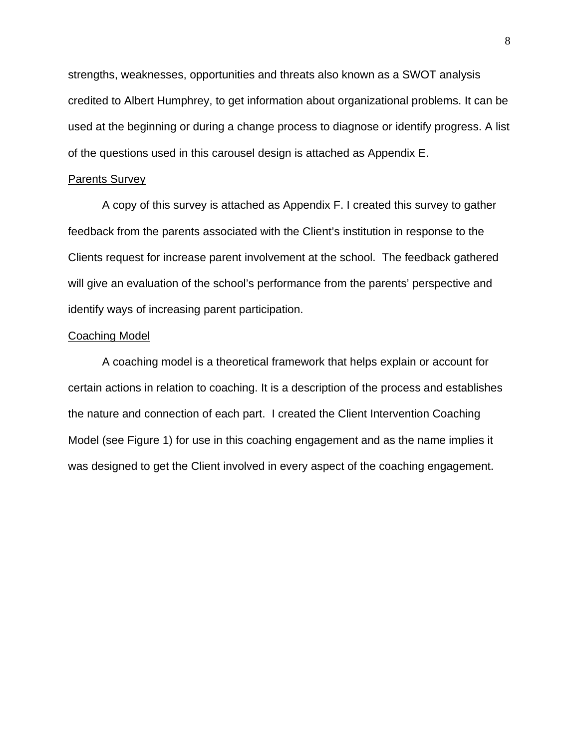strengths, weaknesses, opportunities and threats also known as a SWOT analysis credited to Albert Humphrey, to get information about organizational problems. It can be used at the beginning or during a change process to diagnose or identify progress. A list of the questions used in this carousel design is attached as Appendix E.

<u>Parents Survey</u>

A copy of this survey is attached as Appendix F. I created this survey to gather feedback from the parents associated with the Client's institution in response to the Clients request for increase parent involvement at the school. The feedback gathered will give an evaluation of the school's performance from the parents' perspective and identify ways of increasing parent participation.

<u>Coaching Model</u>

A coaching model is a theoretical framework that helps explain or account for certain actions in relation to coaching. It is a description of the process and establishes the nature and connection of each part. I created the Client Intervention Coaching Model (see Figure 1) for use in this coaching engagement and as the name implies it was designed to get the Client involved in every aspect of the coaching engagement.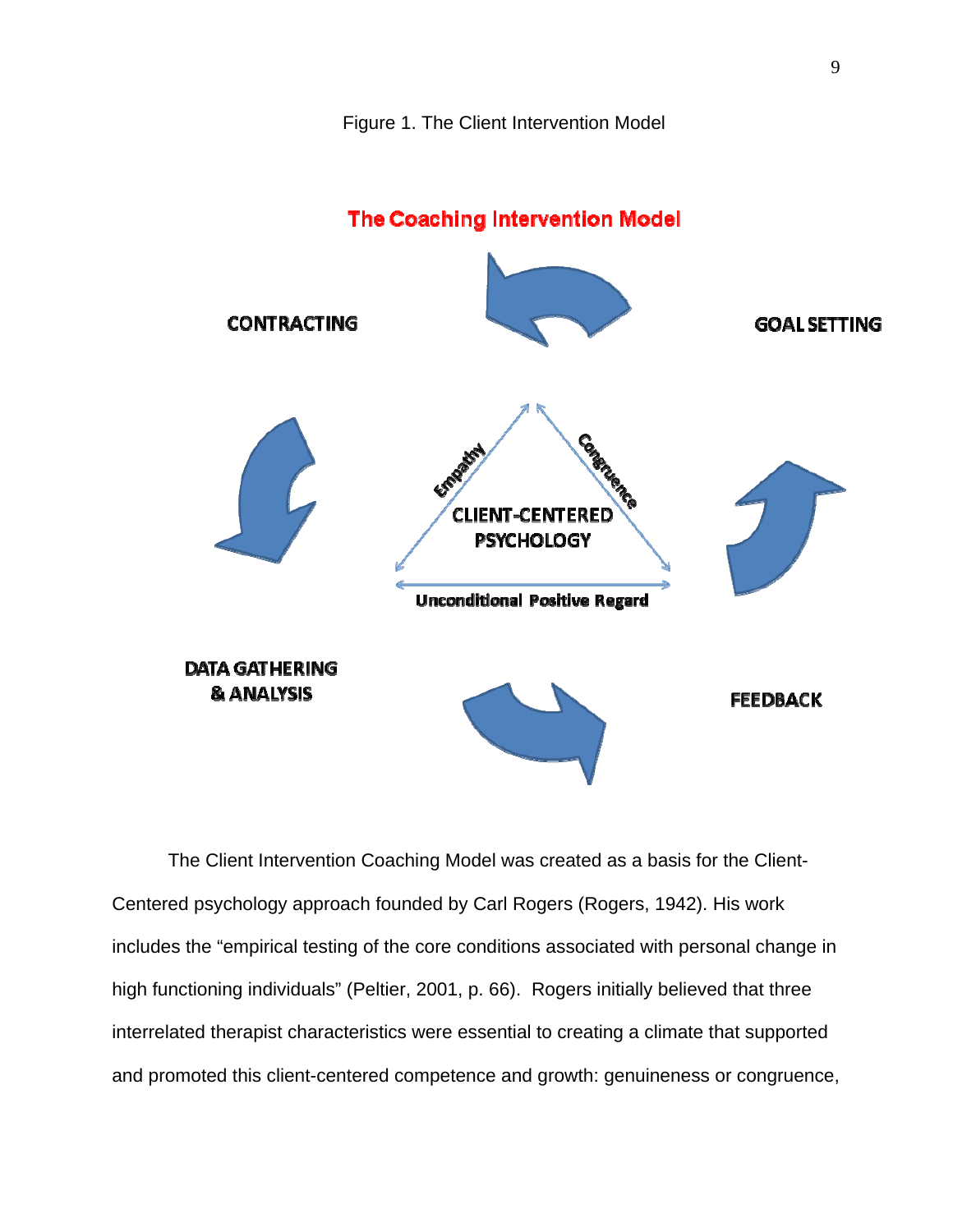Figure 1. The Client Intervention Model

The Coaching Intervention Model

CONTRACTING

GOAL SETTING

FEEDBACK

DATA GATHERING & ANALYSIS

CLIENT-CENTERED PSYCHOLOGY

Empathy

Congruence

Unconditional Positive Regard

The Client Intervention Coaching Model was created as a basis for the Client-Centered psychology approach founded by Carl Rogers (Rogers, 1942). His work includes the "empirical testing of the core conditions associated with personal change in high functioning individuals" (Peltier, 2001, p. 66). Rogers initially believed that three interrelated therapist characteristics were essential to creating a climate that supported and promoted this client-centered competence and growth: genuineness or congruence,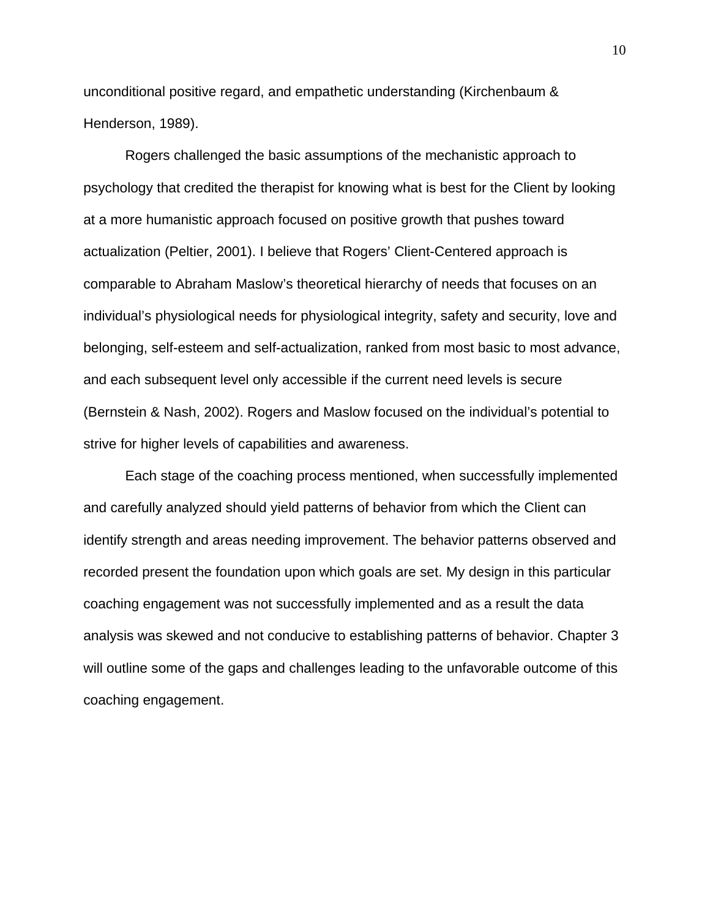unconditional positive regard, and empathetic understanding (Kirchenbaum & Henderson, 1989).

Rogers challenged the basic assumptions of the mechanistic approach to psychology that credited the therapist for knowing what is best for the Client by looking at a more humanistic approach focused on positive growth that pushes toward actualization (Peltier, 2001). I believe that Rogers' Client-Centered approach is comparable to Abraham Maslow's theoretical hierarchy of needs that focuses on an individual's physiological needs for physiological integrity, safety and security, love and belonging, self-esteem and self-actualization, ranked from most basic to most advance, and each subsequent level only accessible if the current need levels is secure (Bernstein & Nash, 2002). Rogers and Maslow focused on the individual's potential to strive for higher levels of capabilities and awareness.

Each stage of the coaching process mentioned, when successfully implemented and carefully analyzed should yield patterns of behavior from which the Client can identify strength and areas needing improvement. The behavior patterns observed and recorded present the foundation upon which goals are set. My design in this particular coaching engagement was not successfully implemented and as a result the data analysis was skewed and not conducive to establishing patterns of behavior. Chapter 3 will outline some of the gaps and challenges leading to the unfavorable outcome of this coaching engagement.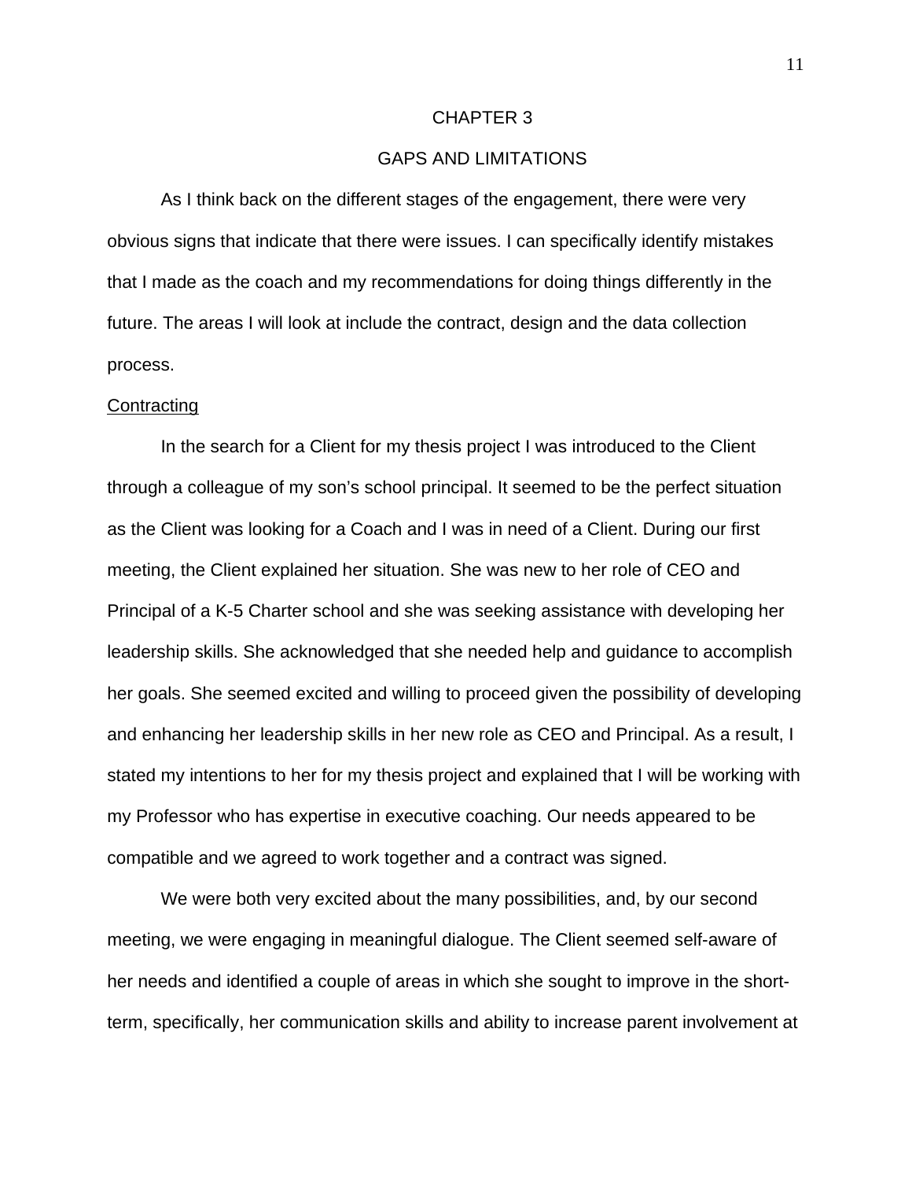# CHAPTER 3

## GAPS AND LIMITATIONS

As I think back on the different stages of the engagement, there were very obvious signs that indicate that there were issues. I can specifically identify mistakes that I made as the coach and my recommendations for doing things differently in the future. The areas I will look at include the contract, design and the data collection process.

### Contracting

In the search for a Client for my thesis project I was introduced to the Client through a colleague of my son's school principal. It seemed to be the perfect situation as the Client was looking for a Coach and I was in need of a Client. During our first meeting, the Client explained her situation. She was new to her role of CEO and Principal of a K-5 Charter school and she was seeking assistance with developing her leadership skills. She acknowledged that she needed help and guidance to accomplish her goals. She seemed excited and willing to proceed given the possibility of developing and enhancing her leadership skills in her new role as CEO and Principal. As a result, I stated my intentions to her for my thesis project and explained that I will be working with my Professor who has expertise in executive coaching. Our needs appeared to be compatible and we agreed to work together and a contract was signed.

We were both very excited about the many possibilities, and, by our second meeting, we were engaging in meaningful dialogue. The Client seemed self-aware of her needs and identified a couple of areas in which she sought to improve in the short-term, specifically, her communication skills and ability to increase parent involvement at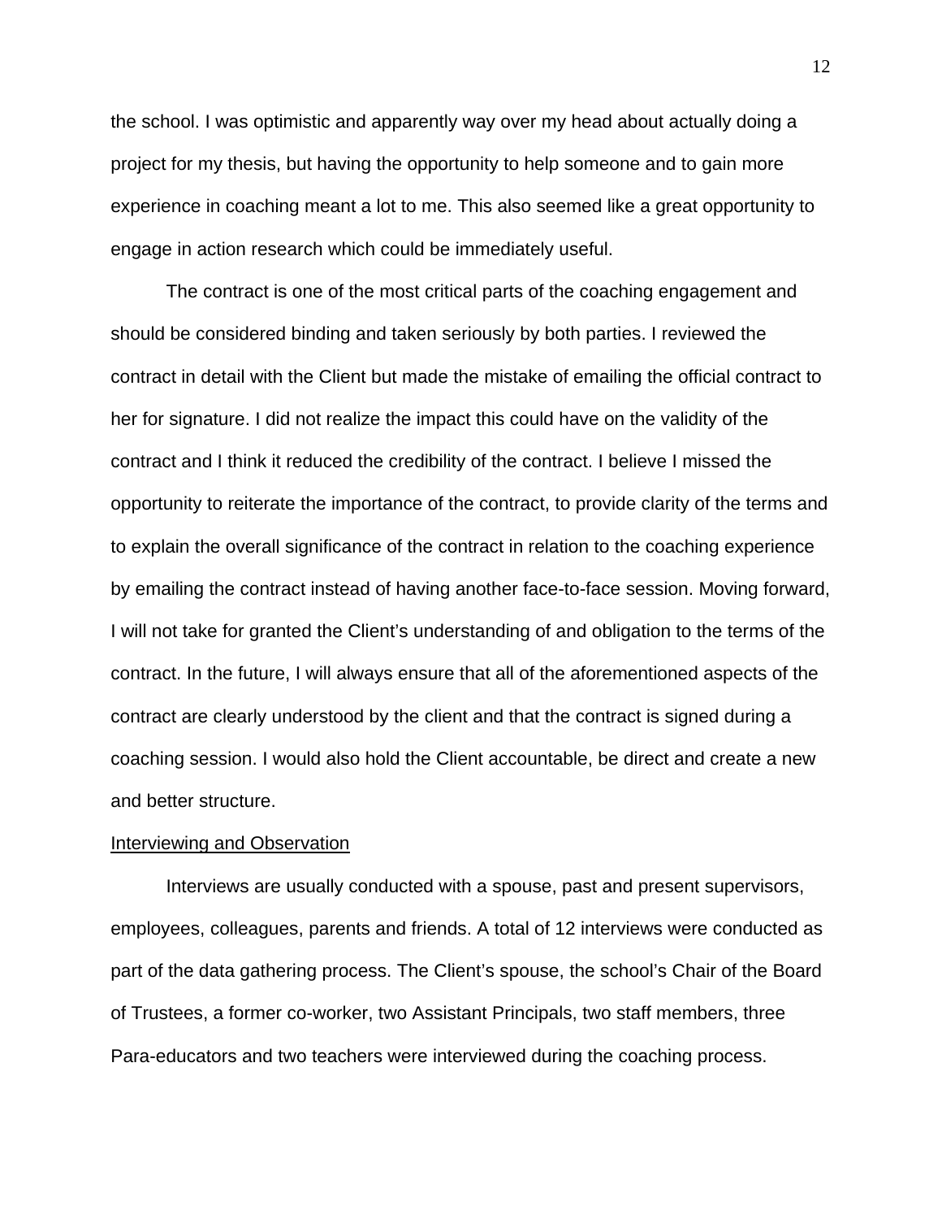the school. I was optimistic and apparently way over my head about actually doing a project for my thesis, but having the opportunity to help someone and to gain more experience in coaching meant a lot to me. This also seemed like a great opportunity to engage in action research which could be immediately useful.

The contract is one of the most critical parts of the coaching engagement and should be considered binding and taken seriously by both parties. I reviewed the contract in detail with the Client but made the mistake of emailing the official contract to her for signature. I did not realize the impact this could have on the validity of the contract and I think it reduced the credibility of the contract. I believe I missed the opportunity to reiterate the importance of the contract, to provide clarity of the terms and to explain the overall significance of the contract in relation to the coaching experience by emailing the contract instead of having another face-to-face session. Moving forward, I will not take for granted the Client's understanding of and obligation to the terms of the contract. In the future, I will always ensure that all of the aforementioned aspects of the contract are clearly understood by the client and that the contract is signed during a coaching session. I would also hold the Client accountable, be direct and create a new and better structure.

<u>Interviewing and Observation</u>

Interviews are usually conducted with a spouse, past and present supervisors, employees, colleagues, parents and friends. A total of 12 interviews were conducted as part of the data gathering process. The Client's spouse, the school's Chair of the Board of Trustees, a former co-worker, two Assistant Principals, two staff members, three Para-educators and two teachers were interviewed during the coaching process.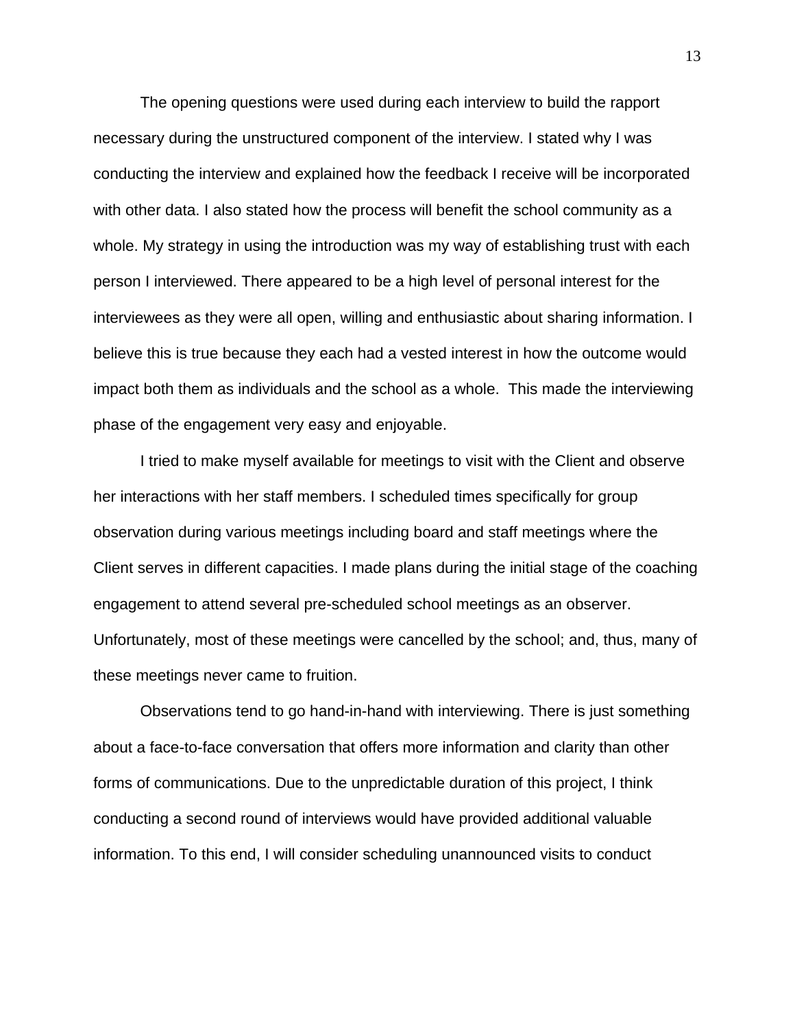The opening questions were used during each interview to build the rapport necessary during the unstructured component of the interview. I stated why I was conducting the interview and explained how the feedback I receive will be incorporated with other data. I also stated how the process will benefit the school community as a whole. My strategy in using the introduction was my way of establishing trust with each person I interviewed. There appeared to be a high level of personal interest for the interviewees as they were all open, willing and enthusiastic about sharing information. I believe this is true because they each had a vested interest in how the outcome would impact both them as individuals and the school as a whole. This made the interviewing phase of the engagement very easy and enjoyable.

I tried to make myself available for meetings to visit with the Client and observe her interactions with her staff members. I scheduled times specifically for group observation during various meetings including board and staff meetings where the Client serves in different capacities. I made plans during the initial stage of the coaching engagement to attend several pre-scheduled school meetings as an observer. Unfortunately, most of these meetings were cancelled by the school; and, thus, many of these meetings never came to fruition.

Observations tend to go hand-in-hand with interviewing. There is just something about a face-to-face conversation that offers more information and clarity than other forms of communications. Due to the unpredictable duration of this project, I think conducting a second round of interviews would have provided additional valuable information. To this end, I will consider scheduling unannounced visits to conduct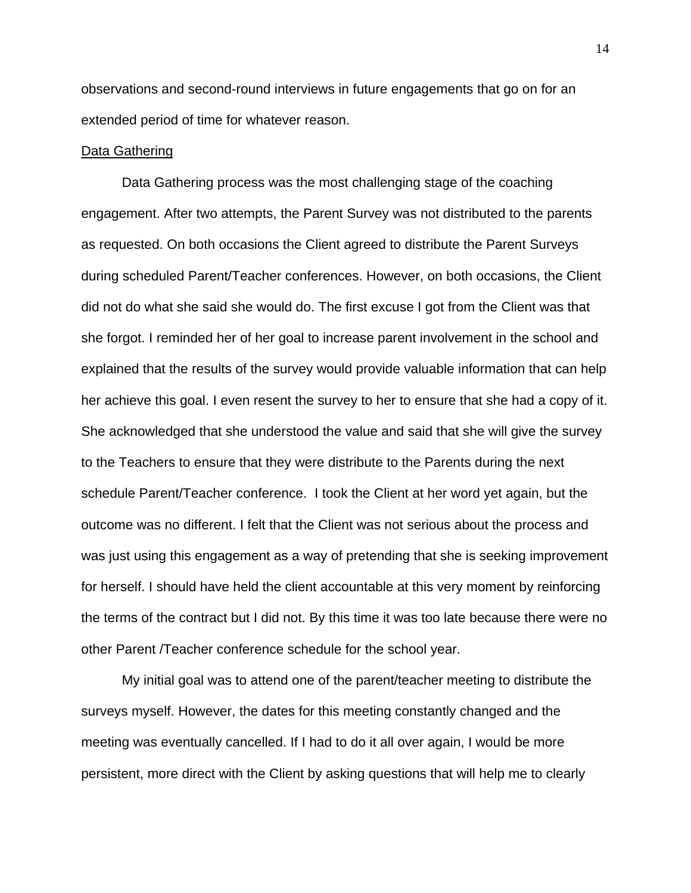observations and second-round interviews in future engagements that go on for an extended period of time for whatever reason.

<u>Data Gathering</u>

Data Gathering process was the most challenging stage of the coaching engagement. After two attempts, the Parent Survey was not distributed to the parents as requested. On both occasions the Client agreed to distribute the Parent Surveys during scheduled Parent/Teacher conferences. However, on both occasions, the Client did not do what she said she would do. The first excuse I got from the Client was that she forgot. I reminded her of her goal to increase parent involvement in the school and explained that the results of the survey would provide valuable information that can help her achieve this goal. I even resent the survey to her to ensure that she had a copy of it. She acknowledged that she understood the value and said that she will give the survey to the Teachers to ensure that they were distribute to the Parents during the next schedule Parent/Teacher conference. I took the Client at her word yet again, but the outcome was no different. I felt that the Client was not serious about the process and was just using this engagement as a way of pretending that she is seeking improvement for herself. I should have held the client accountable at this very moment by reinforcing the terms of the contract but I did not. By this time it was too late because there were no other Parent /Teacher conference schedule for the school year.

My initial goal was to attend one of the parent/teacher meeting to distribute the surveys myself. However, the dates for this meeting constantly changed and the meeting was eventually cancelled. If I had to do it all over again, I would be more persistent, more direct with the Client by asking questions that will help me to clearly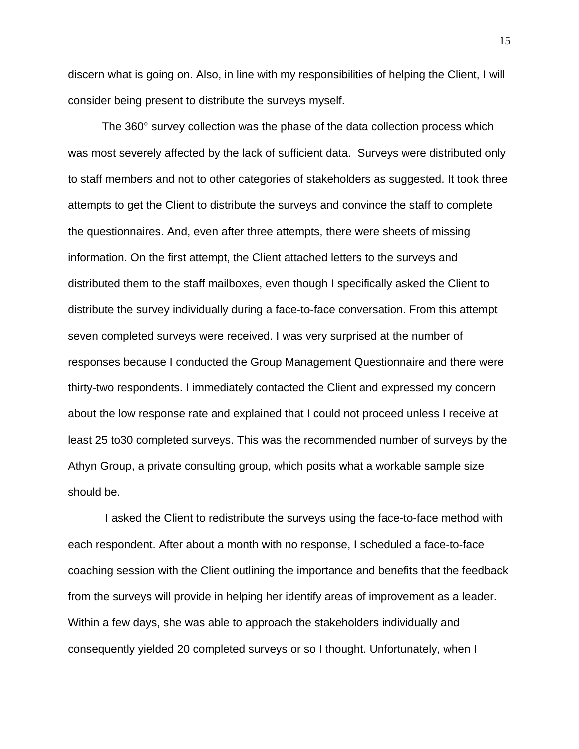discern what is going on. Also, in line with my responsibilities of helping the Client, I will consider being present to distribute the surveys myself.

The 360° survey collection was the phase of the data collection process which was most severely affected by the lack of sufficient data. Surveys were distributed only to staff members and not to other categories of stakeholders as suggested. It took three attempts to get the Client to distribute the surveys and convince the staff to complete the questionnaires. And, even after three attempts, there were sheets of missing information. On the first attempt, the Client attached letters to the surveys and distributed them to the staff mailboxes, even though I specifically asked the Client to distribute the survey individually during a face-to-face conversation. From this attempt seven completed surveys were received. I was very surprised at the number of responses because I conducted the Group Management Questionnaire and there were thirty-two respondents. I immediately contacted the Client and expressed my concern about the low response rate and explained that I could not proceed unless I receive at least 25 to30 completed surveys. This was the recommended number of surveys by the Athyn Group, a private consulting group, which posits what a workable sample size should be.

I asked the Client to redistribute the surveys using the face-to-face method with each respondent. After about a month with no response, I scheduled a face-to-face coaching session with the Client outlining the importance and benefits that the feedback from the surveys will provide in helping her identify areas of improvement as a leader. Within a few days, she was able to approach the stakeholders individually and consequently yielded 20 completed surveys or so I thought. Unfortunately, when I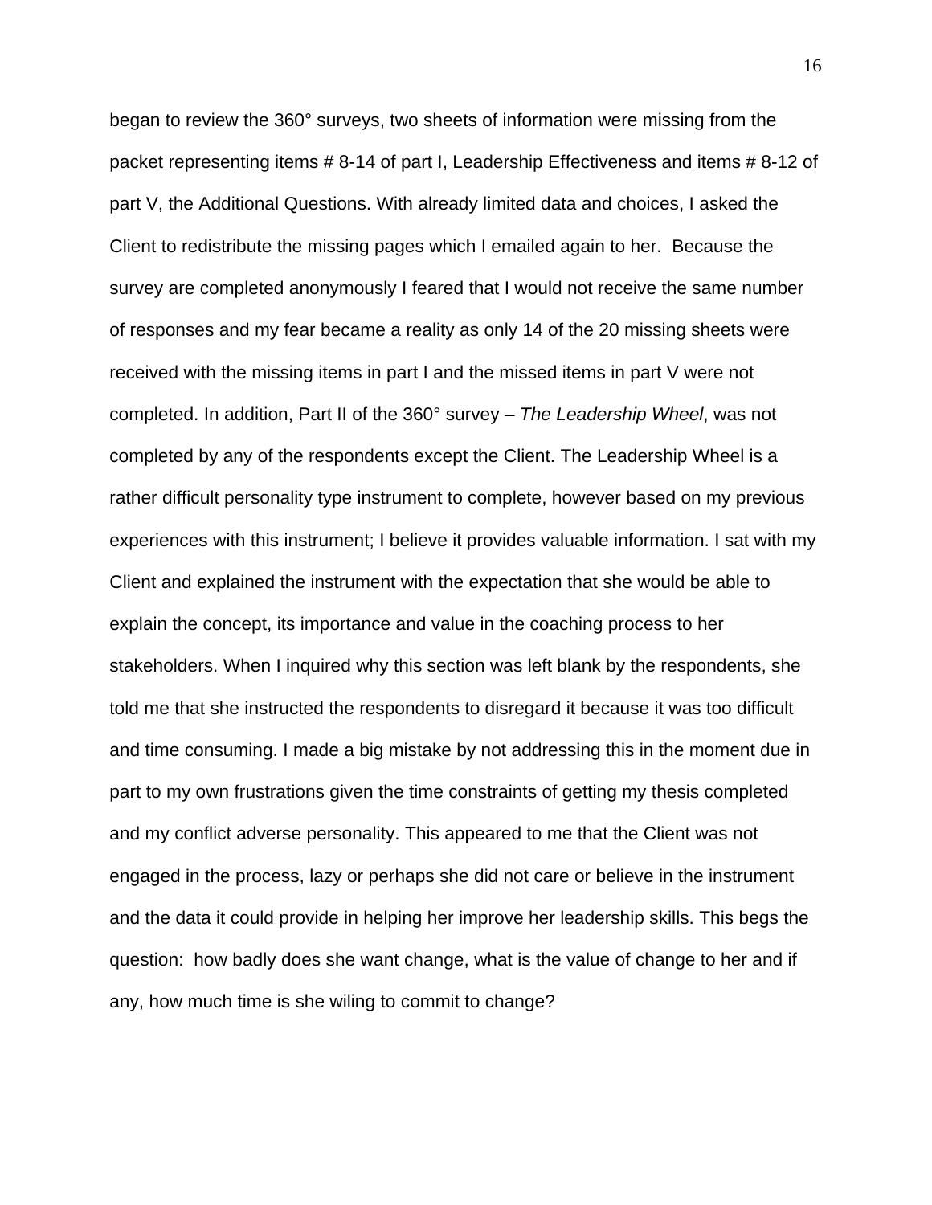began to review the 360° surveys, two sheets of information were missing from the packet representing items # 8-14 of part I, Leadership Effectiveness and items # 8-12 of part V, the Additional Questions. With already limited data and choices, I asked the Client to redistribute the missing pages which I emailed again to her. Because the survey are completed anonymously I feared that I would not receive the same number of responses and my fear became a reality as only 14 of the 20 missing sheets were received with the missing items in part I and the missed items in part V were not completed. In addition, Part II of the 360° survey – *The Leadership Wheel*, was not completed by any of the respondents except the Client. The Leadership Wheel is a rather difficult personality type instrument to complete, however based on my previous experiences with this instrument; I believe it provides valuable information. I sat with my Client and explained the instrument with the expectation that she would be able to explain the concept, its importance and value in the coaching process to her stakeholders. When I inquired why this section was left blank by the respondents, she told me that she instructed the respondents to disregard it because it was too difficult and time consuming. I made a big mistake by not addressing this in the moment due in part to my own frustrations given the time constraints of getting my thesis completed and my conflict adverse personality. This appeared to me that the Client was not engaged in the process, lazy or perhaps she did not care or believe in the instrument and the data it could provide in helping her improve her leadership skills. This begs the question: how badly does she want change, what is the value of change to her and if any, how much time is she wiling to commit to change?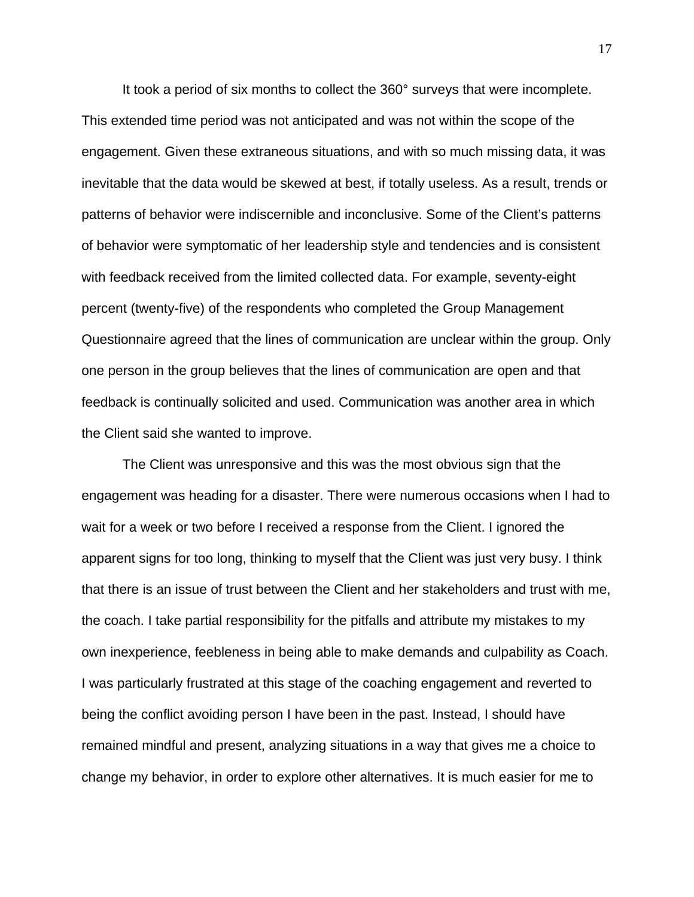It took a period of six months to collect the 360° surveys that were incomplete. This extended time period was not anticipated and was not within the scope of the engagement. Given these extraneous situations, and with so much missing data, it was inevitable that the data would be skewed at best, if totally useless. As a result, trends or patterns of behavior were indiscernible and inconclusive. Some of the Client's patterns of behavior were symptomatic of her leadership style and tendencies and is consistent with feedback received from the limited collected data. For example, seventy-eight percent (twenty-five) of the respondents who completed the Group Management Questionnaire agreed that the lines of communication are unclear within the group. Only one person in the group believes that the lines of communication are open and that feedback is continually solicited and used. Communication was another area in which the Client said she wanted to improve.

The Client was unresponsive and this was the most obvious sign that the engagement was heading for a disaster. There were numerous occasions when I had to wait for a week or two before I received a response from the Client. I ignored the apparent signs for too long, thinking to myself that the Client was just very busy. I think that there is an issue of trust between the Client and her stakeholders and trust with me, the coach. I take partial responsibility for the pitfalls and attribute my mistakes to my own inexperience, feebleness in being able to make demands and culpability as Coach. I was particularly frustrated at this stage of the coaching engagement and reverted to being the conflict avoiding person I have been in the past. Instead, I should have remained mindful and present, analyzing situations in a way that gives me a choice to change my behavior, in order to explore other alternatives. It is much easier for me to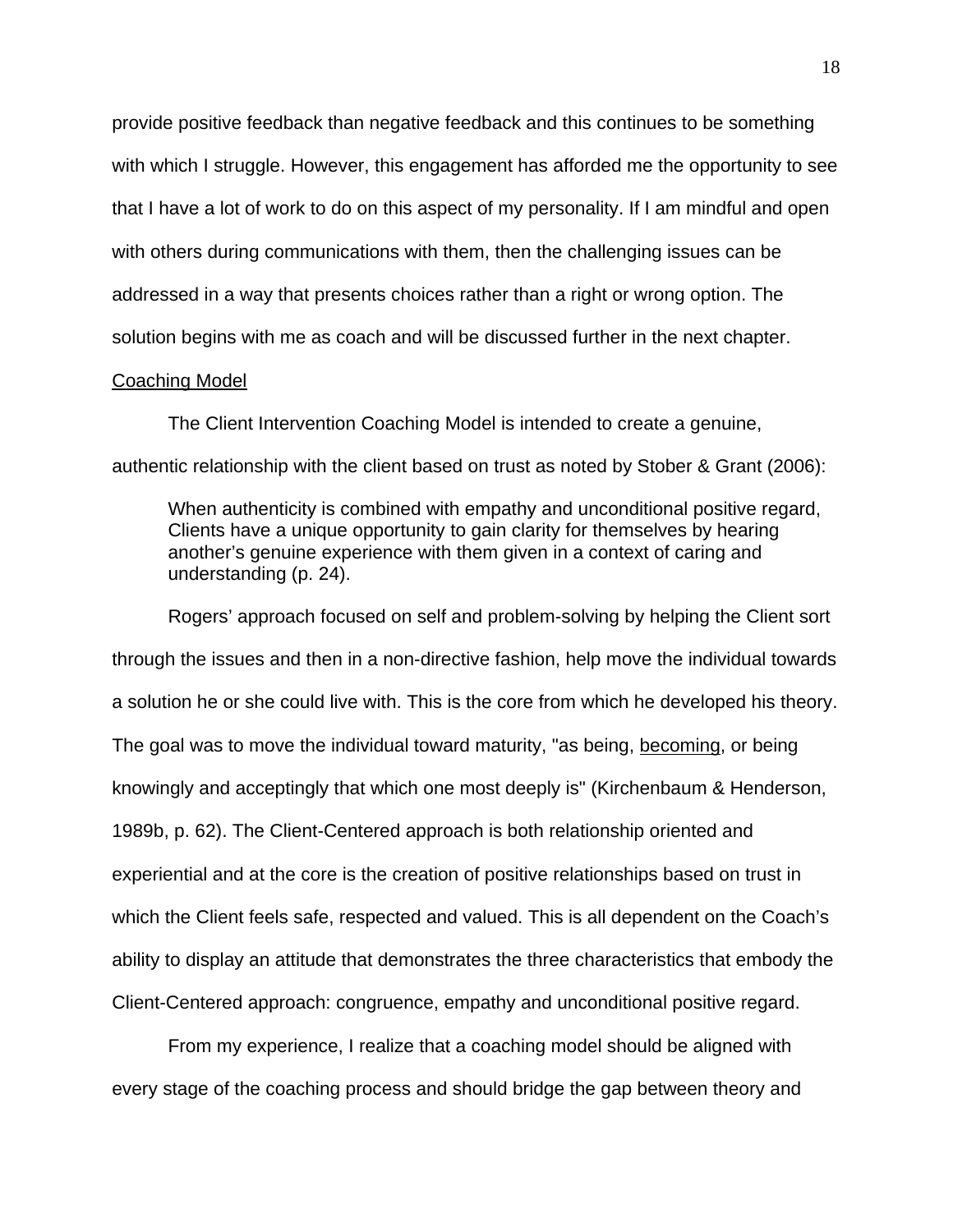provide positive feedback than negative feedback and this continues to be something with which I struggle. However, this engagement has afforded me the opportunity to see that I have a lot of work to do on this aspect of my personality. If I am mindful and open with others during communications with them, then the challenging issues can be addressed in a way that presents choices rather than a right or wrong option. The solution begins with me as coach and will be discussed further in the next chapter.

<u>Coaching Model</u>

The Client Intervention Coaching Model is intended to create a genuine, authentic relationship with the client based on trust as noted by Stober & Grant (2006):

> When authenticity is combined with empathy and unconditional positive regard, Clients have a unique opportunity to gain clarity for themselves by hearing another's genuine experience with them given in a context of caring and understanding (p. 24).

Rogers' approach focused on self and problem-solving by helping the Client sort through the issues and then in a non-directive fashion, help move the individual towards a solution he or she could live with. This is the core from which he developed his theory. The goal was to move the individual toward maturity, "as being, <u>becoming</u>, or being knowingly and acceptingly that which one most deeply is" (Kirchenbaum & Henderson, 1989b, p. 62). The Client-Centered approach is both relationship oriented and experiential and at the core is the creation of positive relationships based on trust in which the Client feels safe, respected and valued. This is all dependent on the Coach's ability to display an attitude that demonstrates the three characteristics that embody the Client-Centered approach: congruence, empathy and unconditional positive regard.

From my experience, I realize that a coaching model should be aligned with every stage of the coaching process and should bridge the gap between theory and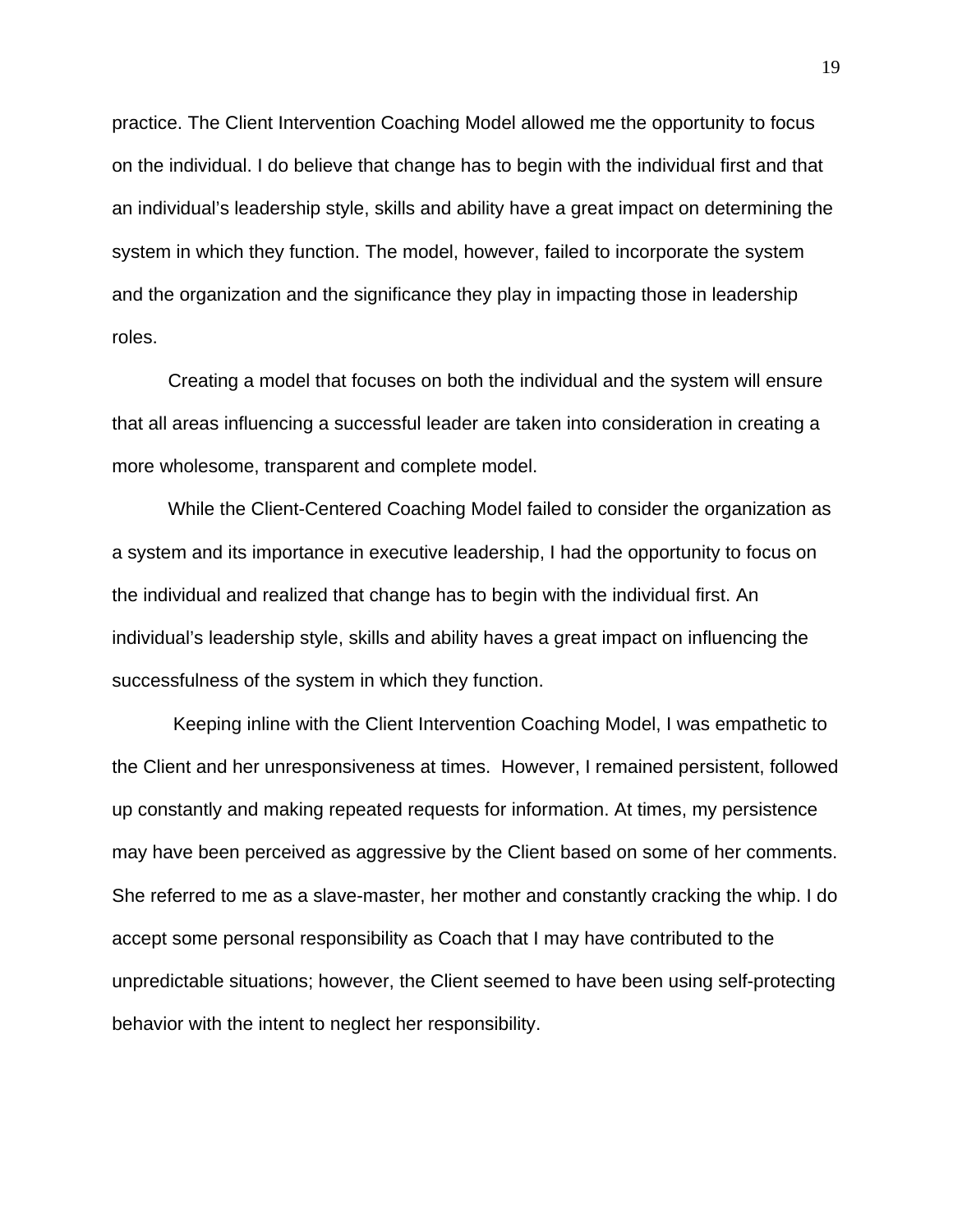practice. The Client Intervention Coaching Model allowed me the opportunity to focus on the individual. I do believe that change has to begin with the individual first and that an individual's leadership style, skills and ability have a great impact on determining the system in which they function. The model, however, failed to incorporate the system and the organization and the significance they play in impacting those in leadership roles.

Creating a model that focuses on both the individual and the system will ensure that all areas influencing a successful leader are taken into consideration in creating a more wholesome, transparent and complete model.

While the Client-Centered Coaching Model failed to consider the organization as a system and its importance in executive leadership, I had the opportunity to focus on the individual and realized that change has to begin with the individual first. An individual's leadership style, skills and ability haves a great impact on influencing the successfulness of the system in which they function.

Keeping inline with the Client Intervention Coaching Model, I was empathetic to the Client and her unresponsiveness at times. However, I remained persistent, followed up constantly and making repeated requests for information. At times, my persistence may have been perceived as aggressive by the Client based on some of her comments. She referred to me as a slave-master, her mother and constantly cracking the whip. I do accept some personal responsibility as Coach that I may have contributed to the unpredictable situations; however, the Client seemed to have been using self-protecting behavior with the intent to neglect her responsibility.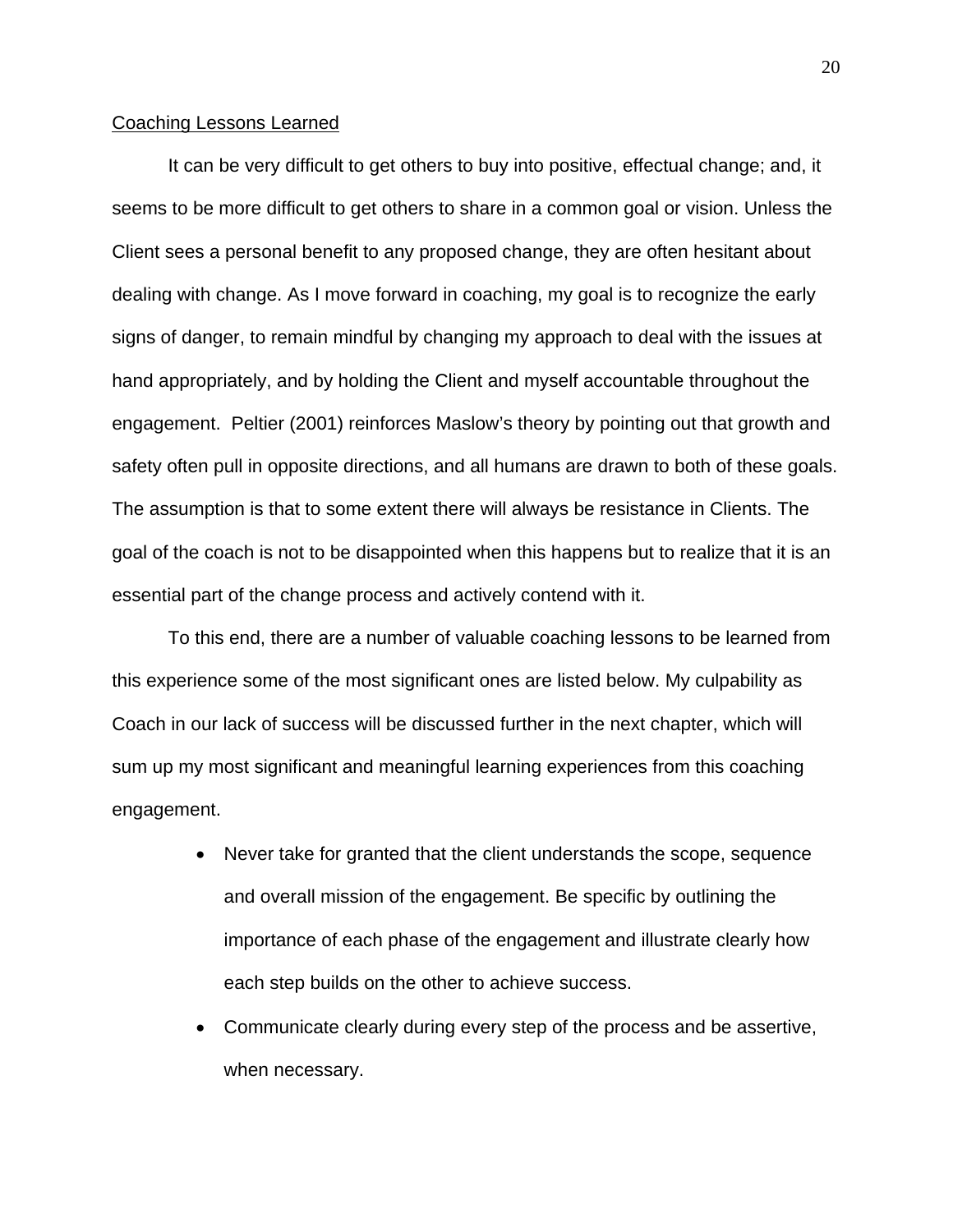Coaching Lessons Learned

It can be very difficult to get others to buy into positive, effectual change; and, it seems to be more difficult to get others to share in a common goal or vision. Unless the Client sees a personal benefit to any proposed change, they are often hesitant about dealing with change. As I move forward in coaching, my goal is to recognize the early signs of danger, to remain mindful by changing my approach to deal with the issues at hand appropriately, and by holding the Client and myself accountable throughout the engagement.  Peltier (2001) reinforces Maslow's theory by pointing out that growth and safety often pull in opposite directions, and all humans are drawn to both of these goals. The assumption is that to some extent there will always be resistance in Clients. The goal of the coach is not to be disappointed when this happens but to realize that it is an essential part of the change process and actively contend with it.

To this end, there are a number of valuable coaching lessons to be learned from this experience some of the most significant ones are listed below. My culpability as Coach in our lack of success will be discussed further in the next chapter, which will sum up my most significant and meaningful learning experiences from this coaching engagement.

- Never take for granted that the client understands the scope, sequence and overall mission of the engagement. Be specific by outlining the importance of each phase of the engagement and illustrate clearly how each step builds on the other to achieve success.
- Communicate clearly during every step of the process and be assertive, when necessary.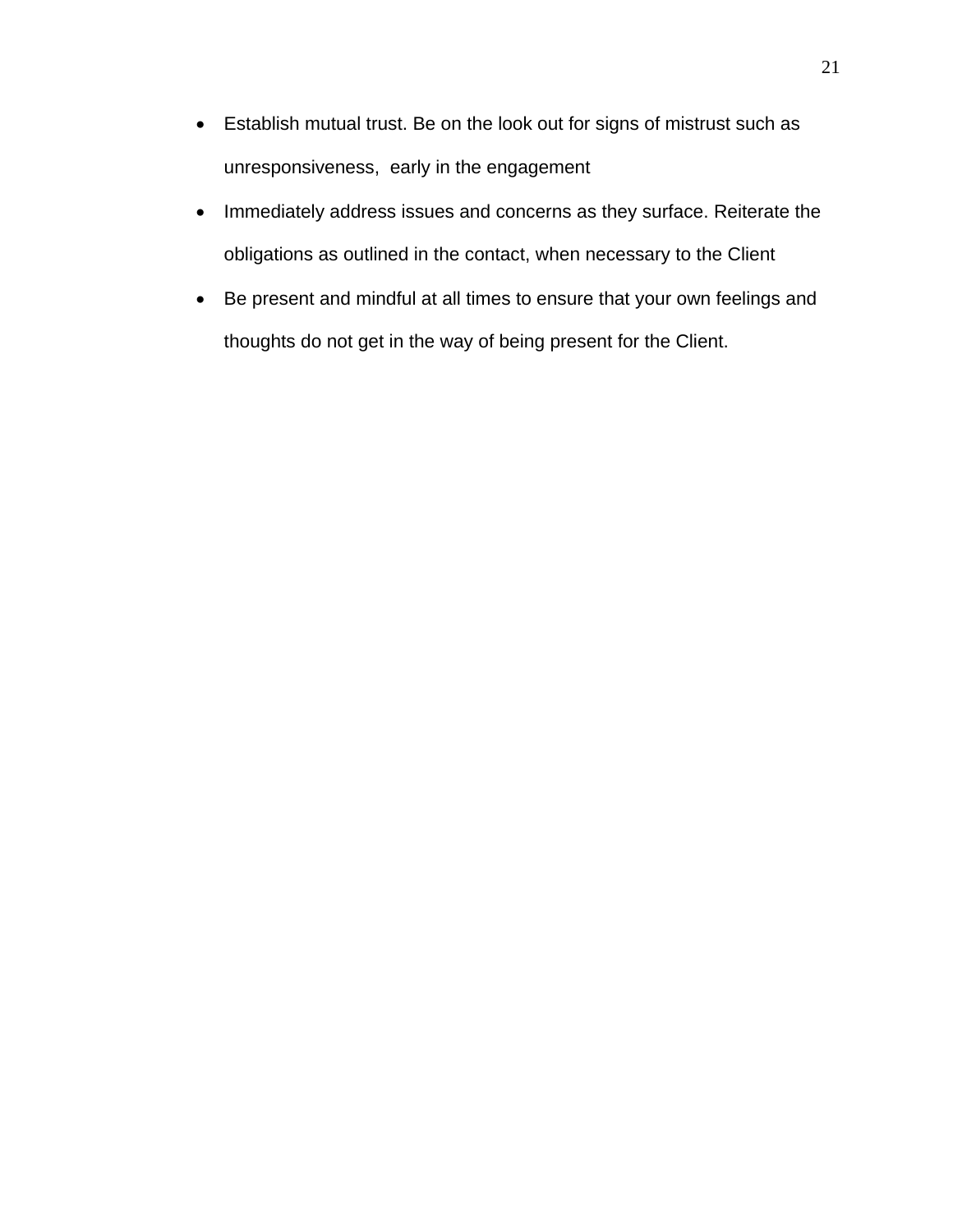- Establish mutual trust. Be on the look out for signs of mistrust such as unresponsiveness,  early in the engagement
- Immediately address issues and concerns as they surface. Reiterate the obligations as outlined in the contact, when necessary to the Client
- Be present and mindful at all times to ensure that your own feelings and thoughts do not get in the way of being present for the Client.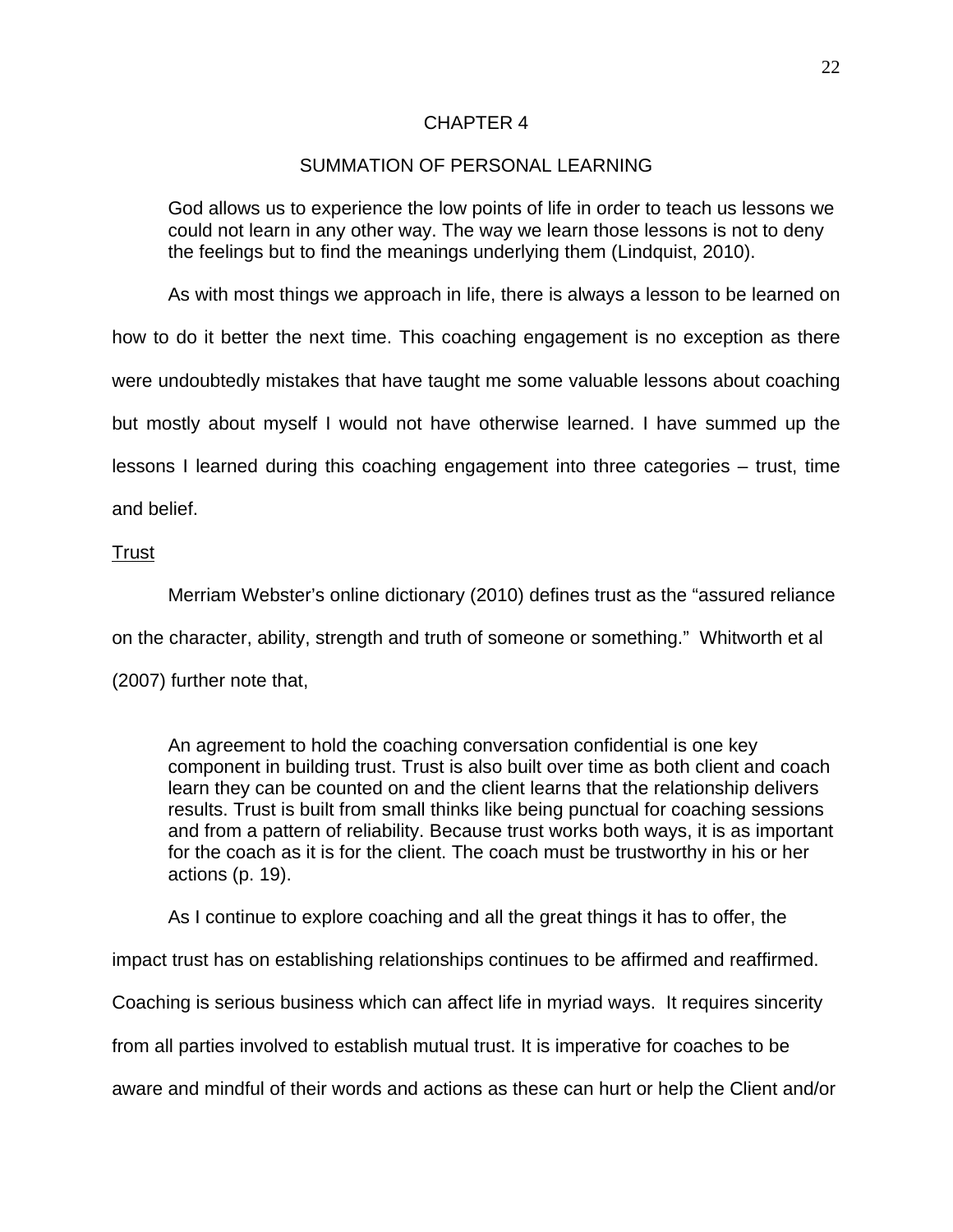# CHAPTER 4

## SUMMATION OF PERSONAL LEARNING

> God allows us to experience the low points of life in order to teach us lessons we could not learn in any other way. The way we learn those lessons is not to deny the feelings but to find the meanings underlying them (Lindquist, 2010).

As with most things we approach in life, there is always a lesson to be learned on how to do it better the next time. This coaching engagement is no exception as there were undoubtedly mistakes that have taught me some valuable lessons about coaching but mostly about myself I would not have otherwise learned. I have summed up the lessons I learned during this coaching engagement into three categories – trust, time and belief.

### Trust

Merriam Webster's online dictionary (2010) defines trust as the "assured reliance on the character, ability, strength and truth of someone or something." Whitworth et al (2007) further note that,

> An agreement to hold the coaching conversation confidential is one key component in building trust. Trust is also built over time as both client and coach learn they can be counted on and the client learns that the relationship delivers results. Trust is built from small thinks like being punctual for coaching sessions and from a pattern of reliability. Because trust works both ways, it is as important for the coach as it is for the client. The coach must be trustworthy in his or her actions (p. 19).

As I continue to explore coaching and all the great things it has to offer, the impact trust has on establishing relationships continues to be affirmed and reaffirmed. Coaching is serious business which can affect life in myriad ways. It requires sincerity from all parties involved to establish mutual trust. It is imperative for coaches to be aware and mindful of their words and actions as these can hurt or help the Client and/or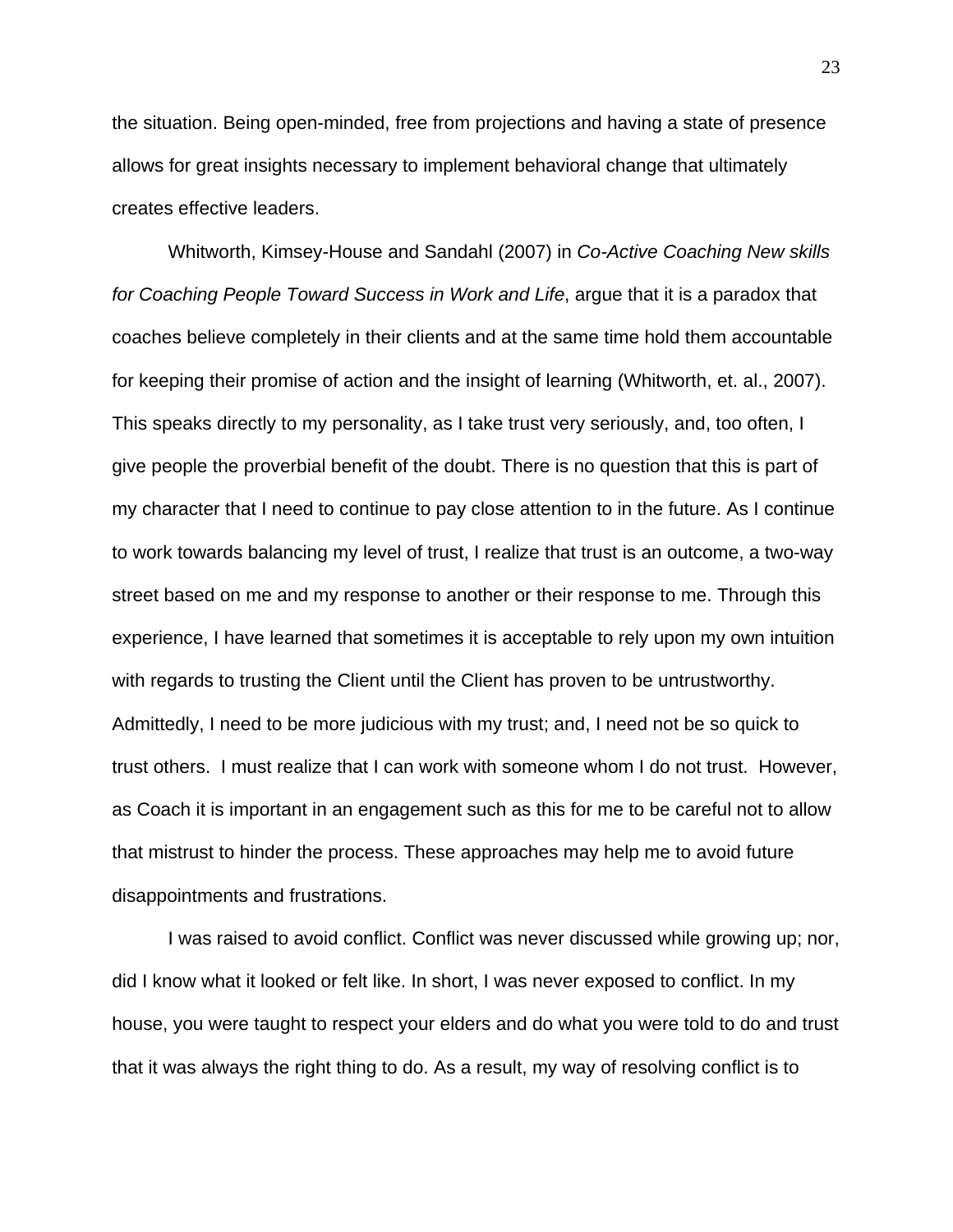the situation. Being open-minded, free from projections and having a state of presence allows for great insights necessary to implement behavioral change that ultimately creates effective leaders.

Whitworth, Kimsey-House and Sandahl (2007) in *Co-Active Coaching New skills for Coaching People Toward Success in Work and Life*, argue that it is a paradox that coaches believe completely in their clients and at the same time hold them accountable for keeping their promise of action and the insight of learning (Whitworth, et. al., 2007). This speaks directly to my personality, as I take trust very seriously, and, too often, I give people the proverbial benefit of the doubt. There is no question that this is part of my character that I need to continue to pay close attention to in the future. As I continue to work towards balancing my level of trust, I realize that trust is an outcome, a two-way street based on me and my response to another or their response to me. Through this experience, I have learned that sometimes it is acceptable to rely upon my own intuition with regards to trusting the Client until the Client has proven to be untrustworthy. Admittedly, I need to be more judicious with my trust; and, I need not be so quick to trust others. I must realize that I can work with someone whom I do not trust. However, as Coach it is important in an engagement such as this for me to be careful not to allow that mistrust to hinder the process. These approaches may help me to avoid future disappointments and frustrations.

I was raised to avoid conflict. Conflict was never discussed while growing up; nor, did I know what it looked or felt like. In short, I was never exposed to conflict. In my house, you were taught to respect your elders and do what you were told to do and trust that it was always the right thing to do. As a result, my way of resolving conflict is to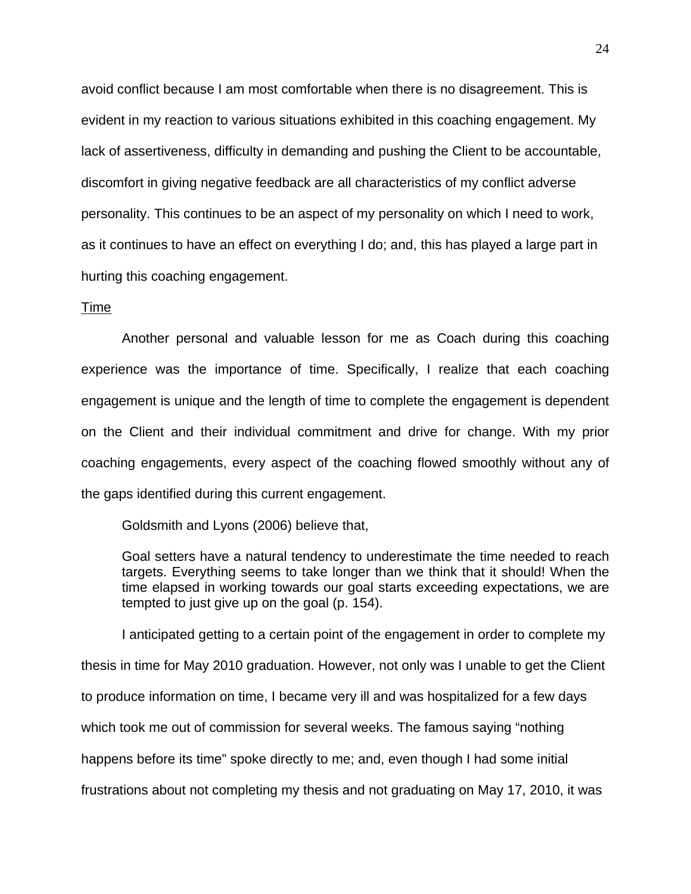avoid conflict because I am most comfortable when there is no disagreement. This is evident in my reaction to various situations exhibited in this coaching engagement. My lack of assertiveness, difficulty in demanding and pushing the Client to be accountable, discomfort in giving negative feedback are all characteristics of my conflict adverse personality. This continues to be an aspect of my personality on which I need to work, as it continues to have an effect on everything I do; and, this has played a large part in hurting this coaching engagement.

### Time

Another personal and valuable lesson for me as Coach during this coaching experience was the importance of time. Specifically, I realize that each coaching engagement is unique and the length of time to complete the engagement is dependent on the Client and their individual commitment and drive for change. With my prior coaching engagements, every aspect of the coaching flowed smoothly without any of the gaps identified during this current engagement.

Goldsmith and Lyons (2006) believe that,

> Goal setters have a natural tendency to underestimate the time needed to reach targets. Everything seems to take longer than we think that it should! When the time elapsed in working towards our goal starts exceeding expectations, we are tempted to just give up on the goal (p. 154).

I anticipated getting to a certain point of the engagement in order to complete my thesis in time for May 2010 graduation. However, not only was I unable to get the Client to produce information on time, I became very ill and was hospitalized for a few days which took me out of commission for several weeks. The famous saying "nothing happens before its time" spoke directly to me; and, even though I had some initial frustrations about not completing my thesis and not graduating on May 17, 2010, it was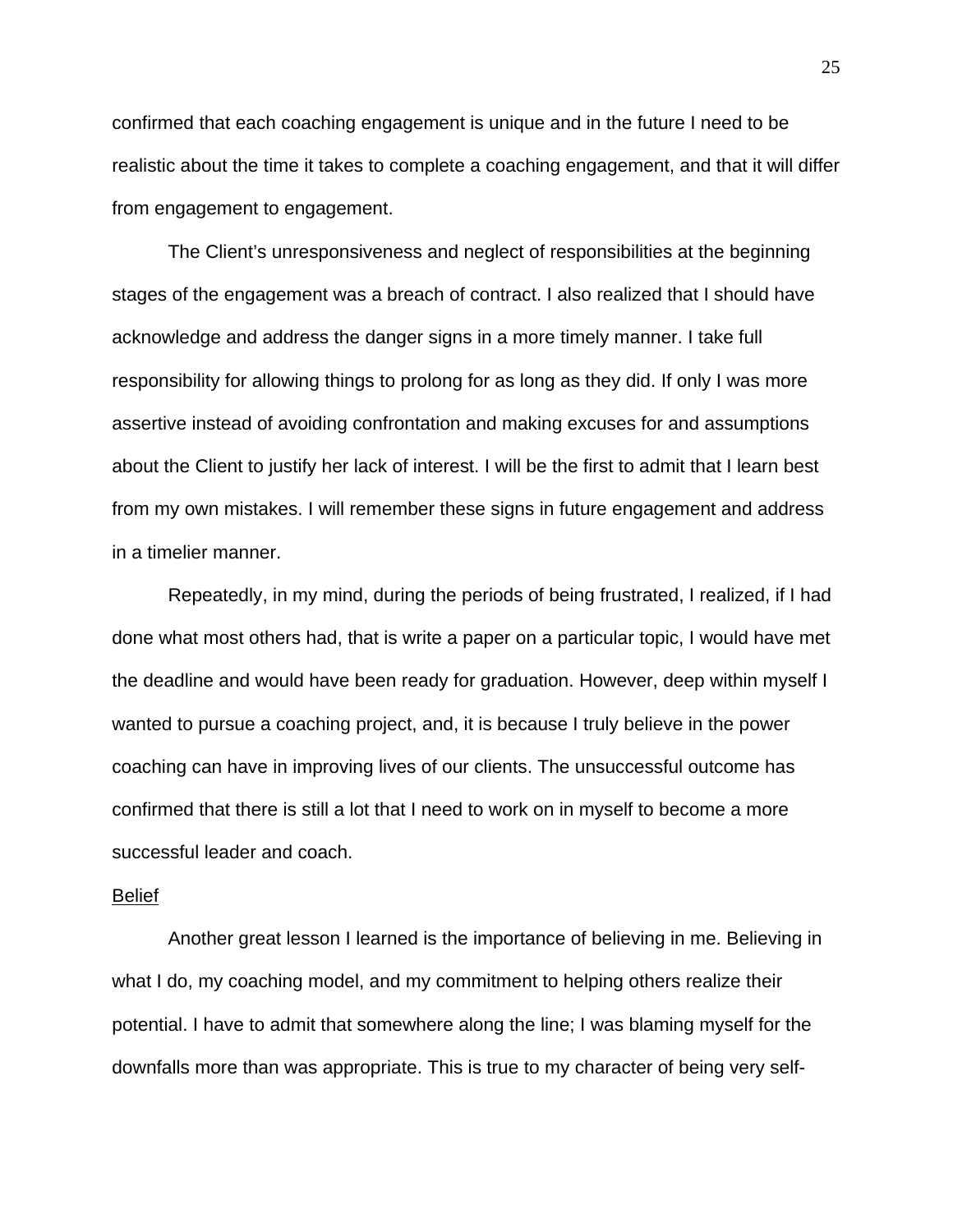confirmed that each coaching engagement is unique and in the future I need to be realistic about the time it takes to complete a coaching engagement, and that it will differ from engagement to engagement.

The Client's unresponsiveness and neglect of responsibilities at the beginning stages of the engagement was a breach of contract. I also realized that I should have acknowledge and address the danger signs in a more timely manner. I take full responsibility for allowing things to prolong for as long as they did. If only I was more assertive instead of avoiding confrontation and making excuses for and assumptions about the Client to justify her lack of interest. I will be the first to admit that I learn best from my own mistakes. I will remember these signs in future engagement and address in a timelier manner.

Repeatedly, in my mind, during the periods of being frustrated, I realized, if I had done what most others had, that is write a paper on a particular topic, I would have met the deadline and would have been ready for graduation. However, deep within myself I wanted to pursue a coaching project, and, it is because I truly believe in the power coaching can have in improving lives of our clients. The unsuccessful outcome has confirmed that there is still a lot that I need to work on in myself to become a more successful leader and coach.

<u>Belief</u>

Another great lesson I learned is the importance of believing in me. Believing in what I do, my coaching model, and my commitment to helping others realize their potential. I have to admit that somewhere along the line; I was blaming myself for the downfalls more than was appropriate. This is true to my character of being very self-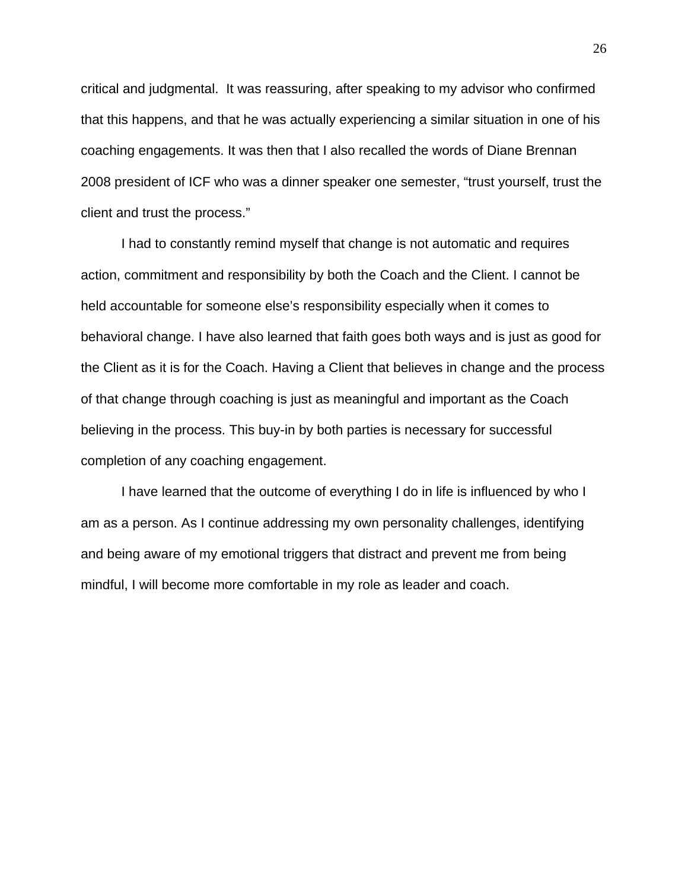critical and judgmental.  It was reassuring, after speaking to my advisor who confirmed that this happens, and that he was actually experiencing a similar situation in one of his coaching engagements. It was then that I also recalled the words of Diane Brennan 2008 president of ICF who was a dinner speaker one semester, “trust yourself, trust the client and trust the process.”

I had to constantly remind myself that change is not automatic and requires action, commitment and responsibility by both the Coach and the Client. I cannot be held accountable for someone else’s responsibility especially when it comes to behavioral change. I have also learned that faith goes both ways and is just as good for the Client as it is for the Coach. Having a Client that believes in change and the process of that change through coaching is just as meaningful and important as the Coach believing in the process. This buy-in by both parties is necessary for successful completion of any coaching engagement.

I have learned that the outcome of everything I do in life is influenced by who I am as a person. As I continue addressing my own personality challenges, identifying and being aware of my emotional triggers that distract and prevent me from being mindful, I will become more comfortable in my role as leader and coach.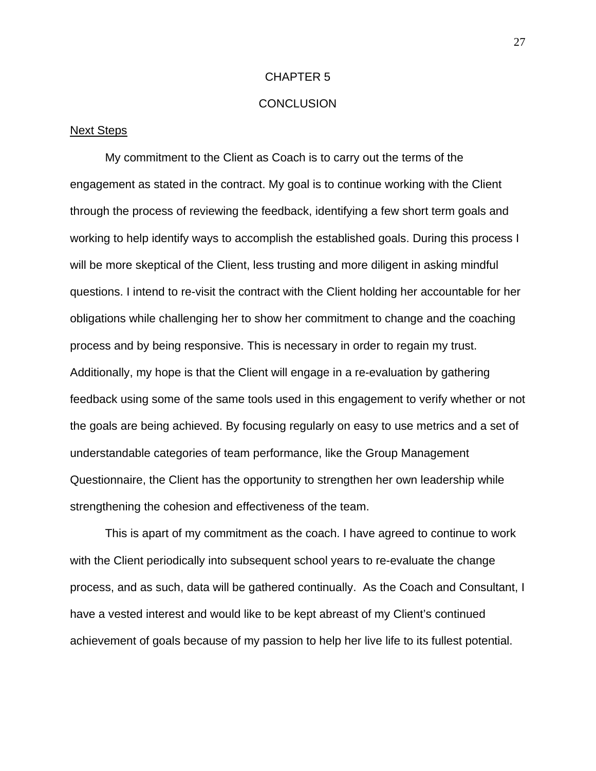# CHAPTER 5

# CONCLUSION

<u>Next Steps</u>

My commitment to the Client as Coach is to carry out the terms of the engagement as stated in the contract. My goal is to continue working with the Client through the process of reviewing the feedback, identifying a few short term goals and working to help identify ways to accomplish the established goals. During this process I will be more skeptical of the Client, less trusting and more diligent in asking mindful questions. I intend to re-visit the contract with the Client holding her accountable for her obligations while challenging her to show her commitment to change and the coaching process and by being responsive. This is necessary in order to regain my trust. Additionally, my hope is that the Client will engage in a re-evaluation by gathering feedback using some of the same tools used in this engagement to verify whether or not the goals are being achieved. By focusing regularly on easy to use metrics and a set of understandable categories of team performance, like the Group Management Questionnaire, the Client has the opportunity to strengthen her own leadership while strengthening the cohesion and effectiveness of the team.

This is apart of my commitment as the coach. I have agreed to continue to work with the Client periodically into subsequent school years to re-evaluate the change process, and as such, data will be gathered continually. As the Coach and Consultant, I have a vested interest and would like to be kept abreast of my Client's continued achievement of goals because of my passion to help her live life to its fullest potential.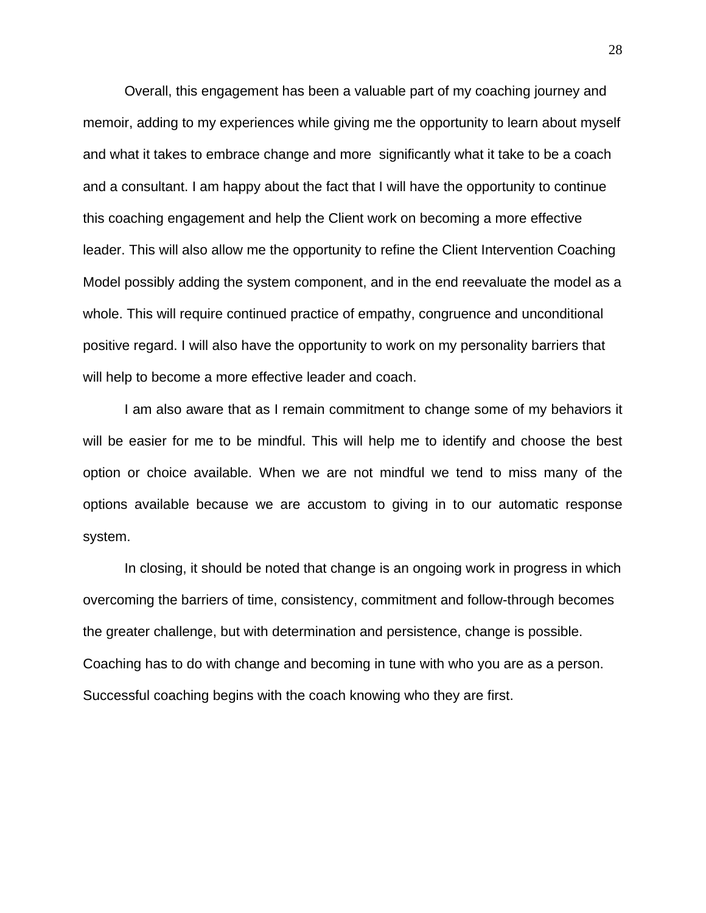Overall, this engagement has been a valuable part of my coaching journey and memoir, adding to my experiences while giving me the opportunity to learn about myself and what it takes to embrace change and more significantly what it take to be a coach and a consultant. I am happy about the fact that I will have the opportunity to continue this coaching engagement and help the Client work on becoming a more effective leader. This will also allow me the opportunity to refine the Client Intervention Coaching Model possibly adding the system component, and in the end reevaluate the model as a whole. This will require continued practice of empathy, congruence and unconditional positive regard. I will also have the opportunity to work on my personality barriers that will help to become a more effective leader and coach.

I am also aware that as I remain commitment to change some of my behaviors it will be easier for me to be mindful. This will help me to identify and choose the best option or choice available. When we are not mindful we tend to miss many of the options available because we are accustom to giving in to our automatic response system.

In closing, it should be noted that change is an ongoing work in progress in which overcoming the barriers of time, consistency, commitment and follow-through becomes the greater challenge, but with determination and persistence, change is possible. Coaching has to do with change and becoming in tune with who you are as a person. Successful coaching begins with the coach knowing who they are first.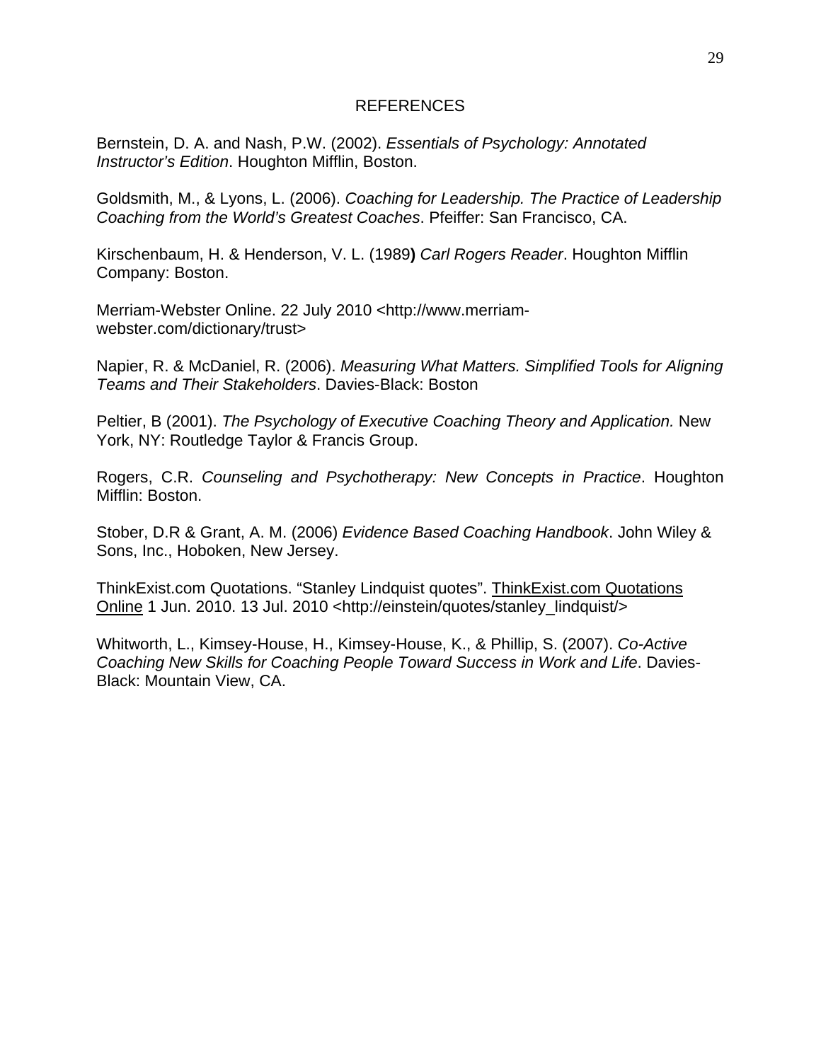# REFERENCES

Bernstein, D. A. and Nash, P.W. (2002). *Essentials of Psychology: Annotated Instructor's Edition*. Houghton Mifflin, Boston.

Goldsmith, M., & Lyons, L. (2006). *Coaching for Leadership. The Practice of Leadership Coaching from the World's Greatest Coaches*. Pfeiffer: San Francisco, CA.

Kirschenbaum, H. & Henderson, V. L. (1989**)** *Carl Rogers Reader*. Houghton Mifflin Company: Boston.

Merriam-Webster Online. 22 July 2010 <http://www.merriam-webster.com/dictionary/trust>

Napier, R. & McDaniel, R. (2006). *Measuring What Matters. Simplified Tools for Aligning Teams and Their Stakeholders*. Davies-Black: Boston

Peltier, B (2001). *The Psychology of Executive Coaching Theory and Application.* New York, NY: Routledge Taylor & Francis Group.

Rogers, C.R. *Counseling and Psychotherapy: New Concepts in Practice*. Houghton Mifflin: Boston.

Stober, D.R & Grant, A. M. (2006) *Evidence Based Coaching Handbook*. John Wiley & Sons, Inc., Hoboken, New Jersey.

ThinkExist.com Quotations. "Stanley Lindquist quotes". ThinkExist.com Quotations Online 1 Jun. 2010. 13 Jul. 2010 <http://einstein/quotes/stanley_lindquist/>

Whitworth, L., Kimsey-House, H., Kimsey-House, K., & Phillip, S. (2007). *Co-Active Coaching New Skills for Coaching People Toward Success in Work and Life*. Davies-Black: Mountain View, CA.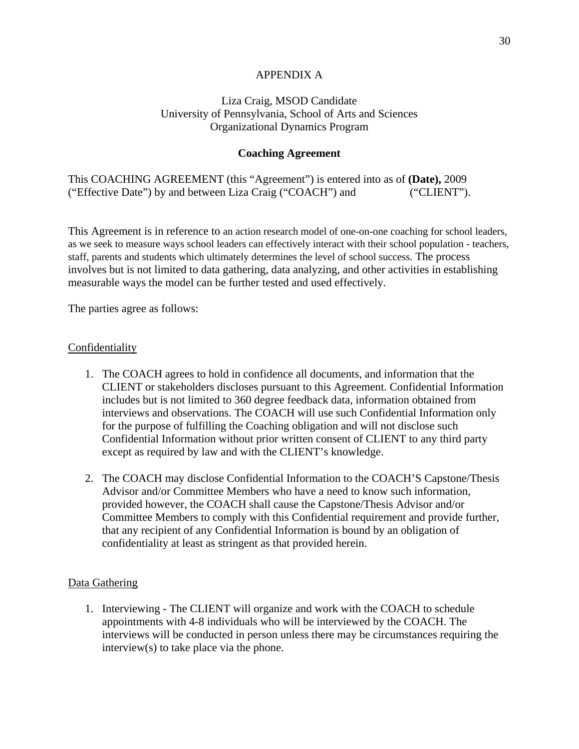APPENDIX A

Liza Craig, MSOD Candidate
University of Pennsylvania, School of Arts and Sciences
Organizational Dynamics Program

**Coaching Agreement**

This COACHING AGREEMENT (this "Agreement") is entered into as of **(Date),** 2009 ("Effective Date") by and between Liza Craig ("COACH") and ("CLIENT").

This Agreement is in reference to an action research model of one-on-one coaching for school leaders, as we seek to measure ways school leaders can effectively interact with their school population - teachers, staff, parents and students which ultimately determines the level of school success. The process involves but is not limited to data gathering, data analyzing, and other activities in establishing measurable ways the model can be further tested and used effectively.

The parties agree as follows:

<u>Confidentiality</u>

1. The COACH agrees to hold in confidence all documents, and information that the CLIENT or stakeholders discloses pursuant to this Agreement. Confidential Information includes but is not limited to 360 degree feedback data, information obtained from interviews and observations. The COACH will use such Confidential Information only for the purpose of fulfilling the Coaching obligation and will not disclose such Confidential Information without prior written consent of CLIENT to any third party except as required by law and with the CLIENT's knowledge.

2. The COACH may disclose Confidential Information to the COACH'S Capstone/Thesis Advisor and/or Committee Members who have a need to know such information, provided however, the COACH shall cause the Capstone/Thesis Advisor and/or Committee Members to comply with this Confidential requirement and provide further, that any recipient of any Confidential Information is bound by an obligation of confidentiality at least as stringent as that provided herein.

<u>Data Gathering</u>

1. Interviewing - The CLIENT will organize and work with the COACH to schedule appointments with 4-8 individuals who will be interviewed by the COACH. The interviews will be conducted in person unless there may be circumstances requiring the interview(s) to take place via the phone.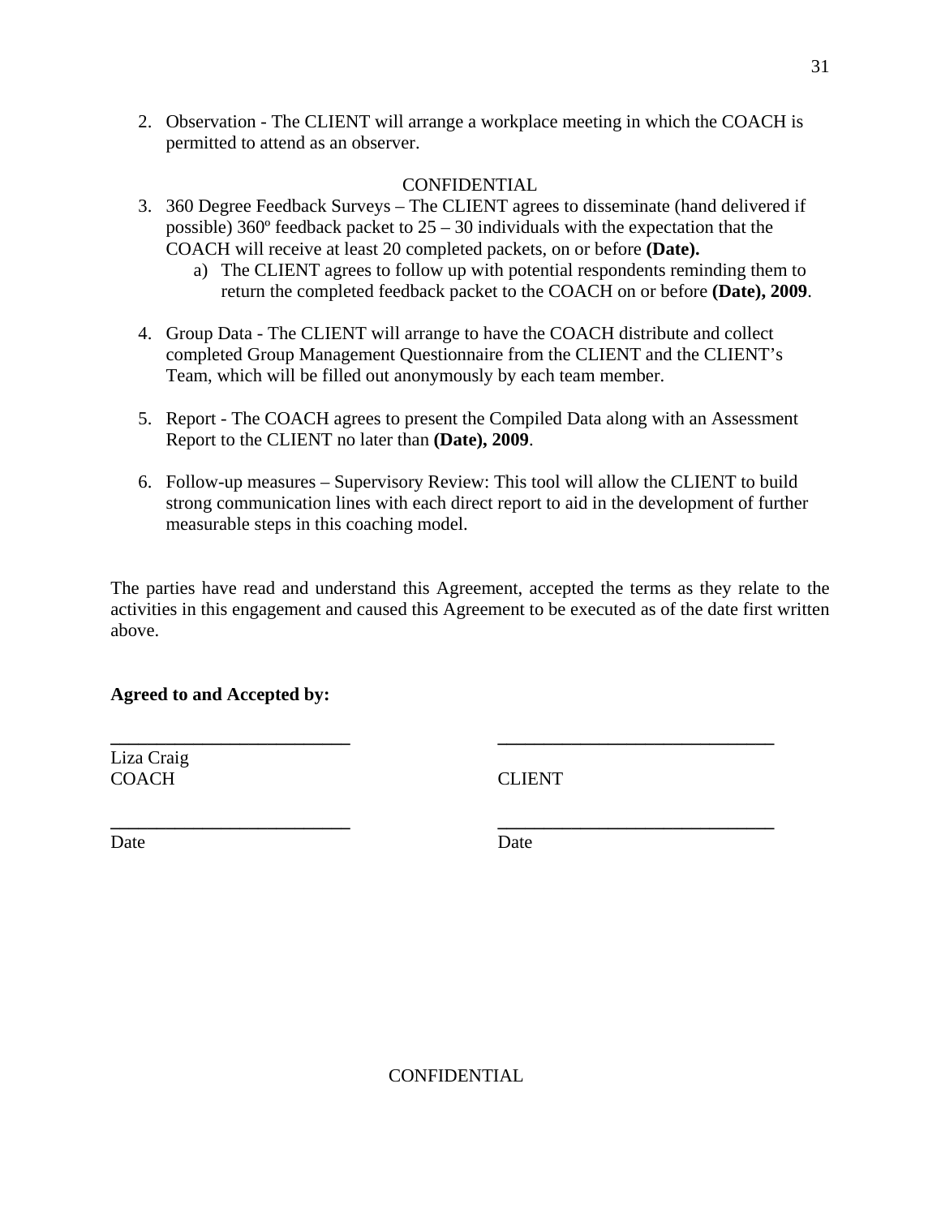2. Observation - The CLIENT will arrange a workplace meeting in which the COACH is permitted to attend as an observer.

CONFIDENTIAL

3. 360 Degree Feedback Surveys – The CLIENT agrees to disseminate (hand delivered if possible) 360º feedback packet to 25 – 30 individuals with the expectation that the COACH will receive at least 20 completed packets, on or before **(Date).**
   a) The CLIENT agrees to follow up with potential respondents reminding them to return the completed feedback packet to the COACH on or before **(Date), 2009**.

4. Group Data - The CLIENT will arrange to have the COACH distribute and collect completed Group Management Questionnaire from the CLIENT and the CLIENT's Team, which will be filled out anonymously by each team member.

5. Report - The COACH agrees to present the Compiled Data along with an Assessment Report to the CLIENT no later than **(Date), 2009**.

6. Follow-up measures – Supervisory Review: This tool will allow the CLIENT to build strong communication lines with each direct report to aid in the development of further measurable steps in this coaching model.

The parties have read and understand this Agreement, accepted the terms as they relate to the activities in this engagement and caused this Agreement to be executed as of the date first written above.

**Agreed to and Accepted by:**

| | |
|---|---|
| ___________________________ | ___________________________ |
| Liza Craig<br>COACH | CLIENT |
| ___________________________ | ___________________________ |
| Date | Date |

CONFIDENTIAL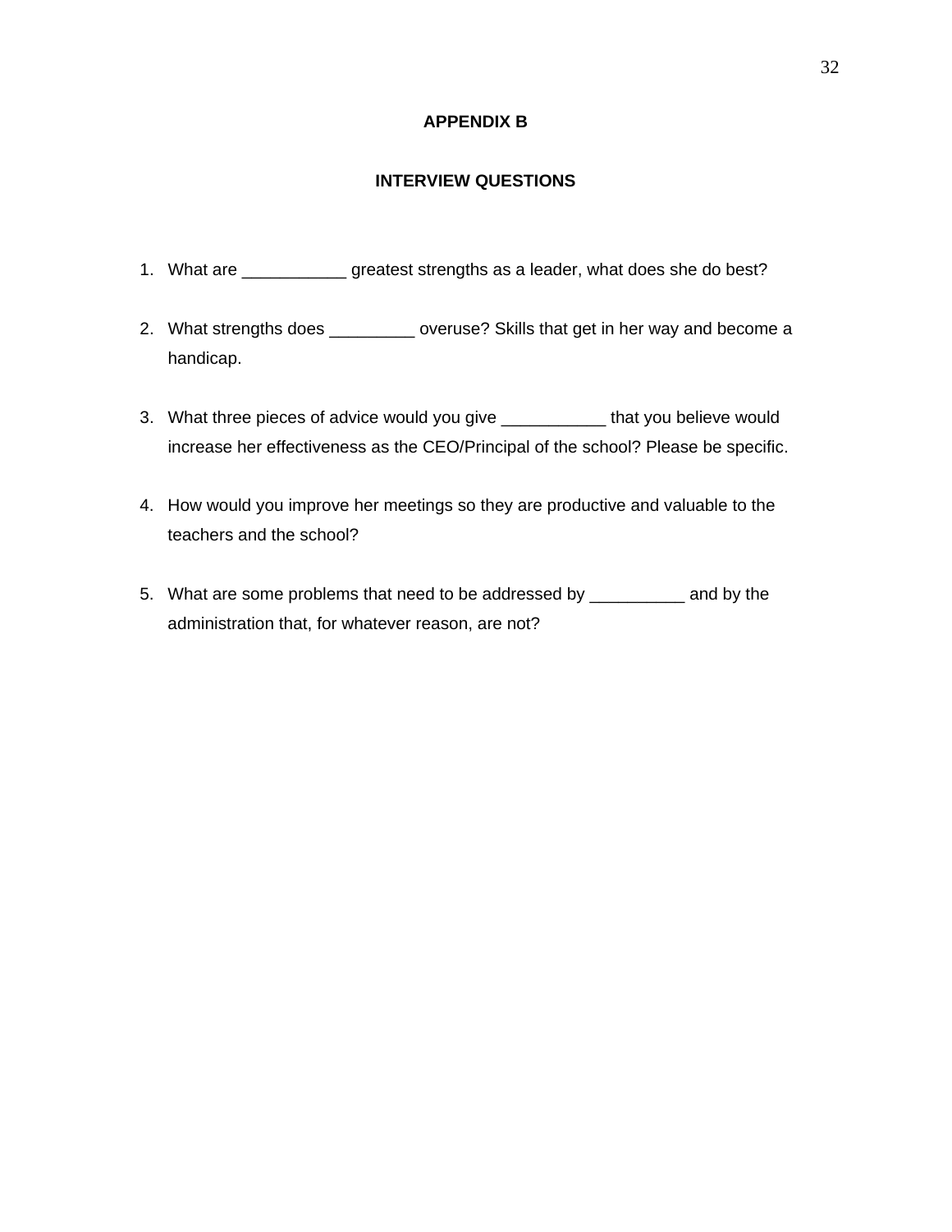# APPENDIX B

## INTERVIEW QUESTIONS

1. What are ___________ greatest strengths as a leader, what does she do best?

2. What strengths does _________ overuse? Skills that get in her way and become a handicap.

3. What three pieces of advice would you give ___________ that you believe would increase her effectiveness as the CEO/Principal of the school? Please be specific.

4. How would you improve her meetings so they are productive and valuable to the teachers and the school?

5. What are some problems that need to be addressed by __________ and by the administration that, for whatever reason, are not?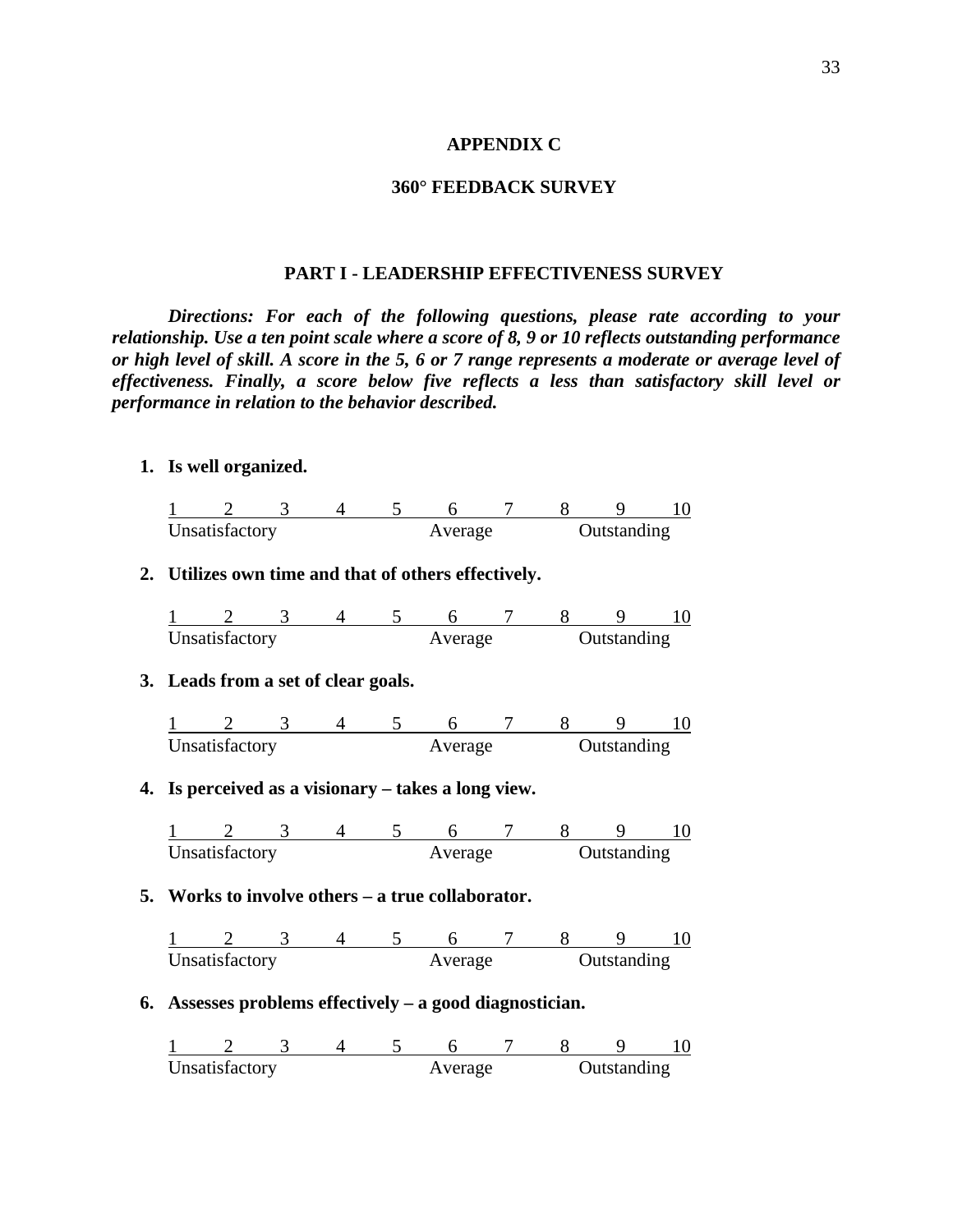## APPENDIX C

## 360° FEEDBACK SURVEY

### PART I - LEADERSHIP EFFECTIVENESS SURVEY

***Directions: For each of the following questions, please rate according to your relationship. Use a ten point scale where a score of 8, 9 or 10 reflects outstanding performance or high level of skill. A score in the 5, 6 or 7 range represents a moderate or average level of effectiveness. Finally, a score below five reflects a less than satisfactory skill level or performance in relation to the behavior described.***

1. **Is well organized.**

   1 2 3 4 5 6 7 8 9 10
   Unsatisfactory Average Outstanding

2. **Utilizes own time and that of others effectively.**

   1 2 3 4 5 6 7 8 9 10
   Unsatisfactory Average Outstanding

3. **Leads from a set of clear goals.**

   1 2 3 4 5 6 7 8 9 10
   Unsatisfactory Average Outstanding

4. **Is perceived as a visionary – takes a long view.**

   1 2 3 4 5 6 7 8 9 10
   Unsatisfactory Average Outstanding

5. **Works to involve others – a true collaborator.**

   1 2 3 4 5 6 7 8 9 10
   Unsatisfactory Average Outstanding

6. **Assesses problems effectively – a good diagnostician.**

   1 2 3 4 5 6 7 8 9 10
   Unsatisfactory Average Outstanding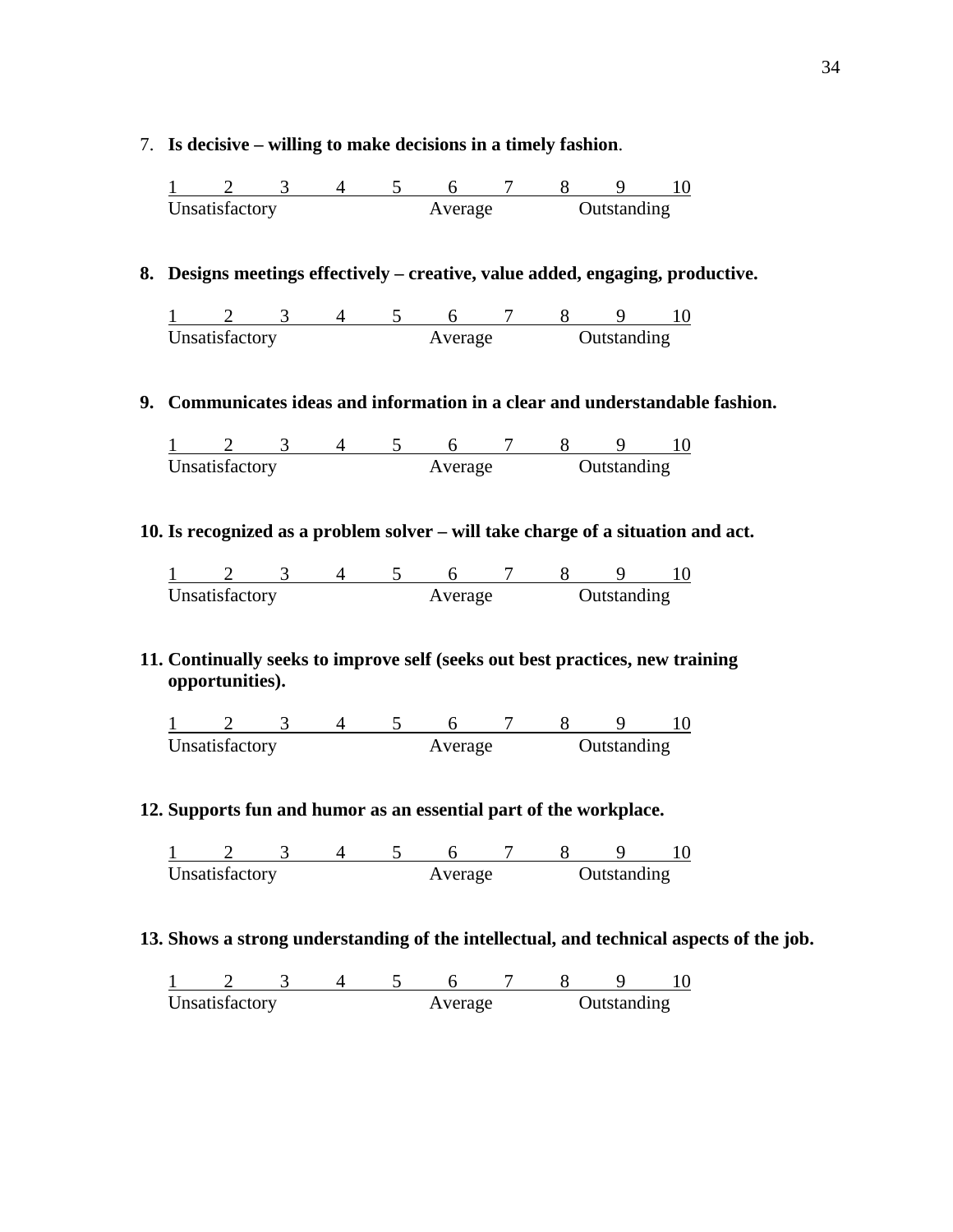7. **Is decisive – willing to make decisions in a timely fashion**.

1 2 3 4 5 6 7 8 9 10
Unsatisfactory Average Outstanding

8. **Designs meetings effectively – creative, value added, engaging, productive.**

1 2 3 4 5 6 7 8 9 10
Unsatisfactory Average Outstanding

9. **Communicates ideas and information in a clear and understandable fashion.**

1 2 3 4 5 6 7 8 9 10
Unsatisfactory Average Outstanding

10. **Is recognized as a problem solver – will take charge of a situation and act.**

1 2 3 4 5 6 7 8 9 10
Unsatisfactory Average Outstanding

11. **Continually seeks to improve self (seeks out best practices, new training opportunities).**

1 2 3 4 5 6 7 8 9 10
Unsatisfactory Average Outstanding

12. **Supports fun and humor as an essential part of the workplace.**

1 2 3 4 5 6 7 8 9 10
Unsatisfactory Average Outstanding

13. **Shows a strong understanding of the intellectual, and technical aspects of the job.**

1 2 3 4 5 6 7 8 9 10
Unsatisfactory Average Outstanding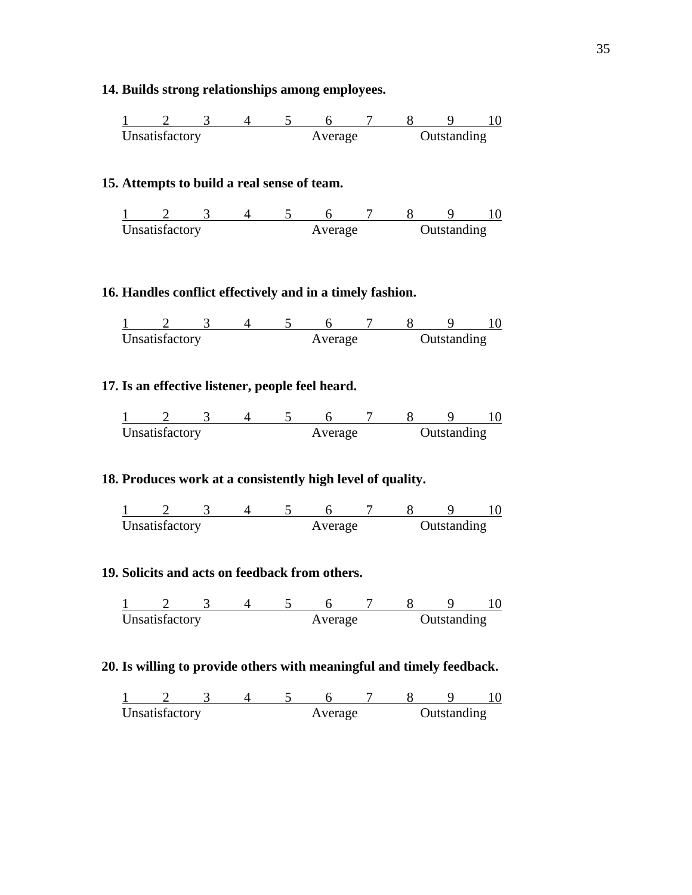**14. Builds strong relationships among employees.**

| 1 | 2 | 3 | 4 | 5 | 6 | 7 | 8 | 9 | 10 |
|---|---|---|---|---|---|---|---|---|---|
| Unsatisfactory | | | | | Average | | | Outstanding | |

**15. Attempts to build a real sense of team.**

| 1 | 2 | 3 | 4 | 5 | 6 | 7 | 8 | 9 | 10 |
|---|---|---|---|---|---|---|---|---|---|
| Unsatisfactory | | | | | Average | | | Outstanding | |

**16. Handles conflict effectively and in a timely fashion.**

| 1 | 2 | 3 | 4 | 5 | 6 | 7 | 8 | 9 | 10 |
|---|---|---|---|---|---|---|---|---|---|
| Unsatisfactory | | | | | Average | | | Outstanding | |

**17. Is an effective listener, people feel heard.**

| 1 | 2 | 3 | 4 | 5 | 6 | 7 | 8 | 9 | 10 |
|---|---|---|---|---|---|---|---|---|---|
| Unsatisfactory | | | | | Average | | | Outstanding | |

**18. Produces work at a consistently high level of quality.**

| 1 | 2 | 3 | 4 | 5 | 6 | 7 | 8 | 9 | 10 |
|---|---|---|---|---|---|---|---|---|---|
| Unsatisfactory | | | | | Average | | | Outstanding | |

**19. Solicits and acts on feedback from others.**

| 1 | 2 | 3 | 4 | 5 | 6 | 7 | 8 | 9 | 10 |
|---|---|---|---|---|---|---|---|---|---|
| Unsatisfactory | | | | | Average | | | Outstanding | |

**20. Is willing to provide others with meaningful and timely feedback.**

| 1 | 2 | 3 | 4 | 5 | 6 | 7 | 8 | 9 | 10 |
|---|---|---|---|---|---|---|---|---|---|
| Unsatisfactory | | | | | Average | | | Outstanding | |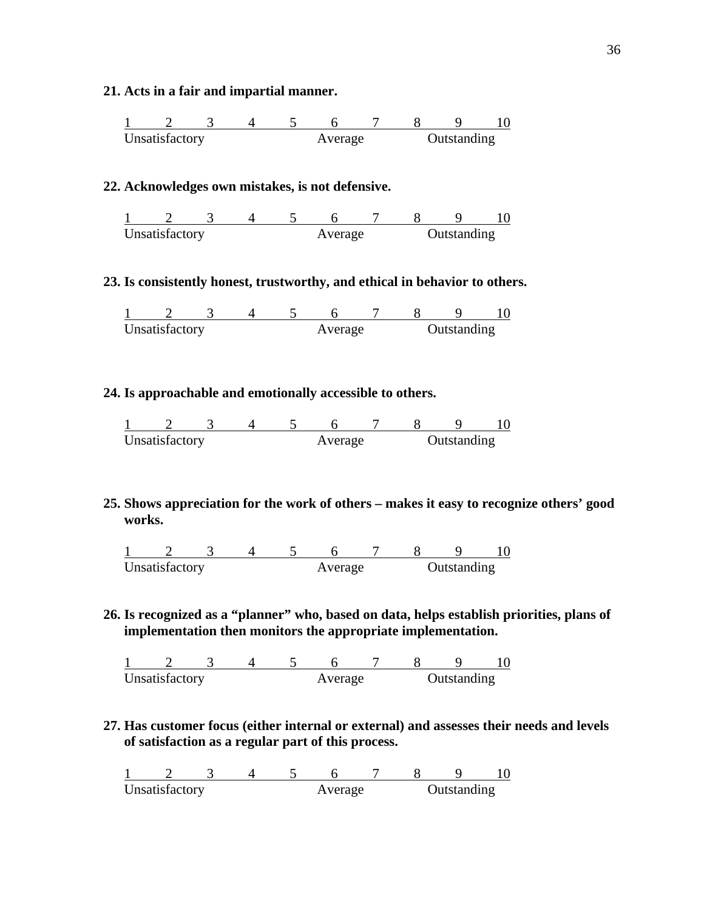**21. Acts in a fair and impartial manner.**

| 1 | 2 | 3 | 4 | 5 | 6 | 7 | 8 | 9 | 10 |
|---|---|---|---|---|---|---|---|---|---|

Unsatisfactory Average Outstanding

**22. Acknowledges own mistakes, is not defensive.**

| 1 | 2 | 3 | 4 | 5 | 6 | 7 | 8 | 9 | 10 |
|---|---|---|---|---|---|---|---|---|---|

Unsatisfactory Average Outstanding

**23. Is consistently honest, trustworthy, and ethical in behavior to others.**

| 1 | 2 | 3 | 4 | 5 | 6 | 7 | 8 | 9 | 10 |
|---|---|---|---|---|---|---|---|---|---|

Unsatisfactory Average Outstanding

**24. Is approachable and emotionally accessible to others.**

| 1 | 2 | 3 | 4 | 5 | 6 | 7 | 8 | 9 | 10 |
|---|---|---|---|---|---|---|---|---|---|

Unsatisfactory Average Outstanding

**25. Shows appreciation for the work of others – makes it easy to recognize others' good works.**

| 1 | 2 | 3 | 4 | 5 | 6 | 7 | 8 | 9 | 10 |
|---|---|---|---|---|---|---|---|---|---|

Unsatisfactory Average Outstanding

**26. Is recognized as a "planner" who, based on data, helps establish priorities, plans of implementation then monitors the appropriate implementation.**

| 1 | 2 | 3 | 4 | 5 | 6 | 7 | 8 | 9 | 10 |
|---|---|---|---|---|---|---|---|---|---|

Unsatisfactory Average Outstanding

**27. Has customer focus (either internal or external) and assesses their needs and levels of satisfaction as a regular part of this process.**

| 1 | 2 | 3 | 4 | 5 | 6 | 7 | 8 | 9 | 10 |
|---|---|---|---|---|---|---|---|---|---|

Unsatisfactory Average Outstanding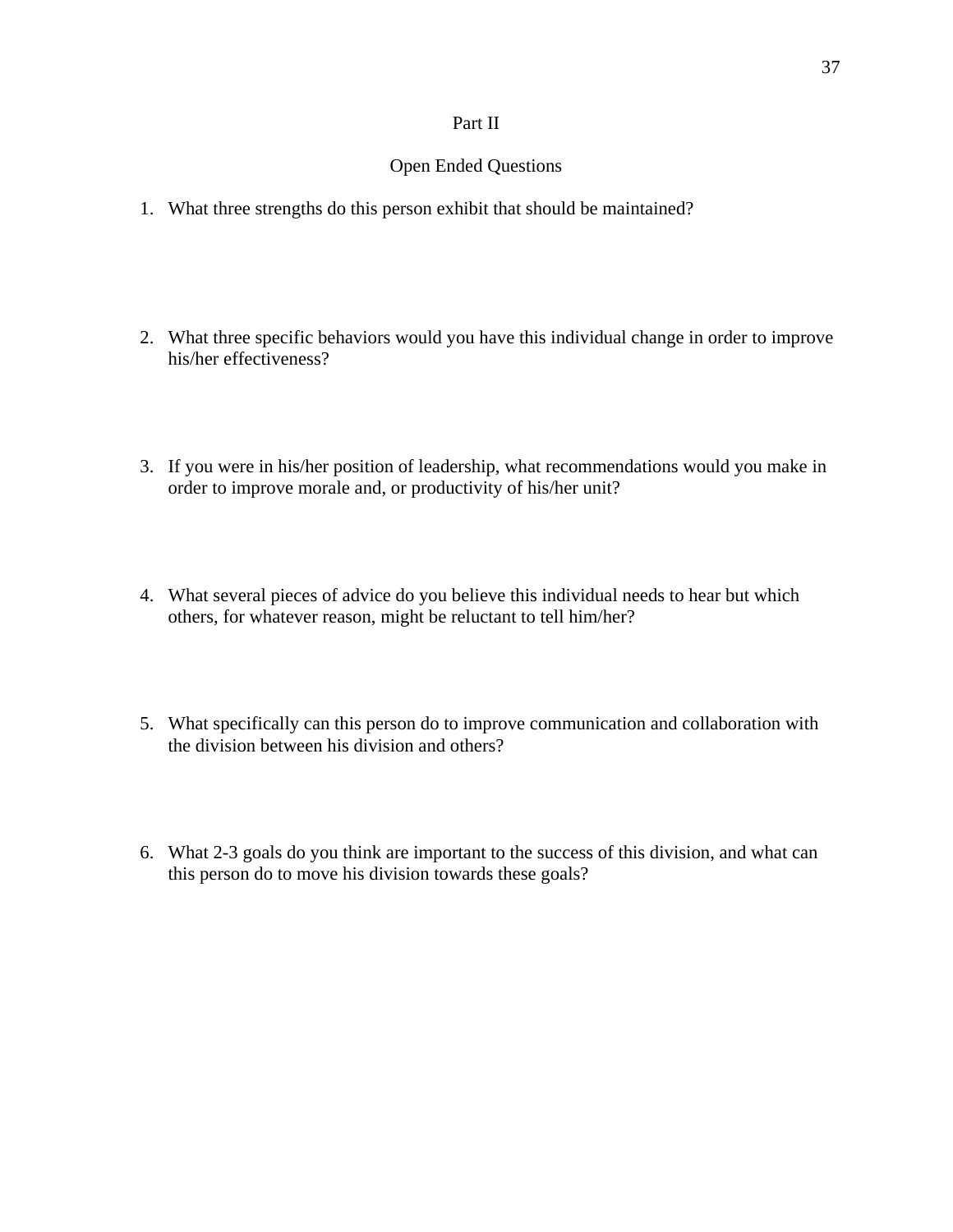## Part II

### Open Ended Questions

1. What three strengths do this person exhibit that should be maintained?

2. What three specific behaviors would you have this individual change in order to improve his/her effectiveness?

3. If you were in his/her position of leadership, what recommendations would you make in order to improve morale and, or productivity of his/her unit?

4. What several pieces of advice do you believe this individual needs to hear but which others, for whatever reason, might be reluctant to tell him/her?

5. What specifically can this person do to improve communication and collaboration with the division between his division and others?

6. What 2-3 goals do you think are important to the success of this division, and what can this person do to move his division towards these goals?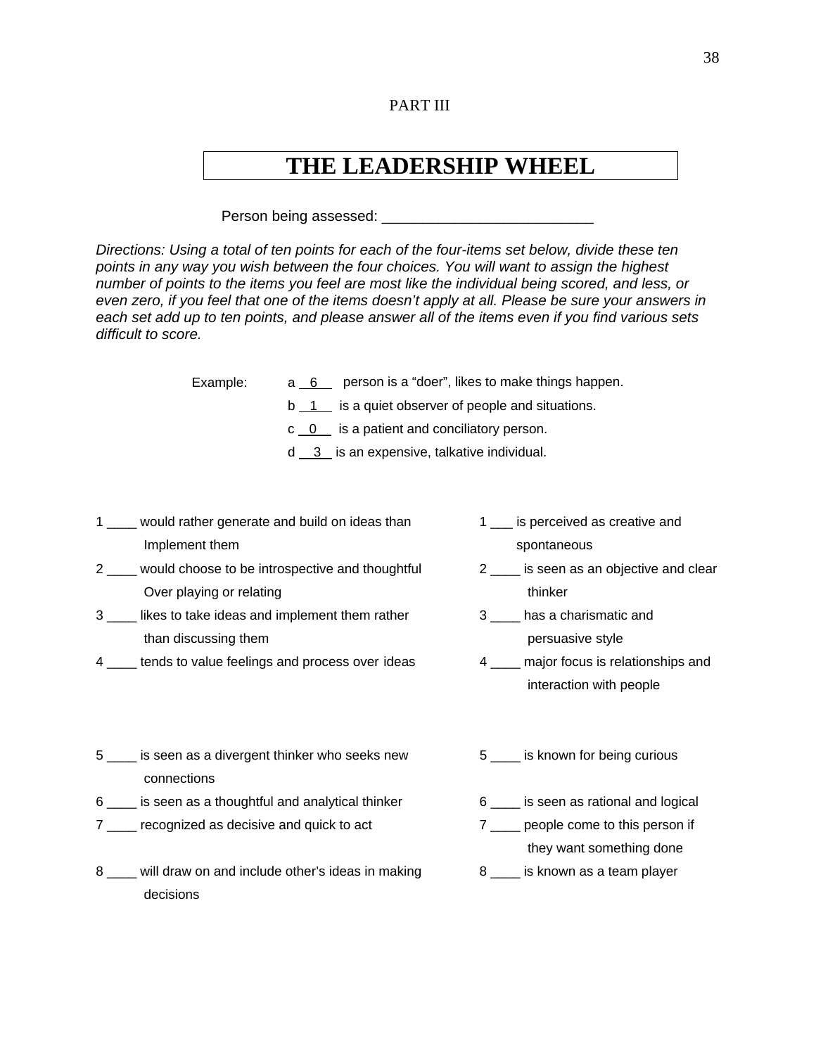PART III

# THE LEADERSHIP WHEEL

Person being assessed: _________________________

*Directions: Using a total of ten points for each of the four-items set below, divide these ten points in any way you wish between the four choices. You will want to assign the highest number of points to the items you feel are most like the individual being scored, and less, or even zero, if you feel that one of the items doesn't apply at all. Please be sure your answers in each set add up to ten points, and please answer all of the items even if you find various sets difficult to score.*

Example:

a __6__ person is a "doer", likes to make things happen.
b __1__ is a quiet observer of people and situations.
c __0__ is a patient and conciliatory person.
d __3__ is an expensive, talkative individual.

1 ____ would rather generate and build on ideas than Implement them
2 ____ would choose to be introspective and thoughtful Over playing or relating
3 ____ likes to take ideas and implement them rather than discussing them
4 ____ tends to value feelings and process over ideas

1 ___ is perceived as creative and spontaneous
2 ____ is seen as an objective and clear thinker
3 ____ has a charismatic and persuasive style
4 ____ major focus is relationships and interaction with people

5 ____ is seen as a divergent thinker who seeks new connections
6 ____ is seen as a thoughtful and analytical thinker
7 ____ recognized as decisive and quick to act
8 ____ will draw on and include other's ideas in making decisions

5 ____ is known for being curious
6 ____ is seen as rational and logical
7 ____ people come to this person if they want something done
8 ____ is known as a team player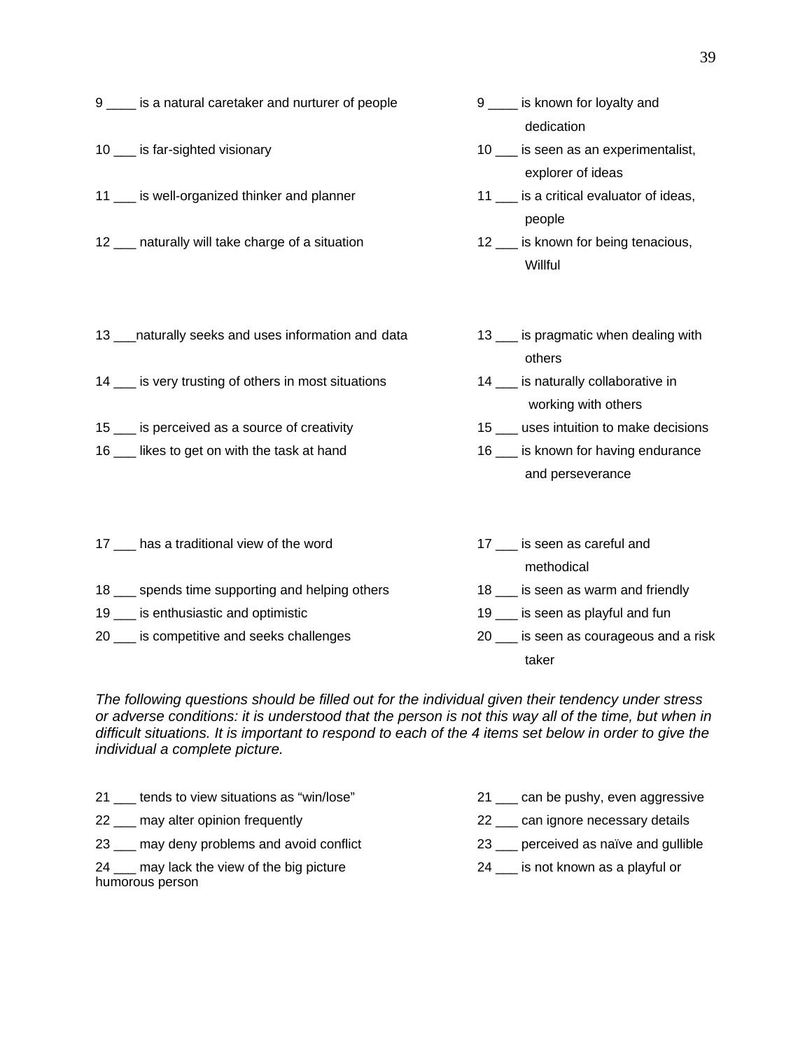9 ____ is a natural caretaker and nurturer of people

9 ____ is known for loyalty and dedication

10 ___ is far-sighted visionary

10 ___ is seen as an experimentalist, explorer of ideas

11 ___ is well-organized thinker and planner

11 ___ is a critical evaluator of ideas, people

12 ___ naturally will take charge of a situation

12 ___ is known for being tenacious, Willful

13 ___naturally seeks and uses information and data

13 ___ is pragmatic when dealing with others

14 ___ is very trusting of others in most situations

14 ___ is naturally collaborative in working with others

15 ___ is perceived as a source of creativity

15 ___ uses intuition to make decisions

16 ___ likes to get on with the task at hand

16 ___ is known for having endurance and perseverance

17 ___ has a traditional view of the word

17 ___ is seen as careful and methodical

18 ___ spends time supporting and helping others

18 ___ is seen as warm and friendly

19 ___ is enthusiastic and optimistic

19 ___ is seen as playful and fun

20 ___ is competitive and seeks challenges

20 ___ is seen as courageous and a risk taker

*The following questions should be filled out for the individual given their tendency under stress or adverse conditions: it is understood that the person is not this way all of the time, but when in difficult situations. It is important to respond to each of the 4 items set below in order to give the individual a complete picture.*

21 ___ tends to view situations as "win/lose"

21 ___ can be pushy, even aggressive

22 ___ may alter opinion frequently

22 ___ can ignore necessary details

23 ___ may deny problems and avoid conflict

23 ___ perceived as naïve and gullible

24 ___ may lack the view of the big picture

24 ___ is not known as a playful or humorous person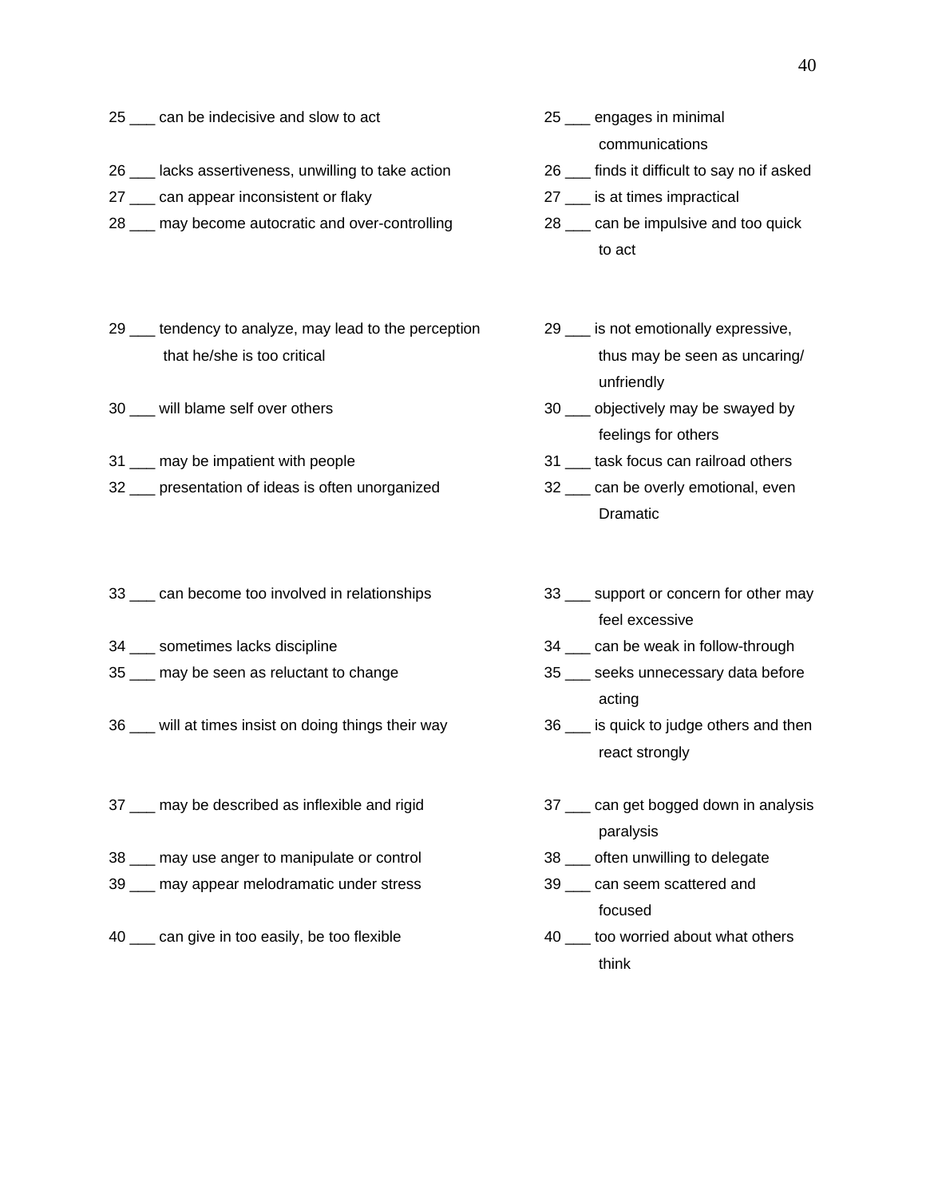25 ___ can be indecisive and slow to act

26 ___ lacks assertiveness, unwilling to take action

27 ___ can appear inconsistent or flaky

28 ___ may become autocratic and over-controlling

25 ___ engages in minimal communications

26 ___ finds it difficult to say no if asked

27 ___ is at times impractical

28 ___ can be impulsive and too quick to act

29 ___ tendency to analyze, may lead to the perception that he/she is too critical

30 ___ will blame self over others

31 ___ may be impatient with people

32 ___ presentation of ideas is often unorganized

29 ___ is not emotionally expressive, thus may be seen as uncaring/ unfriendly

30 ___ objectively may be swayed by feelings for others

31 ___ task focus can railroad others

32 ___ can be overly emotional, even Dramatic

33 ___ can become too involved in relationships

34 ___ sometimes lacks discipline

35 ___ may be seen as reluctant to change

36 ___ will at times insist on doing things their way

33 ___ support or concern for other may feel excessive

34 ___ can be weak in follow-through

35 ___ seeks unnecessary data before acting

36 ___ is quick to judge others and then react strongly

37 ___ may be described as inflexible and rigid

38 ___ may use anger to manipulate or control

39 ___ may appear melodramatic under stress

40 ___ can give in too easily, be too flexible

37 ___ can get bogged down in analysis paralysis

38 ___ often unwilling to delegate

39 ___ can seem scattered and focused

40 ___ too worried about what others think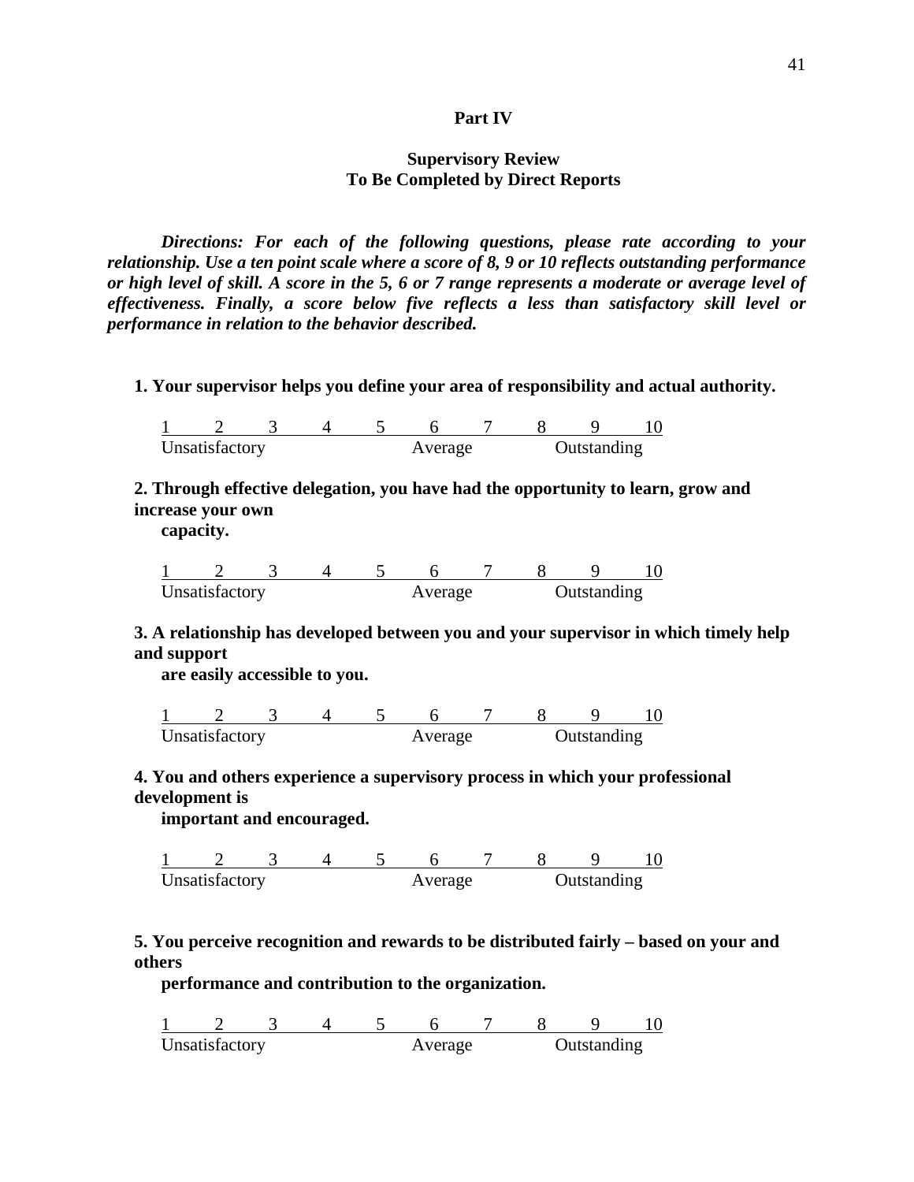**Part IV**

**Supervisory Review**
**To Be Completed by Direct Reports**

***Directions: For each of the following questions, please rate according to your relationship. Use a ten point scale where a score of 8, 9 or 10 reflects outstanding performance or high level of skill. A score in the 5, 6 or 7 range represents a moderate or average level of effectiveness. Finally, a score below five reflects a less than satisfactory skill level or performance in relation to the behavior described.***

**1. Your supervisor helps you define your area of responsibility and actual authority.**

1 2 3 4 5 6 7 8 9 10
Unsatisfactory Average Outstanding

**2. Through effective delegation, you have had the opportunity to learn, grow and increase your own capacity.**

1 2 3 4 5 6 7 8 9 10
Unsatisfactory Average Outstanding

**3. A relationship has developed between you and your supervisor in which timely help and support are easily accessible to you.**

1 2 3 4 5 6 7 8 9 10
Unsatisfactory Average Outstanding

**4. You and others experience a supervisory process in which your professional development is important and encouraged.**

1 2 3 4 5 6 7 8 9 10
Unsatisfactory Average Outstanding

**5. You perceive recognition and rewards to be distributed fairly – based on your and others performance and contribution to the organization.**

1 2 3 4 5 6 7 8 9 10
Unsatisfactory Average Outstanding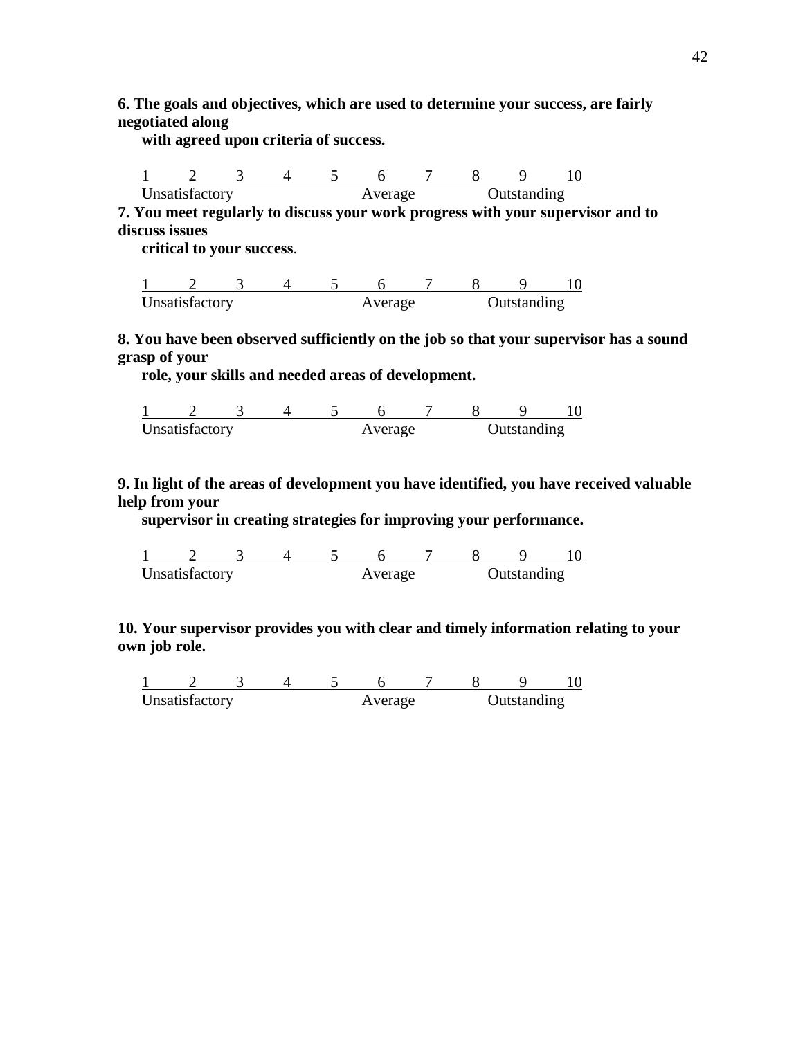**6. The goals and objectives, which are used to determine your success, are fairly negotiated along with agreed upon criteria of success.**

1 2 3 4 5 6 7 8 9 10

Unsatisfactory Average Outstanding

**7. You meet regularly to discuss your work progress with your supervisor and to discuss issues critical to your success**.

1 2 3 4 5 6 7 8 9 10

Unsatisfactory Average Outstanding

**8. You have been observed sufficiently on the job so that your supervisor has a sound grasp of your role, your skills and needed areas of development.**

1 2 3 4 5 6 7 8 9 10

Unsatisfactory Average Outstanding

**9. In light of the areas of development you have identified, you have received valuable help from your supervisor in creating strategies for improving your performance.**

1 2 3 4 5 6 7 8 9 10

Unsatisfactory Average Outstanding

**10. Your supervisor provides you with clear and timely information relating to your own job role.**

1 2 3 4 5 6 7 8 9 10

Unsatisfactory Average Outstanding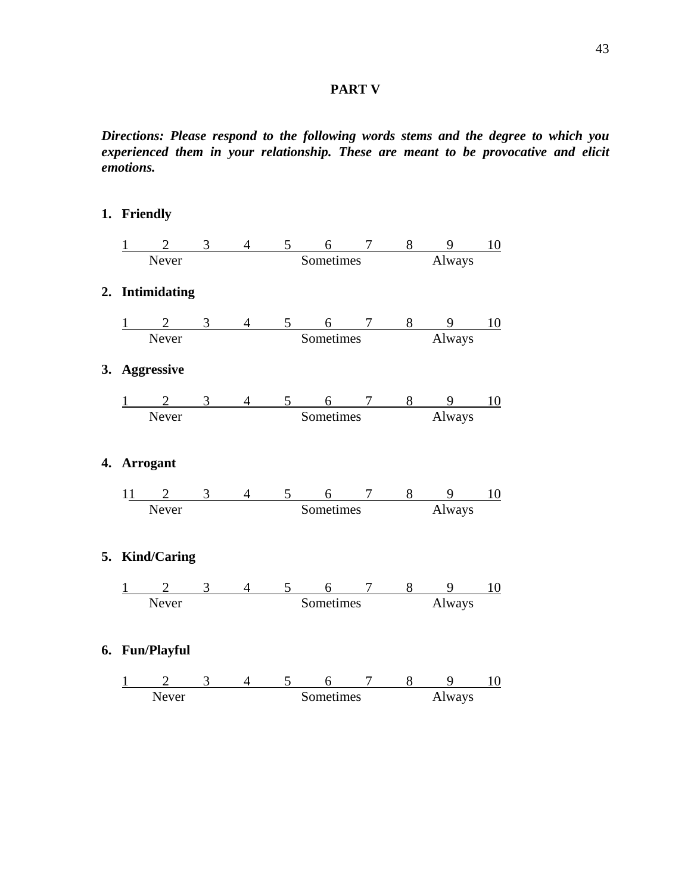**PART V**

***Directions: Please respond to the following words stems and the degree to which you experienced them in your relationship. These are meant to be provocative and elicit emotions.***

1. **Friendly**

| 1 | 2 | 3 | 4 | 5 | 6 | 7 | 8 | 9 | 10 |
|---|---|---|---|---|---|---|---|---|---|
| | Never | | | | Sometimes | | | Always | |

2. **Intimidating**

| 1 | 2 | 3 | 4 | 5 | 6 | 7 | 8 | 9 | 10 |
|---|---|---|---|---|---|---|---|---|---|
| | Never | | | | Sometimes | | | Always | |

3. **Aggressive**

| 1 | 2 | 3 | 4 | 5 | 6 | 7 | 8 | 9 | 10 |
|---|---|---|---|---|---|---|---|---|---|
| | Never | | | | Sometimes | | | Always | |

4. **Arrogant**

| 11 | 2 | 3 | 4 | 5 | 6 | 7 | 8 | 9 | 10 |
|---|---|---|---|---|---|---|---|---|---|
| | Never | | | | Sometimes | | | Always | |

5. **Kind/Caring**

| 1 | 2 | 3 | 4 | 5 | 6 | 7 | 8 | 9 | 10 |
|---|---|---|---|---|---|---|---|---|---|
| | Never | | | | Sometimes | | | Always | |

6. **Fun/Playful**

| 1 | 2 | 3 | 4 | 5 | 6 | 7 | 8 | 9 | 10 |
|---|---|---|---|---|---|---|---|---|---|
| | Never | | | | Sometimes | | | Always | |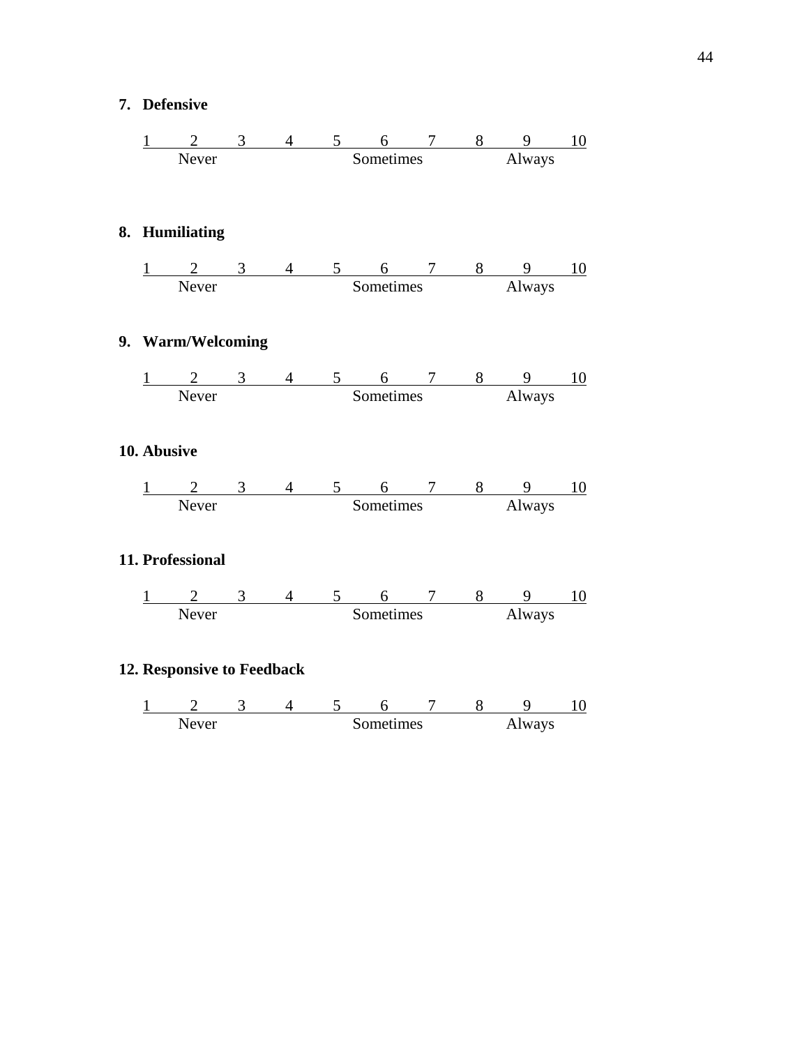**7. Defensive**

1 2 3 4 5 6 7 8 9 10
Never Sometimes Always

**8. Humiliating**

1 2 3 4 5 6 7 8 9 10
Never Sometimes Always

**9. Warm/Welcoming**

1 2 3 4 5 6 7 8 9 10
Never Sometimes Always

**10. Abusive**

1 2 3 4 5 6 7 8 9 10
Never Sometimes Always

**11. Professional**

1 2 3 4 5 6 7 8 9 10
Never Sometimes Always

**12. Responsive to Feedback**

1 2 3 4 5 6 7 8 9 10
Never Sometimes Always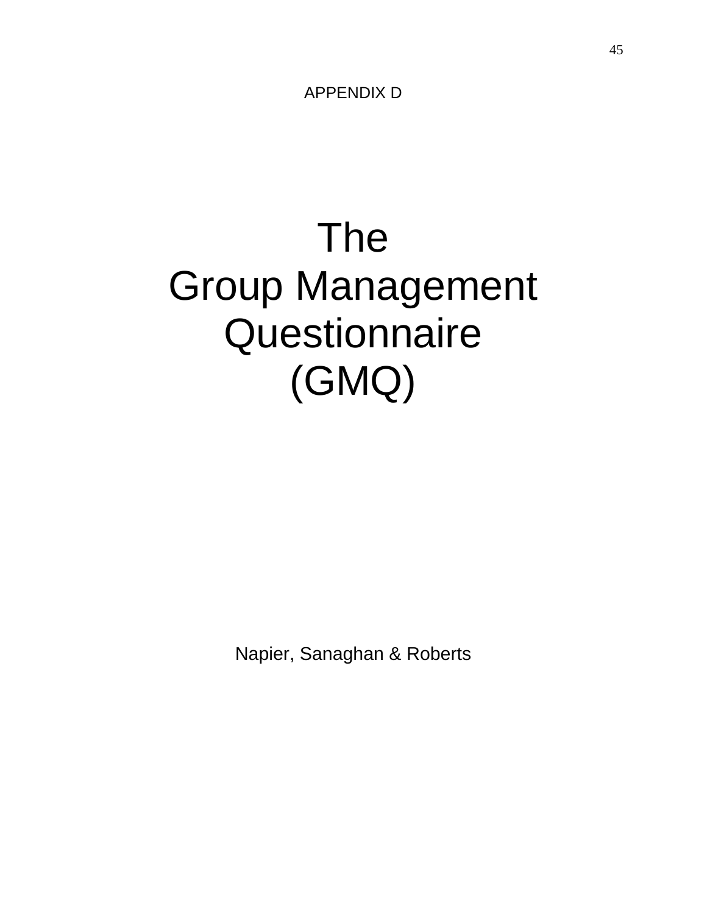APPENDIX D

# The Group Management Questionnaire (GMQ)

Napier, Sanaghan & Roberts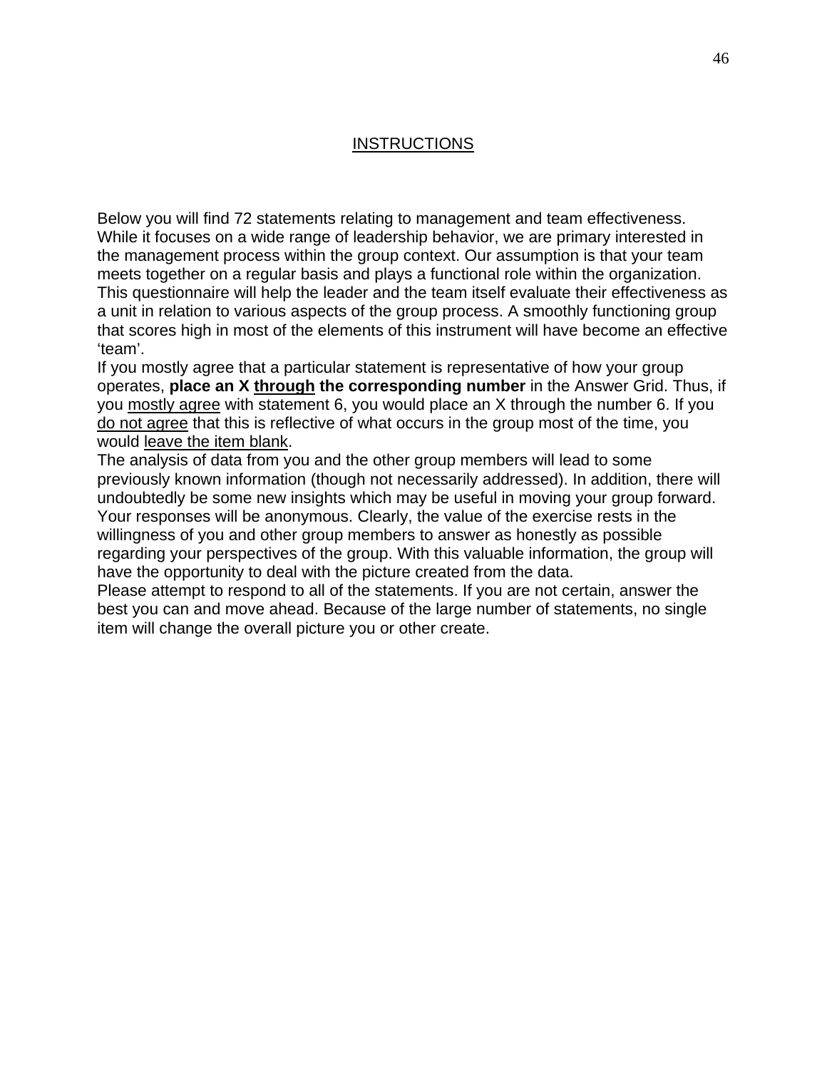## INSTRUCTIONS

Below you will find 72 statements relating to management and team effectiveness. While it focuses on a wide range of leadership behavior, we are primary interested in the management process within the group context. Our assumption is that your team meets together on a regular basis and plays a functional role within the organization. This questionnaire will help the leader and the team itself evaluate their effectiveness as a unit in relation to various aspects of the group process. A smoothly functioning group that scores high in most of the elements of this instrument will have become an effective 'team'.

If you mostly agree that a particular statement is representative of how your group operates, **place an X through the corresponding number** in the Answer Grid. Thus, if you mostly agree with statement 6, you would place an X through the number 6. If you do not agree that this is reflective of what occurs in the group most of the time, you would leave the item blank.

The analysis of data from you and the other group members will lead to some previously known information (though not necessarily addressed). In addition, there will undoubtedly be some new insights which may be useful in moving your group forward. Your responses will be anonymous. Clearly, the value of the exercise rests in the willingness of you and other group members to answer as honestly as possible regarding your perspectives of the group. With this valuable information, the group will have the opportunity to deal with the picture created from the data.

Please attempt to respond to all of the statements. If you are not certain, answer the best you can and move ahead. Because of the large number of statements, no single item will change the overall picture you or other create.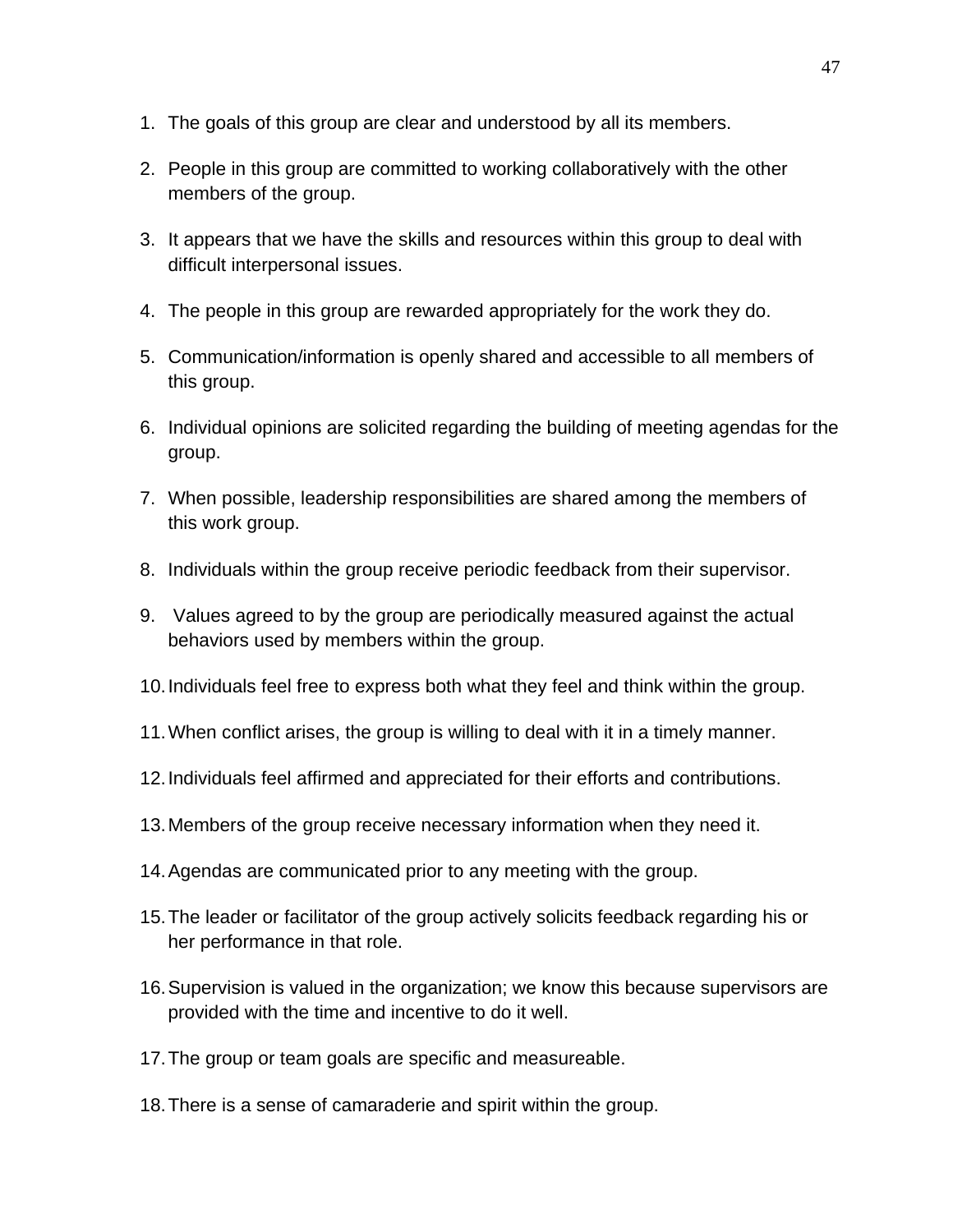1. The goals of this group are clear and understood by all its members.
2. People in this group are committed to working collaboratively with the other members of the group.
3. It appears that we have the skills and resources within this group to deal with difficult interpersonal issues.
4. The people in this group are rewarded appropriately for the work they do.
5. Communication/information is openly shared and accessible to all members of this group.
6. Individual opinions are solicited regarding the building of meeting agendas for the group.
7. When possible, leadership responsibilities are shared among the members of this work group.
8. Individuals within the group receive periodic feedback from their supervisor.
9. Values agreed to by the group are periodically measured against the actual behaviors used by members within the group.
10. Individuals feel free to express both what they feel and think within the group.
11. When conflict arises, the group is willing to deal with it in a timely manner.
12. Individuals feel affirmed and appreciated for their efforts and contributions.
13. Members of the group receive necessary information when they need it.
14. Agendas are communicated prior to any meeting with the group.
15. The leader or facilitator of the group actively solicits feedback regarding his or her performance in that role.
16. Supervision is valued in the organization; we know this because supervisors are provided with the time and incentive to do it well.
17. The group or team goals are specific and measureable.
18. There is a sense of camaraderie and spirit within the group.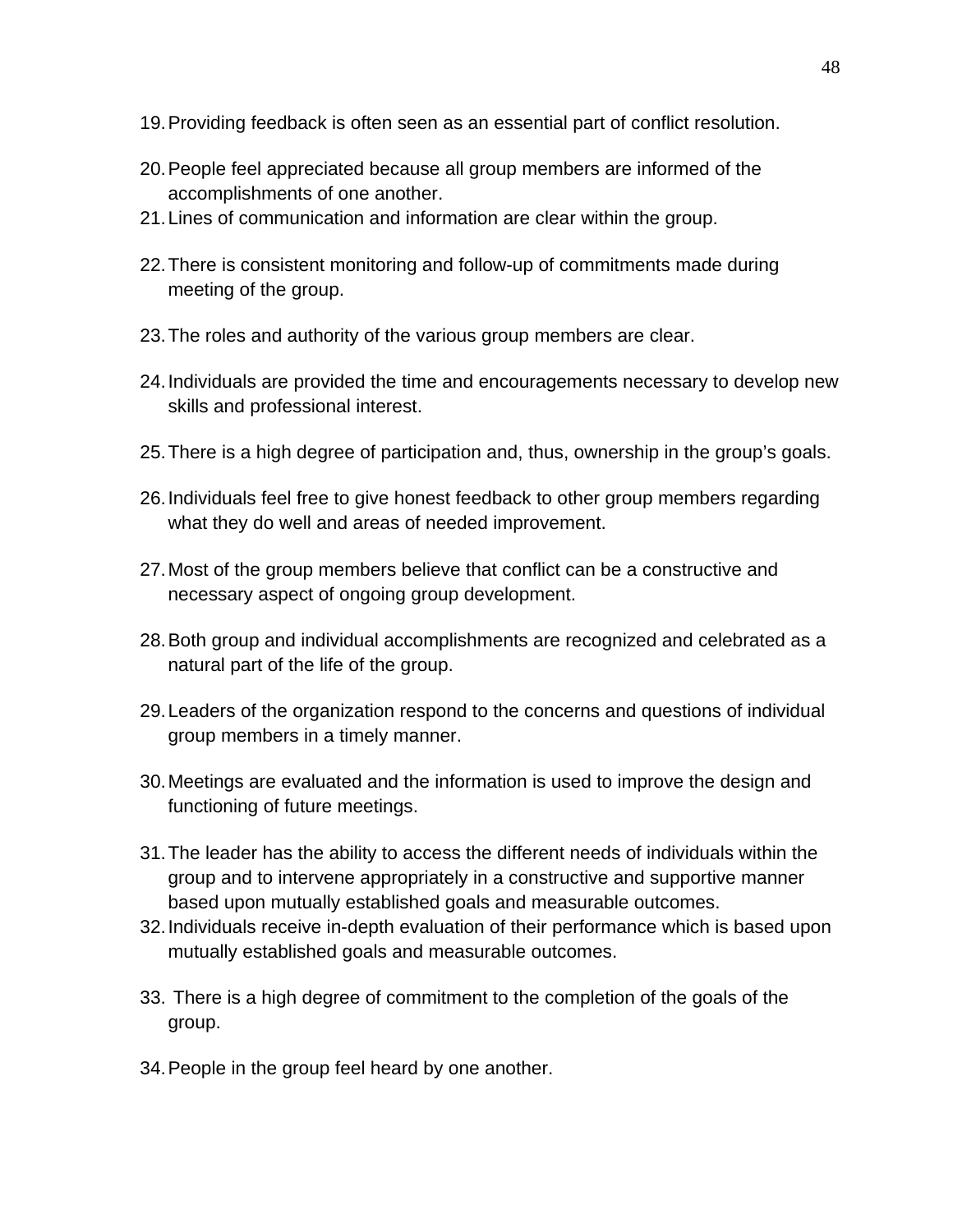19. Providing feedback is often seen as an essential part of conflict resolution.

20. People feel appreciated because all group members are informed of the accomplishments of one another.
21. Lines of communication and information are clear within the group.

22. There is consistent monitoring and follow-up of commitments made during meeting of the group.

23. The roles and authority of the various group members are clear.

24. Individuals are provided the time and encouragements necessary to develop new skills and professional interest.

25. There is a high degree of participation and, thus, ownership in the group's goals.

26. Individuals feel free to give honest feedback to other group members regarding what they do well and areas of needed improvement.

27. Most of the group members believe that conflict can be a constructive and necessary aspect of ongoing group development.

28. Both group and individual accomplishments are recognized and celebrated as a natural part of the life of the group.

29. Leaders of the organization respond to the concerns and questions of individual group members in a timely manner.

30. Meetings are evaluated and the information is used to improve the design and functioning of future meetings.

31. The leader has the ability to access the different needs of individuals within the group and to intervene appropriately in a constructive and supportive manner based upon mutually established goals and measurable outcomes.
32. Individuals receive in-depth evaluation of their performance which is based upon mutually established goals and measurable outcomes.

33. There is a high degree of commitment to the completion of the goals of the group.

34. People in the group feel heard by one another.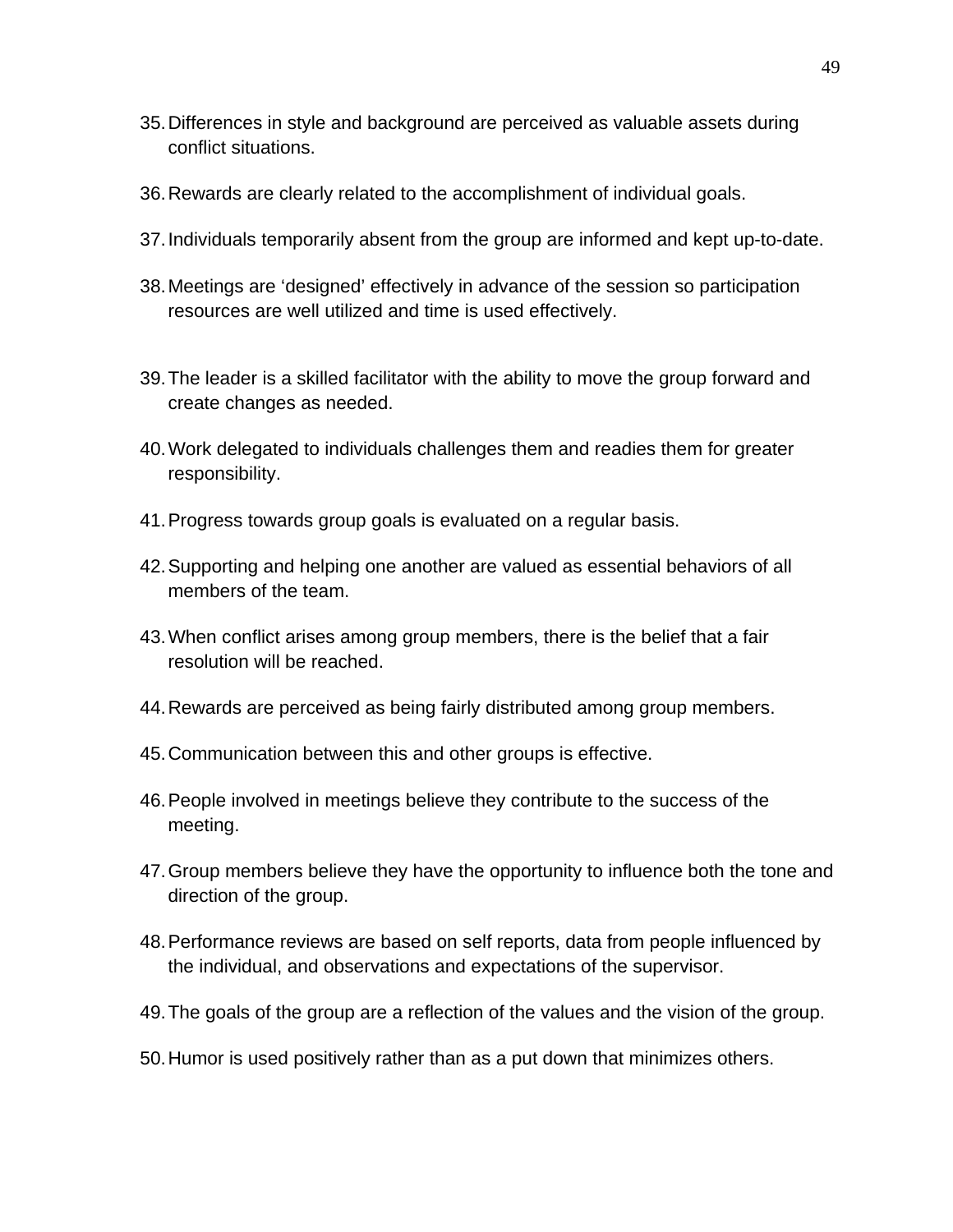35. Differences in style and background are perceived as valuable assets during conflict situations.

36. Rewards are clearly related to the accomplishment of individual goals.

37. Individuals temporarily absent from the group are informed and kept up-to-date.

38. Meetings are ‘designed’ effectively in advance of the session so participation resources are well utilized and time is used effectively.

39. The leader is a skilled facilitator with the ability to move the group forward and create changes as needed.

40. Work delegated to individuals challenges them and readies them for greater responsibility.

41. Progress towards group goals is evaluated on a regular basis.

42. Supporting and helping one another are valued as essential behaviors of all members of the team.

43. When conflict arises among group members, there is the belief that a fair resolution will be reached.

44. Rewards are perceived as being fairly distributed among group members.

45. Communication between this and other groups is effective.

46. People involved in meetings believe they contribute to the success of the meeting.

47. Group members believe they have the opportunity to influence both the tone and direction of the group.

48. Performance reviews are based on self reports, data from people influenced by the individual, and observations and expectations of the supervisor.

49. The goals of the group are a reflection of the values and the vision of the group.

50. Humor is used positively rather than as a put down that minimizes others.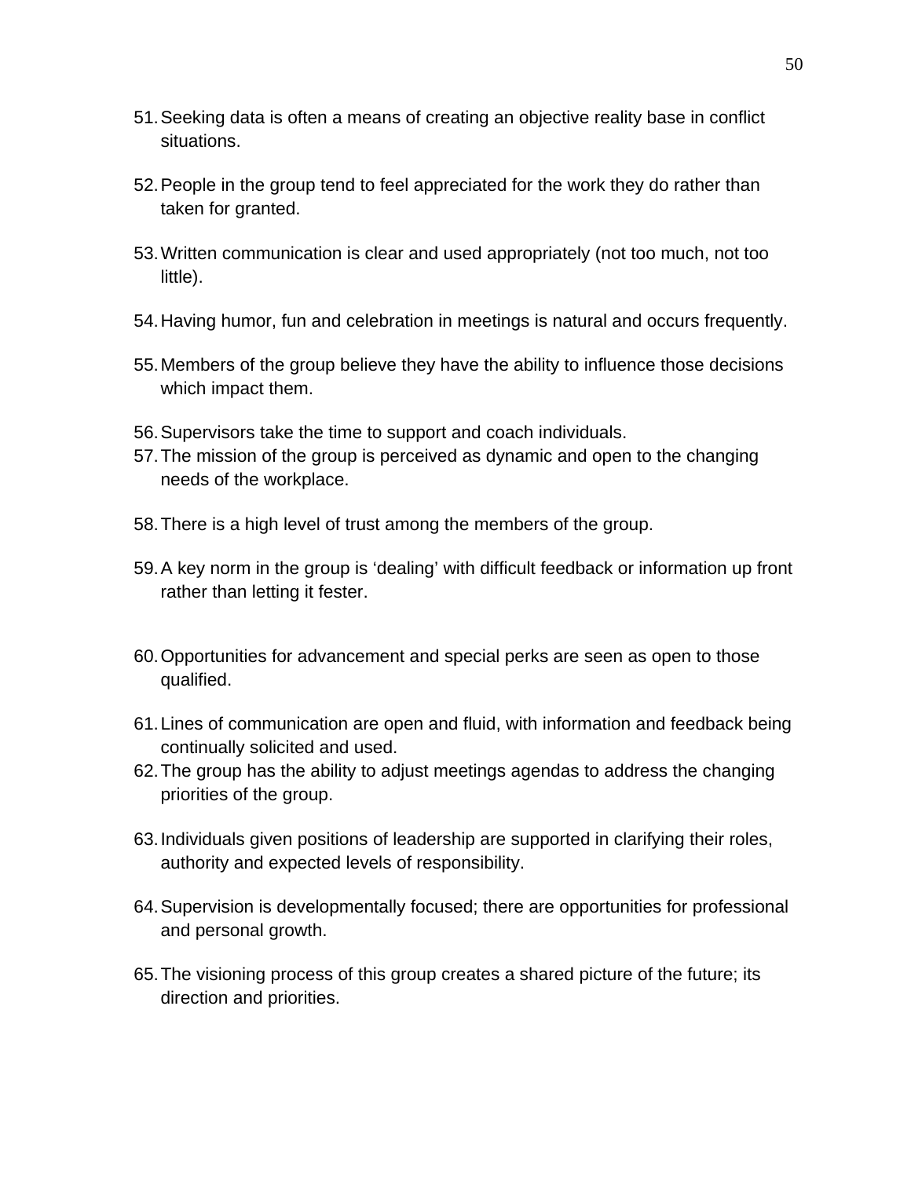51. Seeking data is often a means of creating an objective reality base in conflict situations.

52. People in the group tend to feel appreciated for the work they do rather than taken for granted.

53. Written communication is clear and used appropriately (not too much, not too little).

54. Having humor, fun and celebration in meetings is natural and occurs frequently.

55. Members of the group believe they have the ability to influence those decisions which impact them.

56. Supervisors take the time to support and coach individuals.
57. The mission of the group is perceived as dynamic and open to the changing needs of the workplace.

58. There is a high level of trust among the members of the group.

59. A key norm in the group is 'dealing' with difficult feedback or information up front rather than letting it fester.

60. Opportunities for advancement and special perks are seen as open to those qualified.

61. Lines of communication are open and fluid, with information and feedback being continually solicited and used.
62. The group has the ability to adjust meetings agendas to address the changing priorities of the group.

63. Individuals given positions of leadership are supported in clarifying their roles, authority and expected levels of responsibility.

64. Supervision is developmentally focused; there are opportunities for professional and personal growth.

65. The visioning process of this group creates a shared picture of the future; its direction and priorities.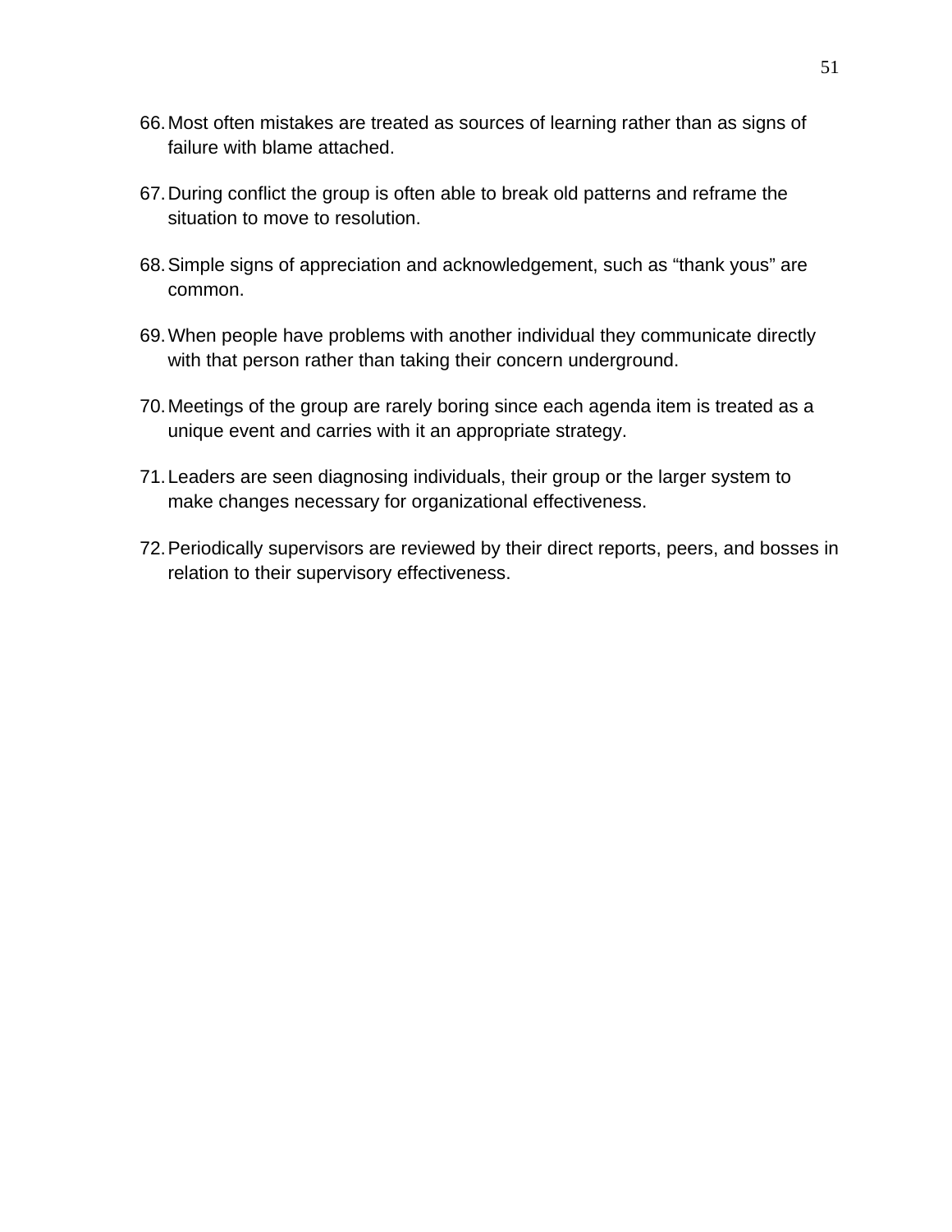66. Most often mistakes are treated as sources of learning rather than as signs of failure with blame attached.

67. During conflict the group is often able to break old patterns and reframe the situation to move to resolution.

68. Simple signs of appreciation and acknowledgement, such as “thank yous” are common.

69. When people have problems with another individual they communicate directly with that person rather than taking their concern underground.

70. Meetings of the group are rarely boring since each agenda item is treated as a unique event and carries with it an appropriate strategy.

71. Leaders are seen diagnosing individuals, their group or the larger system to make changes necessary for organizational effectiveness.

72. Periodically supervisors are reviewed by their direct reports, peers, and bosses in relation to their supervisory effectiveness.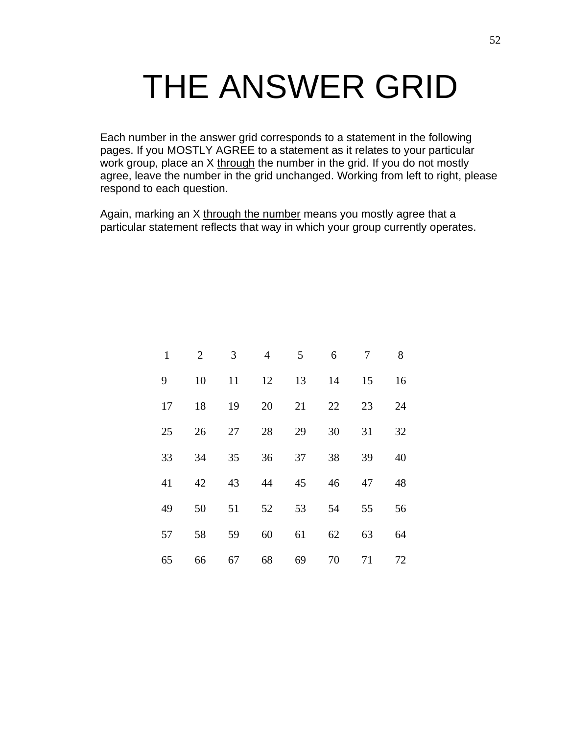# THE ANSWER GRID

Each number in the answer grid corresponds to a statement in the following pages. If you MOSTLY AGREE to a statement as it relates to your particular work group, place an X <u>through</u> the number in the grid. If you do not mostly agree, leave the number in the grid unchanged. Working from left to right, please respond to each question.

Again, marking an X <u>through the number</u> means you mostly agree that a particular statement reflects that way in which your group currently operates.

| | | | | | | | |
|---|---|---|---|---|---|---|---|
| 1 | 2 | 3 | 4 | 5 | 6 | 7 | 8 |
| 9 | 10 | 11 | 12 | 13 | 14 | 15 | 16 |
| 17 | 18 | 19 | 20 | 21 | 22 | 23 | 24 |
| 25 | 26 | 27 | 28 | 29 | 30 | 31 | 32 |
| 33 | 34 | 35 | 36 | 37 | 38 | 39 | 40 |
| 41 | 42 | 43 | 44 | 45 | 46 | 47 | 48 |
| 49 | 50 | 51 | 52 | 53 | 54 | 55 | 56 |
| 57 | 58 | 59 | 60 | 61 | 62 | 63 | 64 |
| 65 | 66 | 67 | 68 | 69 | 70 | 71 | 72 |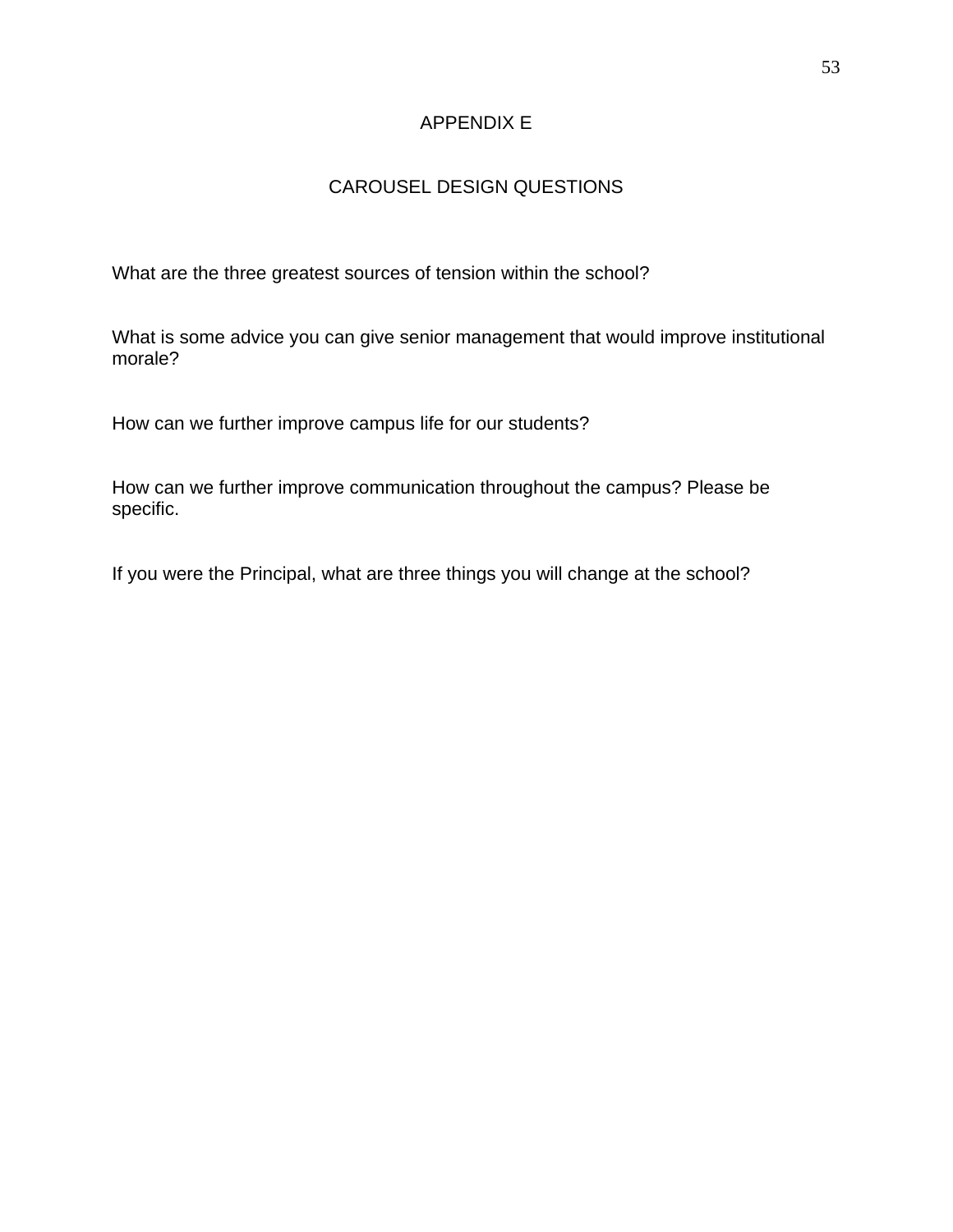# APPENDIX E

## CAROUSEL DESIGN QUESTIONS

What are the three greatest sources of tension within the school?

What is some advice you can give senior management that would improve institutional morale?

How can we further improve campus life for our students?

How can we further improve communication throughout the campus? Please be specific.

If you were the Principal, what are three things you will change at the school?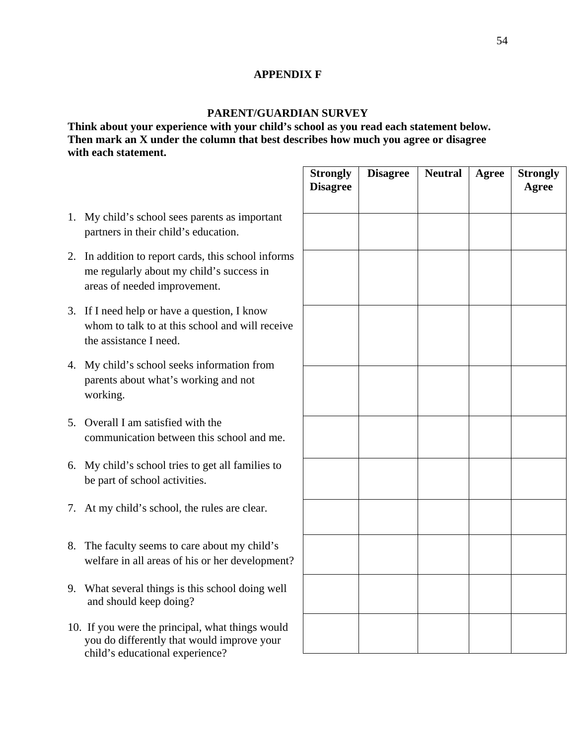# APPENDIX F

## PARENT/GUARDIAN SURVEY

**Think about your experience with your child's school as you read each statement below. Then mark an X under the column that best describes how much you agree or disagree with each statement.**

| | Strongly Disagree | Disagree | Neutral | Agree | Strongly Agree |
|---|---|---|---|---|---|
| 1. My child's school sees parents as important partners in their child's education. | | | | | |
| 2. In addition to report cards, this school informs me regularly about my child's success in areas of needed improvement. | | | | | |
| 3. If I need help or have a question, I know whom to talk to at this school and will receive the assistance I need. | | | | | |
| 4. My child's school seeks information from parents about what's working and not working. | | | | | |
| 5. Overall I am satisfied with the communication between this school and me. | | | | | |
| 6. My child's school tries to get all families to be part of school activities. | | | | | |
| 7. At my child's school, the rules are clear. | | | | | |
| 8. The faculty seems to care about my child's welfare in all areas of his or her development? | | | | | |
| 9. What several things is this school doing well and should keep doing? | | | | | |
| 10. If you were the principal, what things would you do differently that would improve your child's educational experience? | | | | | |